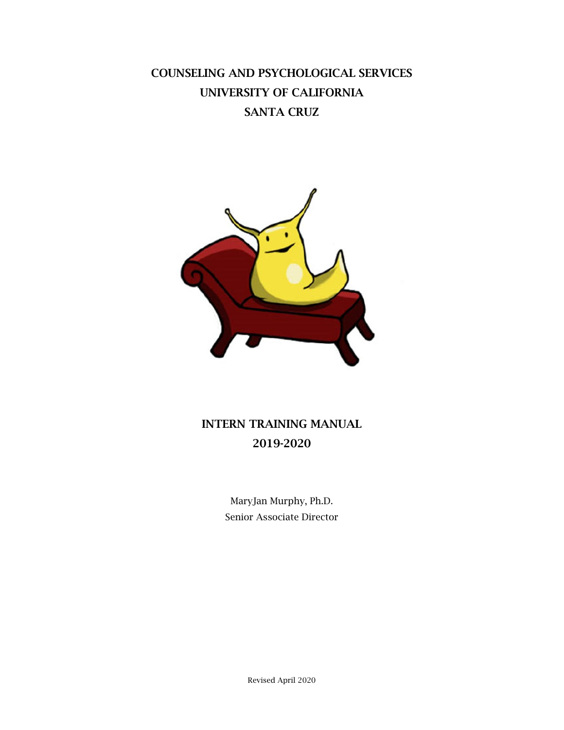# COUNSELING AND PSYCHOLOGICAL SERVICES
# UNIVERSITY OF CALIFORNIA
# SANTA CRUZ

## INTERN TRAINING MANUAL
## 2019-2020

MaryJan Murphy, Ph.D.
Senior Associate Director

Revised April 2020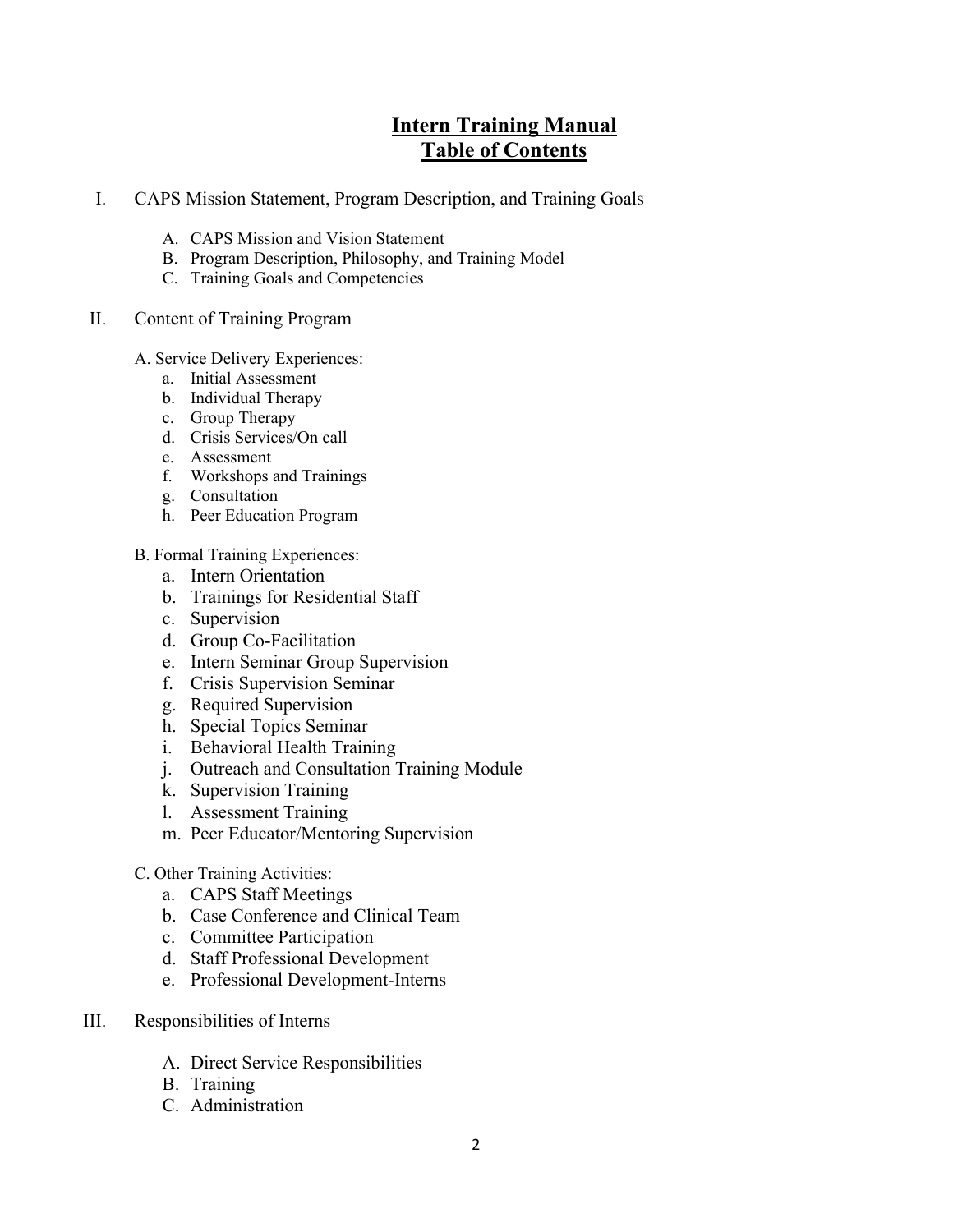# **Intern Training Manual**
# **Table of Contents**

I. CAPS Mission Statement, Program Description, and Training Goals

   A. CAPS Mission and Vision Statement
   B. Program Description, Philosophy, and Training Model
   C. Training Goals and Competencies

II. Content of Training Program

   A. Service Delivery Experiences:
      a. Initial Assessment
      b. Individual Therapy
      c. Group Therapy
      d. Crisis Services/On call
      e. Assessment
      f. Workshops and Trainings
      g. Consultation
      h. Peer Education Program

   B. Formal Training Experiences:
      a. Intern Orientation
      b. Trainings for Residential Staff
      c. Supervision
      d. Group Co-Facilitation
      e. Intern Seminar Group Supervision
      f. Crisis Supervision Seminar
      g. Required Supervision
      h. Special Topics Seminar
      i. Behavioral Health Training
      j. Outreach and Consultation Training Module
      k. Supervision Training
      l. Assessment Training
      m. Peer Educator/Mentoring Supervision

   C. Other Training Activities:
      a. CAPS Staff Meetings
      b. Case Conference and Clinical Team
      c. Committee Participation
      d. Staff Professional Development
      e. Professional Development-Interns

III. Responsibilities of Interns

   A. Direct Service Responsibilities
   B. Training
   C. Administration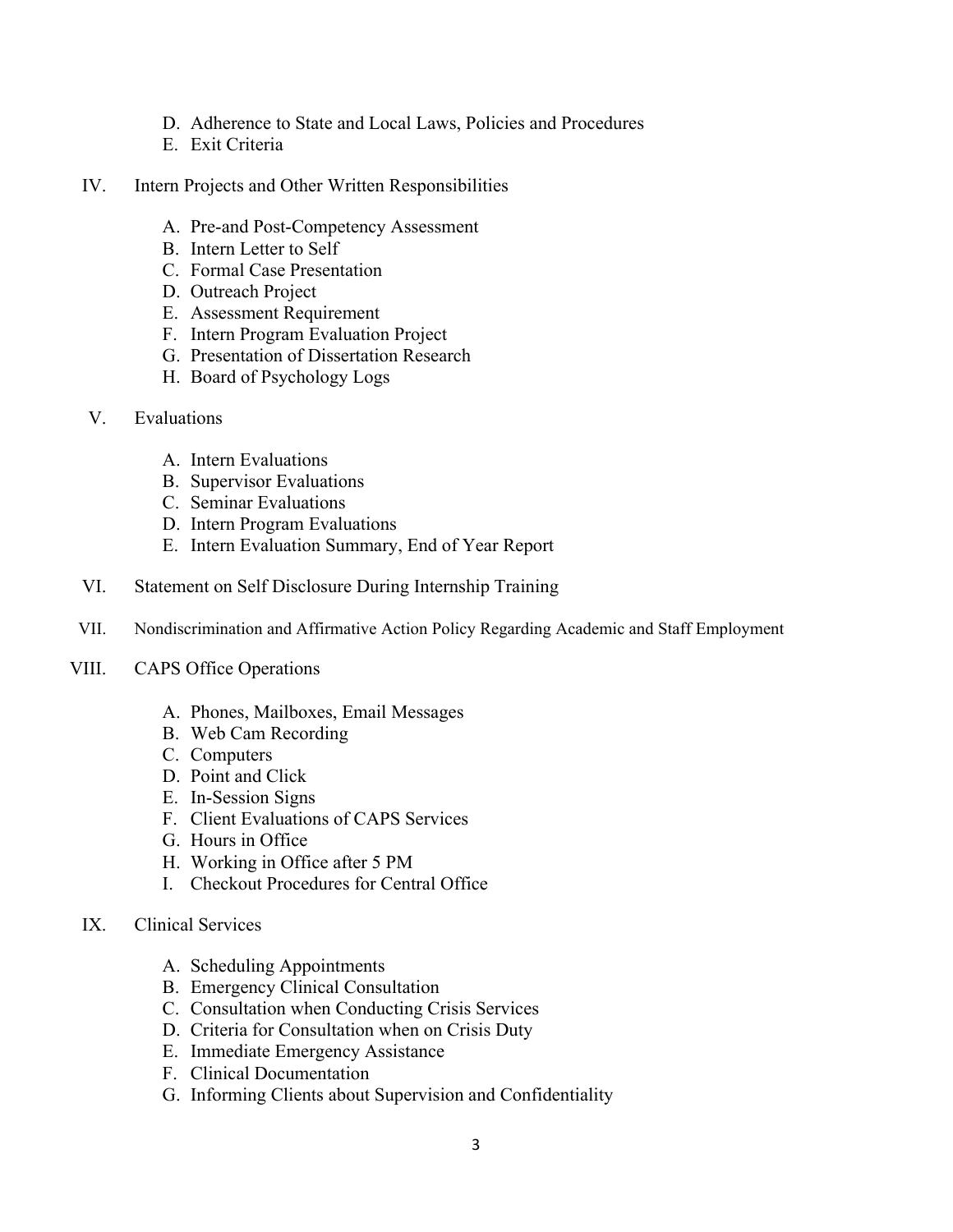D. Adherence to State and Local Laws, Policies and Procedures
E. Exit Criteria

IV. Intern Projects and Other Written Responsibilities

A. Pre-and Post-Competency Assessment
B. Intern Letter to Self
C. Formal Case Presentation
D. Outreach Project
E. Assessment Requirement
F. Intern Program Evaluation Project
G. Presentation of Dissertation Research
H. Board of Psychology Logs

V. Evaluations

A. Intern Evaluations
B. Supervisor Evaluations
C. Seminar Evaluations
D. Intern Program Evaluations
E. Intern Evaluation Summary, End of Year Report

VI. Statement on Self Disclosure During Internship Training

VII. Nondiscrimination and Affirmative Action Policy Regarding Academic and Staff Employment

VIII. CAPS Office Operations

A. Phones, Mailboxes, Email Messages
B. Web Cam Recording
C. Computers
D. Point and Click
E. In-Session Signs
F. Client Evaluations of CAPS Services
G. Hours in Office
H. Working in Office after 5 PM
I. Checkout Procedures for Central Office

IX. Clinical Services

A. Scheduling Appointments
B. Emergency Clinical Consultation
C. Consultation when Conducting Crisis Services
D. Criteria for Consultation when on Crisis Duty
E. Immediate Emergency Assistance
F. Clinical Documentation
G. Informing Clients about Supervision and Confidentiality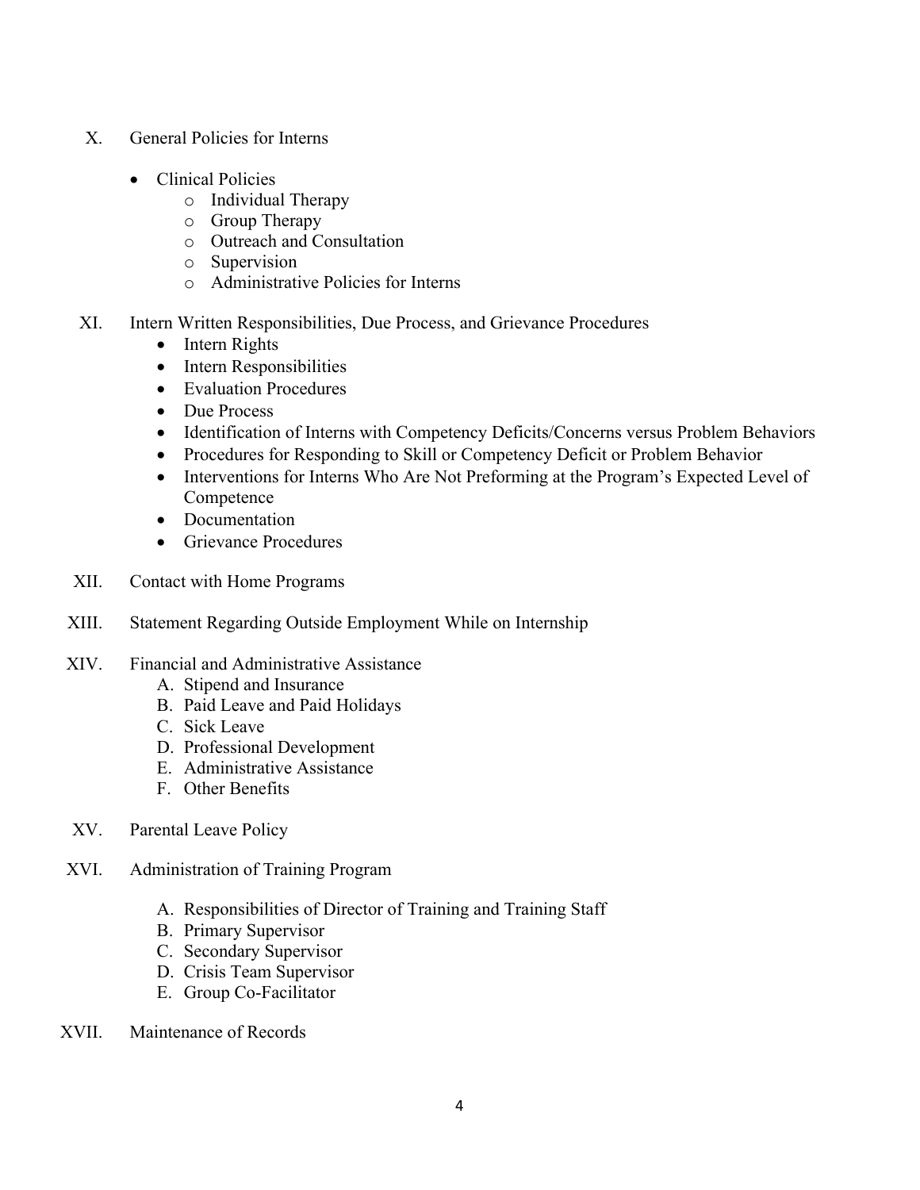X. General Policies for Interns

- Clinical Policies
  - Individual Therapy
  - Group Therapy
  - Outreach and Consultation
  - Supervision
  - Administrative Policies for Interns

XI. Intern Written Responsibilities, Due Process, and Grievance Procedures
- Intern Rights
- Intern Responsibilities
- Evaluation Procedures
- Due Process
- Identification of Interns with Competency Deficits/Concerns versus Problem Behaviors
- Procedures for Responding to Skill or Competency Deficit or Problem Behavior
- Interventions for Interns Who Are Not Preforming at the Program's Expected Level of Competence
- Documentation
- Grievance Procedures

XII. Contact with Home Programs

XIII. Statement Regarding Outside Employment While on Internship

XIV. Financial and Administrative Assistance
   A. Stipend and Insurance
   B. Paid Leave and Paid Holidays
   C. Sick Leave
   D. Professional Development
   E. Administrative Assistance
   F. Other Benefits

XV. Parental Leave Policy

XVI. Administration of Training Program

   A. Responsibilities of Director of Training and Training Staff
   B. Primary Supervisor
   C. Secondary Supervisor
   D. Crisis Team Supervisor
   E. Group Co-Facilitator

XVII. Maintenance of Records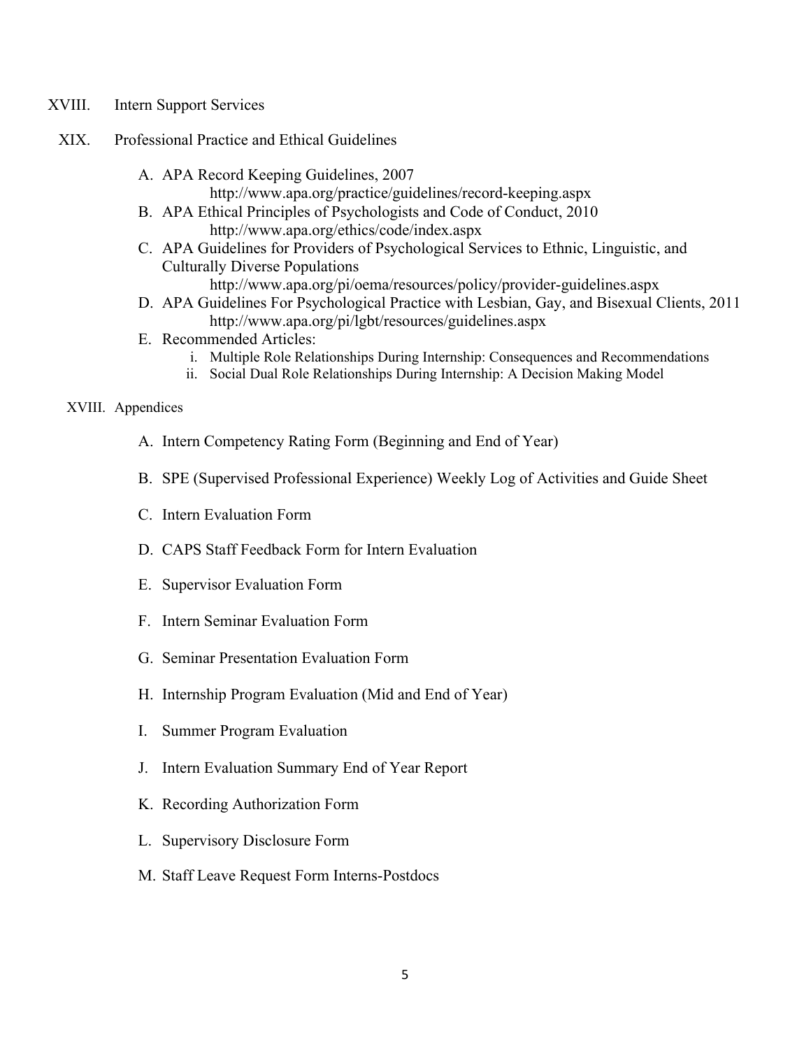XVIII. Intern Support Services

XIX. Professional Practice and Ethical Guidelines

A. APA Record Keeping Guidelines, 2007
   http://www.apa.org/practice/guidelines/record-keeping.aspx
B. APA Ethical Principles of Psychologists and Code of Conduct, 2010
   http://www.apa.org/ethics/code/index.aspx
C. APA Guidelines for Providers of Psychological Services to Ethnic, Linguistic, and Culturally Diverse Populations
   http://www.apa.org/pi/oema/resources/policy/provider-guidelines.aspx
D. APA Guidelines For Psychological Practice with Lesbian, Gay, and Bisexual Clients, 2011
   http://www.apa.org/pi/lgbt/resources/guidelines.aspx
E. Recommended Articles:
   i. Multiple Role Relationships During Internship: Consequences and Recommendations
   ii. Social Dual Role Relationships During Internship: A Decision Making Model

XVIII. Appendices

A. Intern Competency Rating Form (Beginning and End of Year)

B. SPE (Supervised Professional Experience) Weekly Log of Activities and Guide Sheet

C. Intern Evaluation Form

D. CAPS Staff Feedback Form for Intern Evaluation

E. Supervisor Evaluation Form

F. Intern Seminar Evaluation Form

G. Seminar Presentation Evaluation Form

H. Internship Program Evaluation (Mid and End of Year)

I. Summer Program Evaluation

J. Intern Evaluation Summary End of Year Report

K. Recording Authorization Form

L. Supervisory Disclosure Form

M. Staff Leave Request Form Interns-Postdocs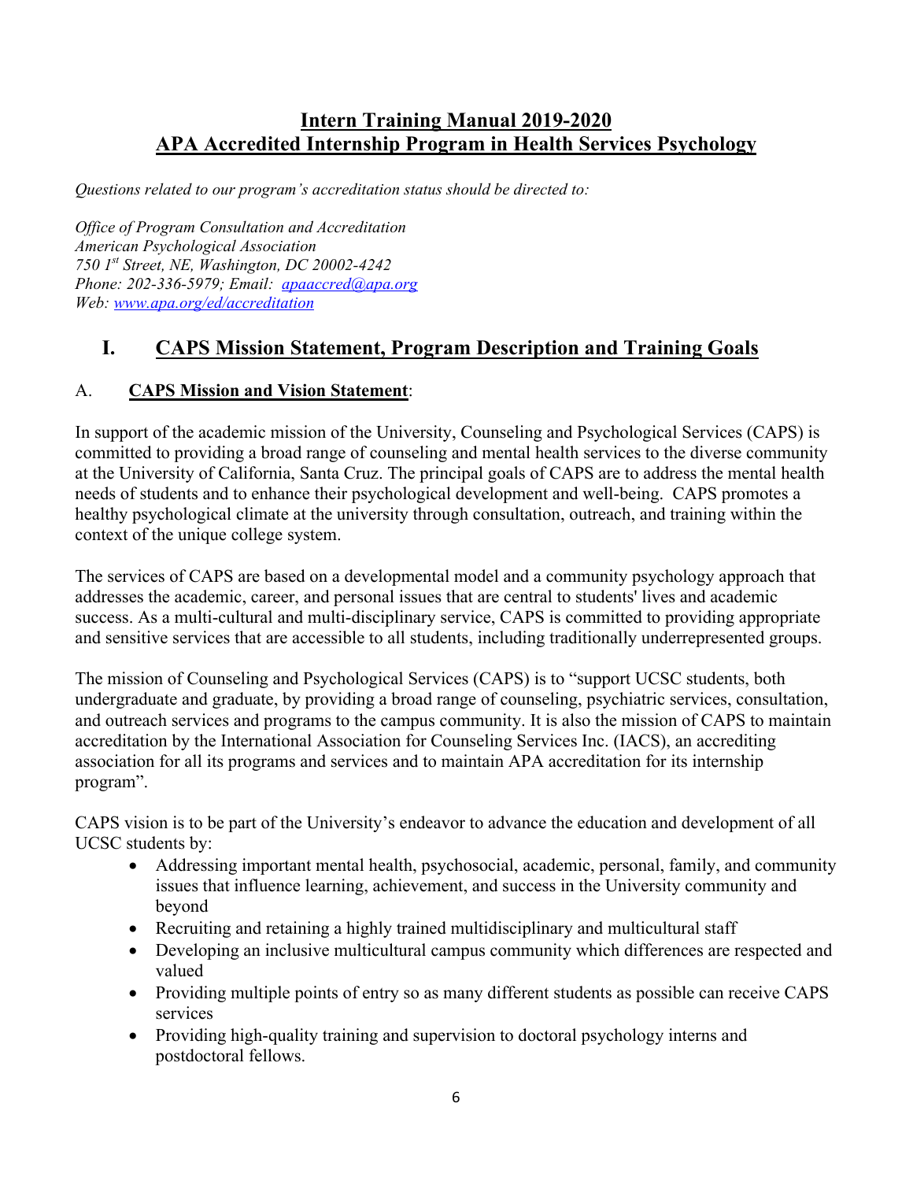# Intern Training Manual 2019-2020
# APA Accredited Internship Program in Health Services Psychology

*Questions related to our program's accreditation status should be directed to:*

*Office of Program Consultation and Accreditation*
*American Psychological Association*
*750 1st Street, NE, Washington, DC 20002-4242*
*Phone: 202-336-5979; Email: [apaaccred@apa.org](mailto:apaaccred@apa.org)*
*Web: [www.apa.org/ed/accreditation](http://www.apa.org/ed/accreditation)*

## I. CAPS Mission Statement, Program Description and Training Goals

### A. CAPS Mission and Vision Statement:

In support of the academic mission of the University, Counseling and Psychological Services (CAPS) is committed to providing a broad range of counseling and mental health services to the diverse community at the University of California, Santa Cruz. The principal goals of CAPS are to address the mental health needs of students and to enhance their psychological development and well-being. CAPS promotes a healthy psychological climate at the university through consultation, outreach, and training within the context of the unique college system.

The services of CAPS are based on a developmental model and a community psychology approach that addresses the academic, career, and personal issues that are central to students' lives and academic success. As a multi-cultural and multi-disciplinary service, CAPS is committed to providing appropriate and sensitive services that are accessible to all students, including traditionally underrepresented groups.

The mission of Counseling and Psychological Services (CAPS) is to "support UCSC students, both undergraduate and graduate, by providing a broad range of counseling, psychiatric services, consultation, and outreach services and programs to the campus community. It is also the mission of CAPS to maintain accreditation by the International Association for Counseling Services Inc. (IACS), an accrediting association for all its programs and services and to maintain APA accreditation for its internship program".

CAPS vision is to be part of the University's endeavor to advance the education and development of all UCSC students by:

- Addressing important mental health, psychosocial, academic, personal, family, and community issues that influence learning, achievement, and success in the University community and beyond
- Recruiting and retaining a highly trained multidisciplinary and multicultural staff
- Developing an inclusive multicultural campus community which differences are respected and valued
- Providing multiple points of entry so as many different students as possible can receive CAPS services
- Providing high-quality training and supervision to doctoral psychology interns and postdoctoral fellows.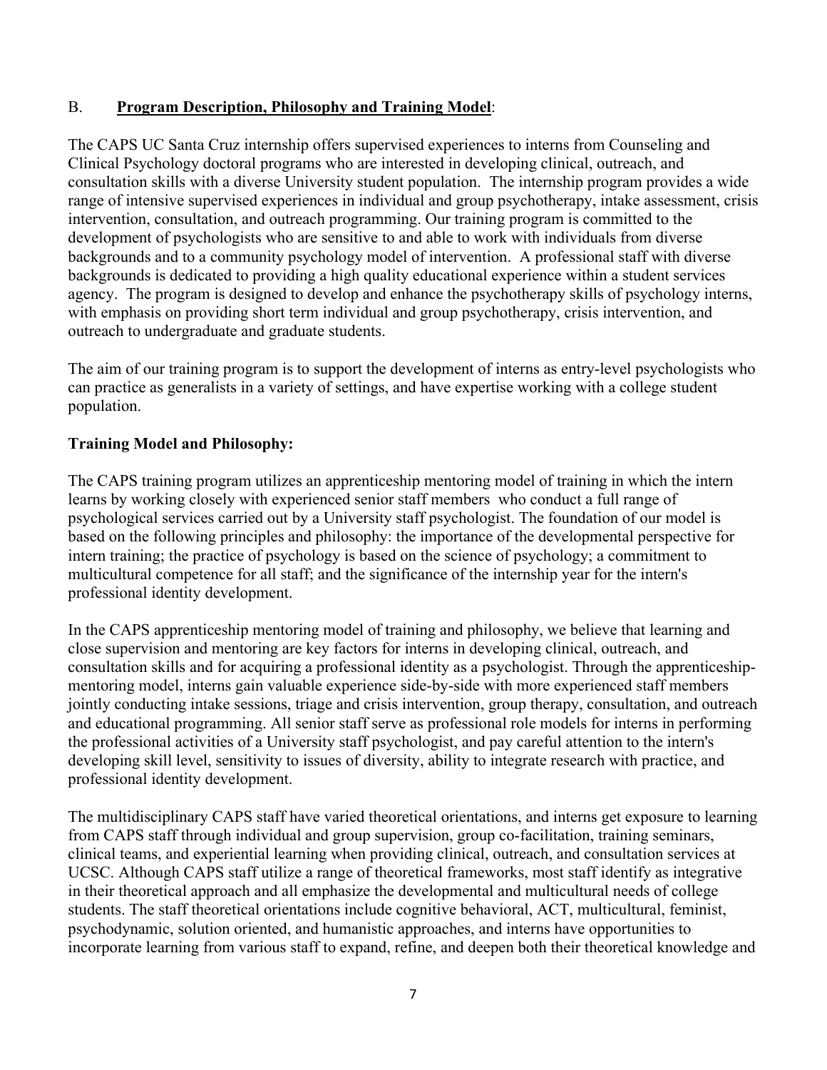B. **Program Description, Philosophy and Training Model**:

The CAPS UC Santa Cruz internship offers supervised experiences to interns from Counseling and Clinical Psychology doctoral programs who are interested in developing clinical, outreach, and consultation skills with a diverse University student population. The internship program provides a wide range of intensive supervised experiences in individual and group psychotherapy, intake assessment, crisis intervention, consultation, and outreach programming. Our training program is committed to the development of psychologists who are sensitive to and able to work with individuals from diverse backgrounds and to a community psychology model of intervention. A professional staff with diverse backgrounds is dedicated to providing a high quality educational experience within a student services agency. The program is designed to develop and enhance the psychotherapy skills of psychology interns, with emphasis on providing short term individual and group psychotherapy, crisis intervention, and outreach to undergraduate and graduate students.

The aim of our training program is to support the development of interns as entry-level psychologists who can practice as generalists in a variety of settings, and have expertise working with a college student population.

**Training Model and Philosophy:**

The CAPS training program utilizes an apprenticeship mentoring model of training in which the intern learns by working closely with experienced senior staff members who conduct a full range of psychological services carried out by a University staff psychologist. The foundation of our model is based on the following principles and philosophy: the importance of the developmental perspective for intern training; the practice of psychology is based on the science of psychology; a commitment to multicultural competence for all staff; and the significance of the internship year for the intern's professional identity development.

In the CAPS apprenticeship mentoring model of training and philosophy, we believe that learning and close supervision and mentoring are key factors for interns in developing clinical, outreach, and consultation skills and for acquiring a professional identity as a psychologist. Through the apprenticeship-mentoring model, interns gain valuable experience side-by-side with more experienced staff members jointly conducting intake sessions, triage and crisis intervention, group therapy, consultation, and outreach and educational programming. All senior staff serve as professional role models for interns in performing the professional activities of a University staff psychologist, and pay careful attention to the intern's developing skill level, sensitivity to issues of diversity, ability to integrate research with practice, and professional identity development.

The multidisciplinary CAPS staff have varied theoretical orientations, and interns get exposure to learning from CAPS staff through individual and group supervision, group co-facilitation, training seminars, clinical teams, and experiential learning when providing clinical, outreach, and consultation services at UCSC. Although CAPS staff utilize a range of theoretical frameworks, most staff identify as integrative in their theoretical approach and all emphasize the developmental and multicultural needs of college students. The staff theoretical orientations include cognitive behavioral, ACT, multicultural, feminist, psychodynamic, solution oriented, and humanistic approaches, and interns have opportunities to incorporate learning from various staff to expand, refine, and deepen both their theoretical knowledge and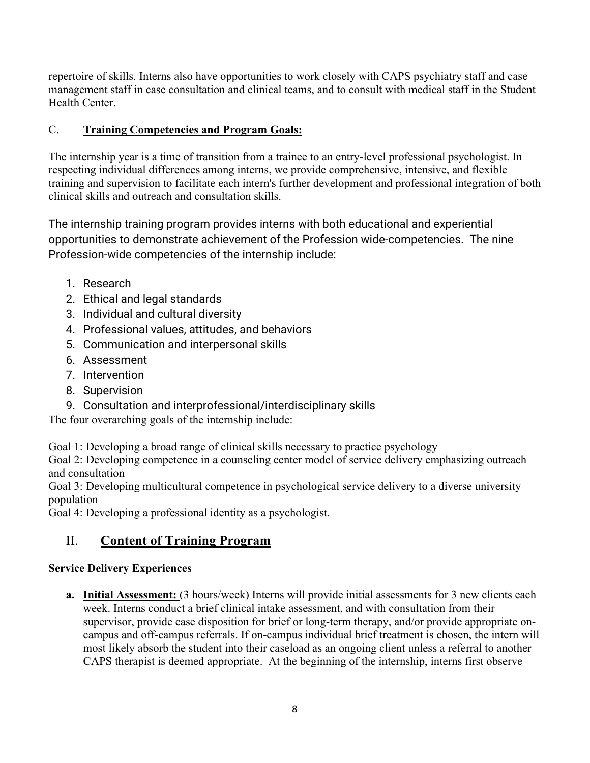repertoire of skills. Interns also have opportunities to work closely with CAPS psychiatry staff and case management staff in case consultation and clinical teams, and to consult with medical staff in the Student Health Center.

### C. **Training Competencies and Program Goals:**

The internship year is a time of transition from a trainee to an entry-level professional psychologist. In respecting individual differences among interns, we provide comprehensive, intensive, and flexible training and supervision to facilitate each intern's further development and professional integration of both clinical skills and outreach and consultation skills.

The internship training program provides interns with both educational and experiential opportunities to demonstrate achievement of the Profession wide-competencies. The nine Profession-wide competencies of the internship include:

1. Research
2. Ethical and legal standards
3. Individual and cultural diversity
4. Professional values, attitudes, and behaviors
5. Communication and interpersonal skills
6. Assessment
7. Intervention
8. Supervision
9. Consultation and interprofessional/interdisciplinary skills

The four overarching goals of the internship include:

Goal 1: Developing a broad range of clinical skills necessary to practice psychology
Goal 2: Developing competence in a counseling center model of service delivery emphasizing outreach and consultation
Goal 3: Developing multicultural competence in psychological service delivery to a diverse university population
Goal 4: Developing a professional identity as a psychologist.

## II. **Content of Training Program**

**Service Delivery Experiences**

**a. Initial Assessment:** (3 hours/week) Interns will provide initial assessments for 3 new clients each week. Interns conduct a brief clinical intake assessment, and with consultation from their supervisor, provide case disposition for brief or long-term therapy, and/or provide appropriate on-campus and off-campus referrals. If on-campus individual brief treatment is chosen, the intern will most likely absorb the student into their caseload as an ongoing client unless a referral to another CAPS therapist is deemed appropriate. At the beginning of the internship, interns first observe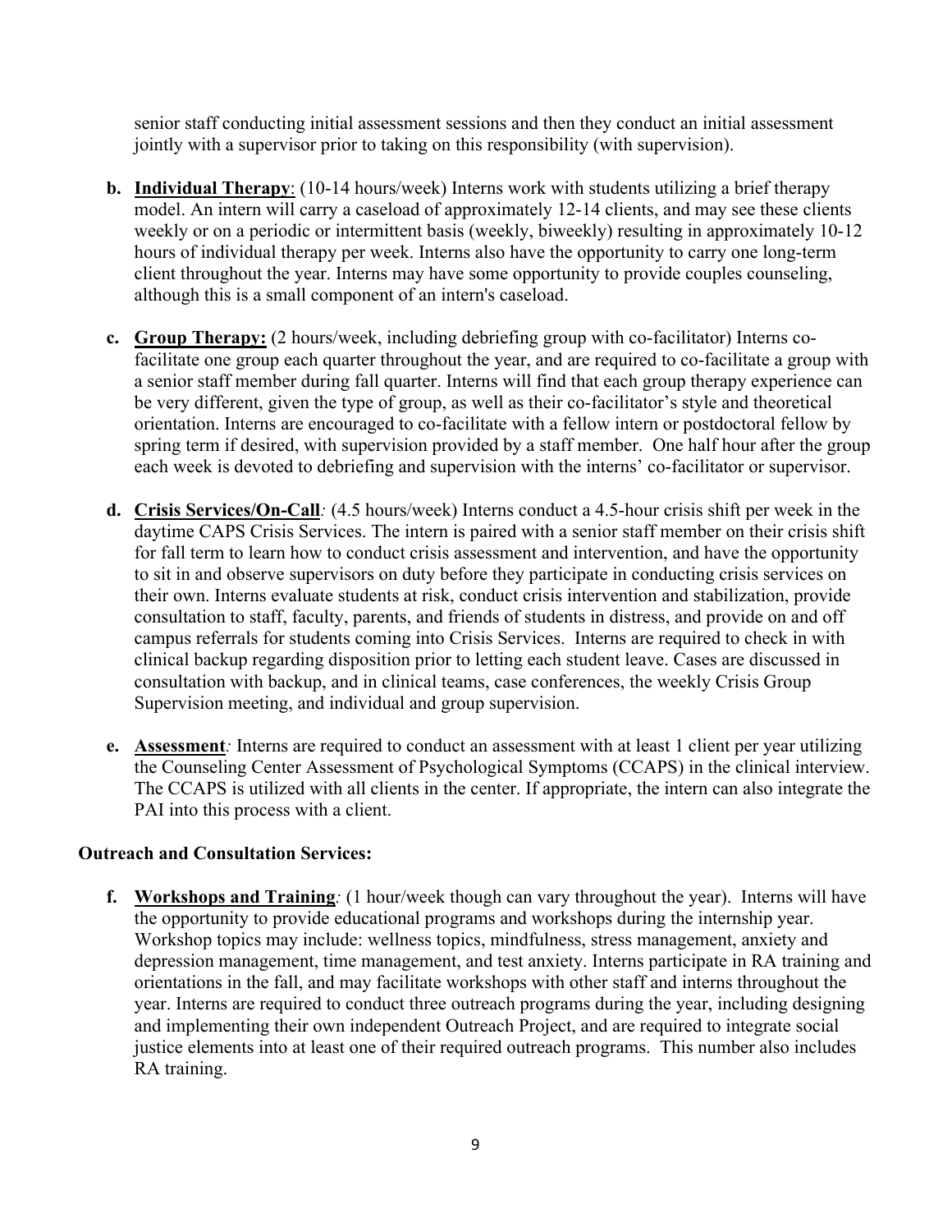senior staff conducting initial assessment sessions and then they conduct an initial assessment jointly with a supervisor prior to taking on this responsibility (with supervision).

b. **Individual Therapy**: (10-14 hours/week) Interns work with students utilizing a brief therapy model. An intern will carry a caseload of approximately 12-14 clients, and may see these clients weekly or on a periodic or intermittent basis (weekly, biweekly) resulting in approximately 10-12 hours of individual therapy per week. Interns also have the opportunity to carry one long-term client throughout the year. Interns may have some opportunity to provide couples counseling, although this is a small component of an intern's caseload.

c. **Group Therapy:** (2 hours/week, including debriefing group with co-facilitator) Interns co-facilitate one group each quarter throughout the year, and are required to co-facilitate a group with a senior staff member during fall quarter. Interns will find that each group therapy experience can be very different, given the type of group, as well as their co-facilitator's style and theoretical orientation. Interns are encouraged to co-facilitate with a fellow intern or postdoctoral fellow by spring term if desired, with supervision provided by a staff member. One half hour after the group each week is devoted to debriefing and supervision with the interns' co-facilitator or supervisor.

d. **Crisis Services/On-Call***:* (4.5 hours/week) Interns conduct a 4.5-hour crisis shift per week in the daytime CAPS Crisis Services. The intern is paired with a senior staff member on their crisis shift for fall term to learn how to conduct crisis assessment and intervention, and have the opportunity to sit in and observe supervisors on duty before they participate in conducting crisis services on their own. Interns evaluate students at risk, conduct crisis intervention and stabilization, provide consultation to staff, faculty, parents, and friends of students in distress, and provide on and off campus referrals for students coming into Crisis Services. Interns are required to check in with clinical backup regarding disposition prior to letting each student leave. Cases are discussed in consultation with backup, and in clinical teams, case conferences, the weekly Crisis Group Supervision meeting, and individual and group supervision.

e. **Assessment***:* Interns are required to conduct an assessment with at least 1 client per year utilizing the Counseling Center Assessment of Psychological Symptoms (CCAPS) in the clinical interview. The CCAPS is utilized with all clients in the center. If appropriate, the intern can also integrate the PAI into this process with a client.

**Outreach and Consultation Services:**

f. **Workshops and Training***:* (1 hour/week though can vary throughout the year). Interns will have the opportunity to provide educational programs and workshops during the internship year. Workshop topics may include: wellness topics, mindfulness, stress management, anxiety and depression management, time management, and test anxiety. Interns participate in RA training and orientations in the fall, and may facilitate workshops with other staff and interns throughout the year. Interns are required to conduct three outreach programs during the year, including designing and implementing their own independent Outreach Project, and are required to integrate social justice elements into at least one of their required outreach programs. This number also includes RA training.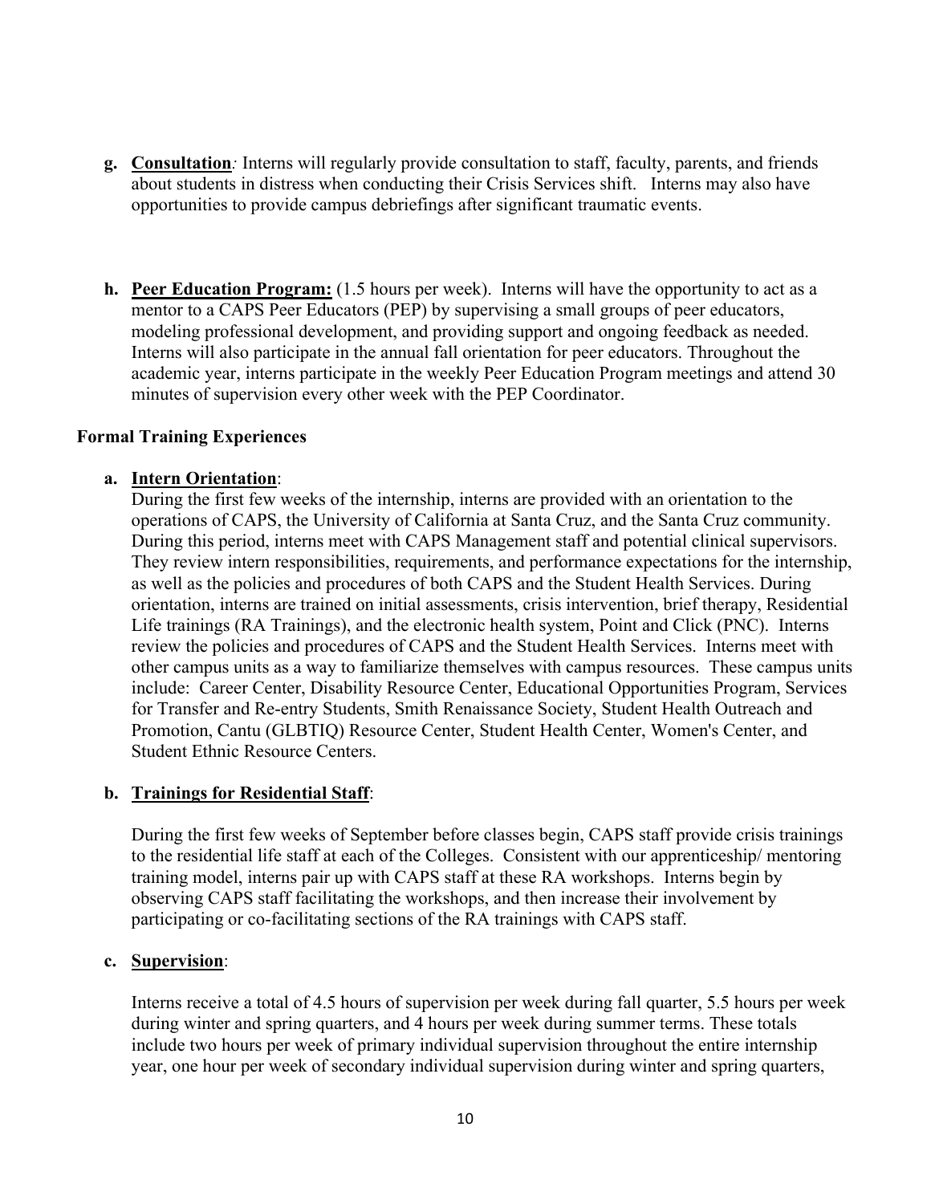g. **Consultation**: Interns will regularly provide consultation to staff, faculty, parents, and friends about students in distress when conducting their Crisis Services shift. Interns may also have opportunities to provide campus debriefings after significant traumatic events.

h. **Peer Education Program:** (1.5 hours per week). Interns will have the opportunity to act as a mentor to a CAPS Peer Educators (PEP) by supervising a small groups of peer educators, modeling professional development, and providing support and ongoing feedback as needed. Interns will also participate in the annual fall orientation for peer educators. Throughout the academic year, interns participate in the weekly Peer Education Program meetings and attend 30 minutes of supervision every other week with the PEP Coordinator.

**Formal Training Experiences**

a. **Intern Orientation**:
During the first few weeks of the internship, interns are provided with an orientation to the operations of CAPS, the University of California at Santa Cruz, and the Santa Cruz community. During this period, interns meet with CAPS Management staff and potential clinical supervisors. They review intern responsibilities, requirements, and performance expectations for the internship, as well as the policies and procedures of both CAPS and the Student Health Services. During orientation, interns are trained on initial assessments, crisis intervention, brief therapy, Residential Life trainings (RA Trainings), and the electronic health system, Point and Click (PNC). Interns review the policies and procedures of CAPS and the Student Health Services. Interns meet with other campus units as a way to familiarize themselves with campus resources. These campus units include: Career Center, Disability Resource Center, Educational Opportunities Program, Services for Transfer and Re-entry Students, Smith Renaissance Society, Student Health Outreach and Promotion, Cantu (GLBTIQ) Resource Center, Student Health Center, Women's Center, and Student Ethnic Resource Centers.

b. **Trainings for Residential Staff**:

During the first few weeks of September before classes begin, CAPS staff provide crisis trainings to the residential life staff at each of the Colleges. Consistent with our apprenticeship/ mentoring training model, interns pair up with CAPS staff at these RA workshops. Interns begin by observing CAPS staff facilitating the workshops, and then increase their involvement by participating or co-facilitating sections of the RA trainings with CAPS staff.

c. **Supervision**:

Interns receive a total of 4.5 hours of supervision per week during fall quarter, 5.5 hours per week during winter and spring quarters, and 4 hours per week during summer terms. These totals include two hours per week of primary individual supervision throughout the entire internship year, one hour per week of secondary individual supervision during winter and spring quarters,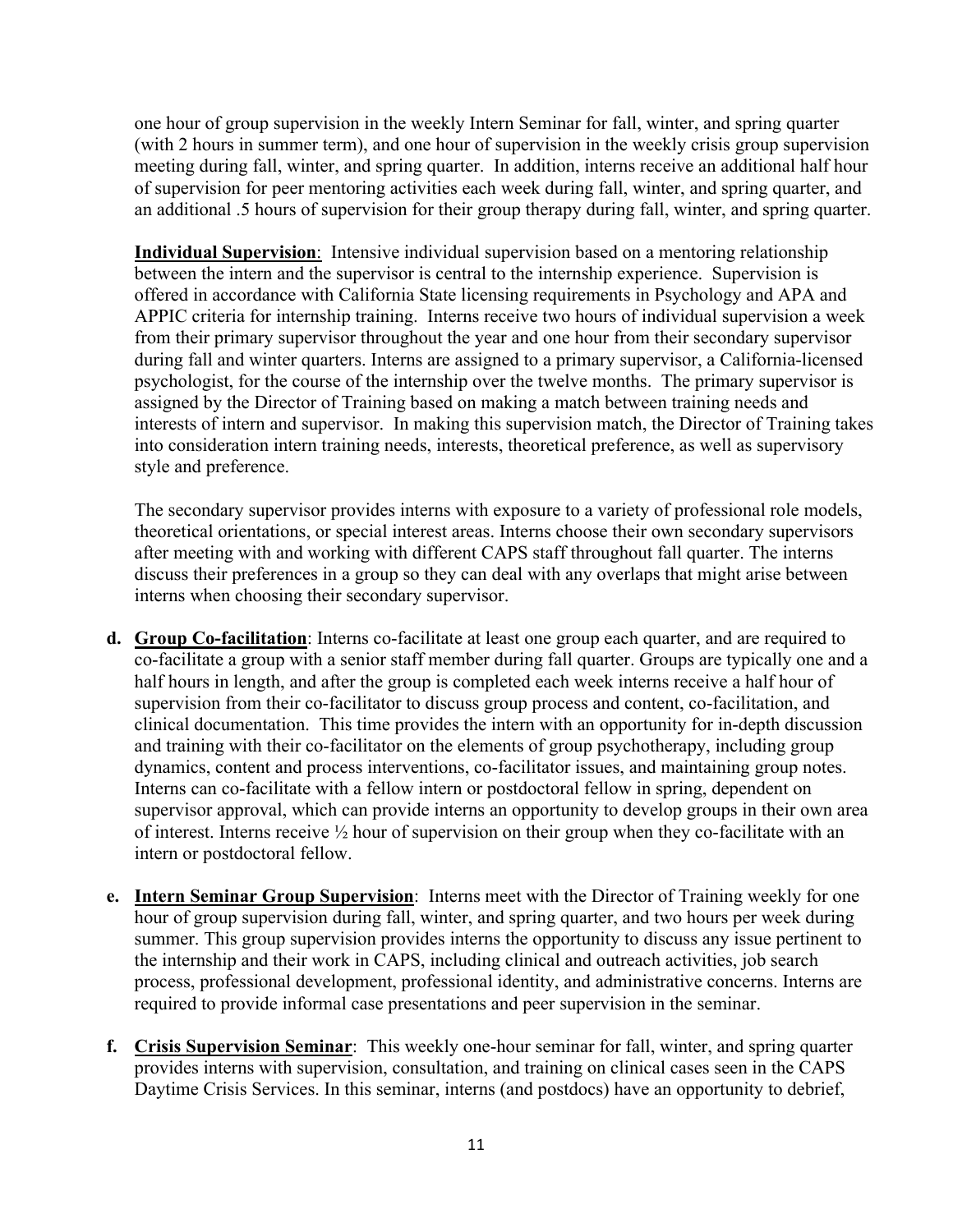one hour of group supervision in the weekly Intern Seminar for fall, winter, and spring quarter (with 2 hours in summer term), and one hour of supervision in the weekly crisis group supervision meeting during fall, winter, and spring quarter. In addition, interns receive an additional half hour of supervision for peer mentoring activities each week during fall, winter, and spring quarter, and an additional .5 hours of supervision for their group therapy during fall, winter, and spring quarter.

**Individual Supervision**: Intensive individual supervision based on a mentoring relationship between the intern and the supervisor is central to the internship experience. Supervision is offered in accordance with California State licensing requirements in Psychology and APA and APPIC criteria for internship training. Interns receive two hours of individual supervision a week from their primary supervisor throughout the year and one hour from their secondary supervisor during fall and winter quarters. Interns are assigned to a primary supervisor, a California-licensed psychologist, for the course of the internship over the twelve months. The primary supervisor is assigned by the Director of Training based on making a match between training needs and interests of intern and supervisor. In making this supervision match, the Director of Training takes into consideration intern training needs, interests, theoretical preference, as well as supervisory style and preference.

The secondary supervisor provides interns with exposure to a variety of professional role models, theoretical orientations, or special interest areas. Interns choose their own secondary supervisors after meeting with and working with different CAPS staff throughout fall quarter. The interns discuss their preferences in a group so they can deal with any overlaps that might arise between interns when choosing their secondary supervisor.

d. **Group Co-facilitation**: Interns co-facilitate at least one group each quarter, and are required to co-facilitate a group with a senior staff member during fall quarter. Groups are typically one and a half hours in length, and after the group is completed each week interns receive a half hour of supervision from their co-facilitator to discuss group process and content, co-facilitation, and clinical documentation. This time provides the intern with an opportunity for in-depth discussion and training with their co-facilitator on the elements of group psychotherapy, including group dynamics, content and process interventions, co-facilitator issues, and maintaining group notes. Interns can co-facilitate with a fellow intern or postdoctoral fellow in spring, dependent on supervisor approval, which can provide interns an opportunity to develop groups in their own area of interest. Interns receive ½ hour of supervision on their group when they co-facilitate with an intern or postdoctoral fellow.

e. **Intern Seminar Group Supervision**: Interns meet with the Director of Training weekly for one hour of group supervision during fall, winter, and spring quarter, and two hours per week during summer. This group supervision provides interns the opportunity to discuss any issue pertinent to the internship and their work in CAPS, including clinical and outreach activities, job search process, professional development, professional identity, and administrative concerns. Interns are required to provide informal case presentations and peer supervision in the seminar.

f. **Crisis Supervision Seminar**: This weekly one-hour seminar for fall, winter, and spring quarter provides interns with supervision, consultation, and training on clinical cases seen in the CAPS Daytime Crisis Services. In this seminar, interns (and postdocs) have an opportunity to debrief,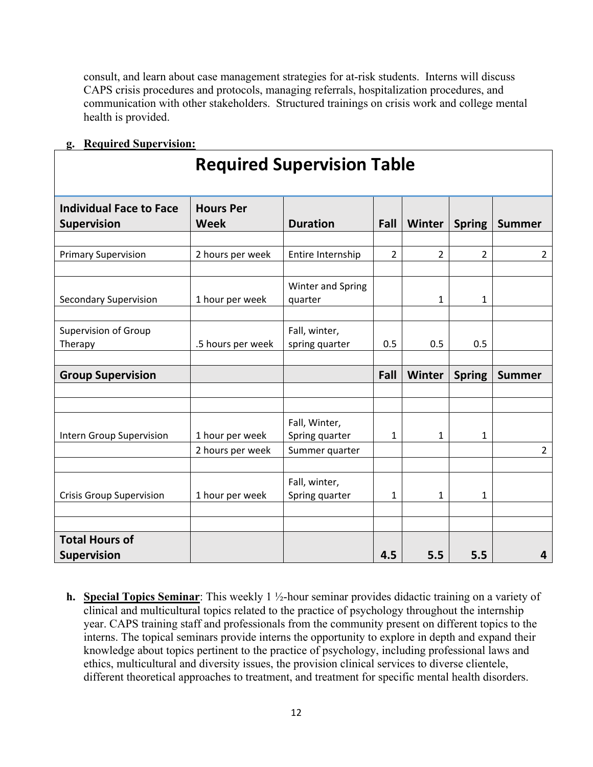consult, and learn about case management strategies for at-risk students. Interns will discuss CAPS crisis procedures and protocols, managing referrals, hospitalization procedures, and communication with other stakeholders. Structured trainings on crisis work and college mental health is provided.

**g. Required Supervision:**

| Required Supervision Table | | | | | | |
|---|---|---|---|---|---|---|
| **Individual Face to Face Supervision** | **Hours Per Week** | **Duration** | **Fall** | **Winter** | **Spring** | **Summer** |
| Primary Supervision | 2 hours per week | Entire Internship | 2 | 2 | 2 | 2 |
| Secondary Supervision | 1 hour per week | Winter and Spring quarter | | 1 | 1 | |
| Supervision of Group Therapy | .5 hours per week | Fall, winter, spring quarter | 0.5 | 0.5 | 0.5 | |
| **Group Supervision** | | | **Fall** | **Winter** | **Spring** | **Summer** |
| Intern Group Supervision | 1 hour per week | Fall, Winter, Spring quarter | 1 | 1 | 1 | |
| | 2 hours per week | Summer quarter | | | | 2 |
| Crisis Group Supervision | 1 hour per week | Fall, winter, Spring quarter | 1 | 1 | 1 | |
| **Total Hours of Supervision** | | | **4.5** | **5.5** | **5.5** | **4** |

**h. Special Topics Seminar**: This weekly 1 ½-hour seminar provides didactic training on a variety of clinical and multicultural topics related to the practice of psychology throughout the internship year. CAPS training staff and professionals from the community present on different topics to the interns. The topical seminars provide interns the opportunity to explore in depth and expand their knowledge about topics pertinent to the practice of psychology, including professional laws and ethics, multicultural and diversity issues, the provision clinical services to diverse clientele, different theoretical approaches to treatment, and treatment for specific mental health disorders.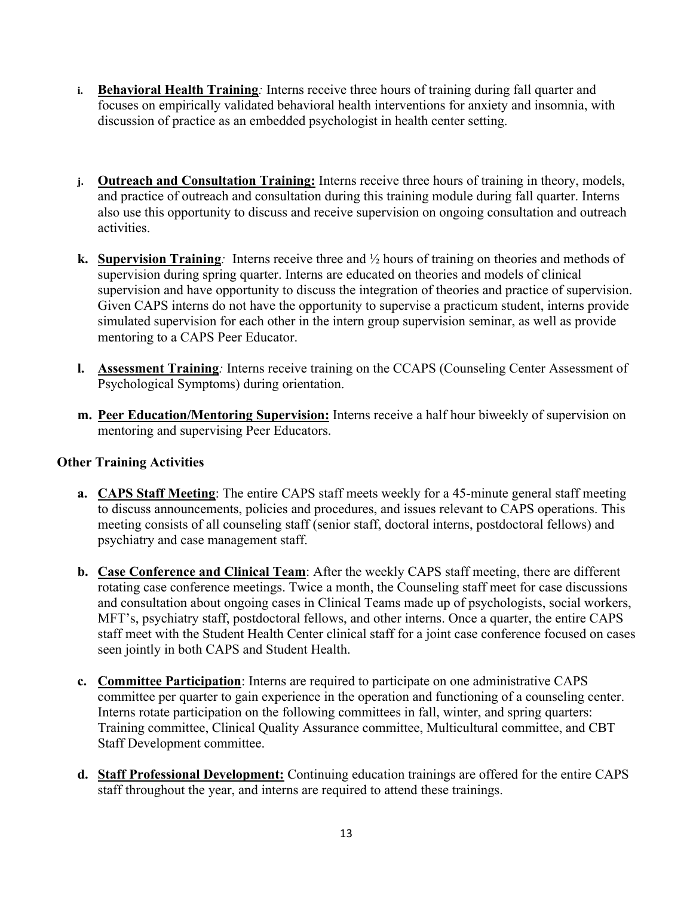i. **Behavioral Health Training***:* Interns receive three hours of training during fall quarter and focuses on empirically validated behavioral health interventions for anxiety and insomnia, with discussion of practice as an embedded psychologist in health center setting.

j. **Outreach and Consultation Training:** Interns receive three hours of training in theory, models, and practice of outreach and consultation during this training module during fall quarter. Interns also use this opportunity to discuss and receive supervision on ongoing consultation and outreach activities.

k. **Supervision Training***:* Interns receive three and ½ hours of training on theories and methods of supervision during spring quarter. Interns are educated on theories and models of clinical supervision and have opportunity to discuss the integration of theories and practice of supervision. Given CAPS interns do not have the opportunity to supervise a practicum student, interns provide simulated supervision for each other in the intern group supervision seminar, as well as provide mentoring to a CAPS Peer Educator.

l. **Assessment Training***:* Interns receive training on the CCAPS (Counseling Center Assessment of Psychological Symptoms) during orientation.

m. **Peer Education/Mentoring Supervision:** Interns receive a half hour biweekly of supervision on mentoring and supervising Peer Educators.

**Other Training Activities**

a. **CAPS Staff Meeting**: The entire CAPS staff meets weekly for a 45-minute general staff meeting to discuss announcements, policies and procedures, and issues relevant to CAPS operations. This meeting consists of all counseling staff (senior staff, doctoral interns, postdoctoral fellows) and psychiatry and case management staff.

b. **Case Conference and Clinical Team**: After the weekly CAPS staff meeting, there are different rotating case conference meetings. Twice a month, the Counseling staff meet for case discussions and consultation about ongoing cases in Clinical Teams made up of psychologists, social workers, MFT's, psychiatry staff, postdoctoral fellows, and other interns. Once a quarter, the entire CAPS staff meet with the Student Health Center clinical staff for a joint case conference focused on cases seen jointly in both CAPS and Student Health.

c. **Committee Participation**: Interns are required to participate on one administrative CAPS committee per quarter to gain experience in the operation and functioning of a counseling center. Interns rotate participation on the following committees in fall, winter, and spring quarters: Training committee, Clinical Quality Assurance committee, Multicultural committee, and CBT Staff Development committee.

d. **Staff Professional Development:** Continuing education trainings are offered for the entire CAPS staff throughout the year, and interns are required to attend these trainings.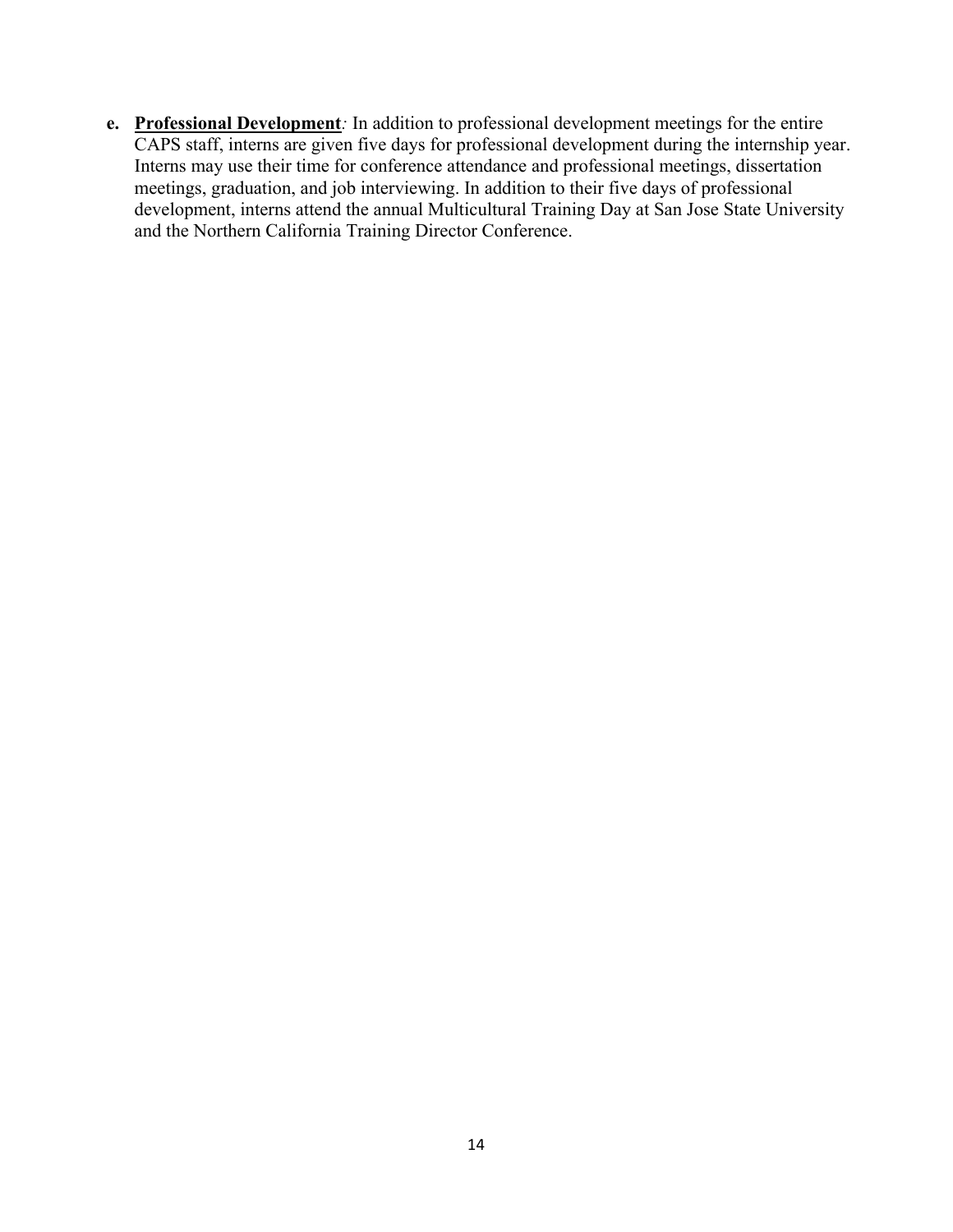e. **Professional Development**: In addition to professional development meetings for the entire CAPS staff, interns are given five days for professional development during the internship year. Interns may use their time for conference attendance and professional meetings, dissertation meetings, graduation, and job interviewing. In addition to their five days of professional development, interns attend the annual Multicultural Training Day at San Jose State University and the Northern California Training Director Conference.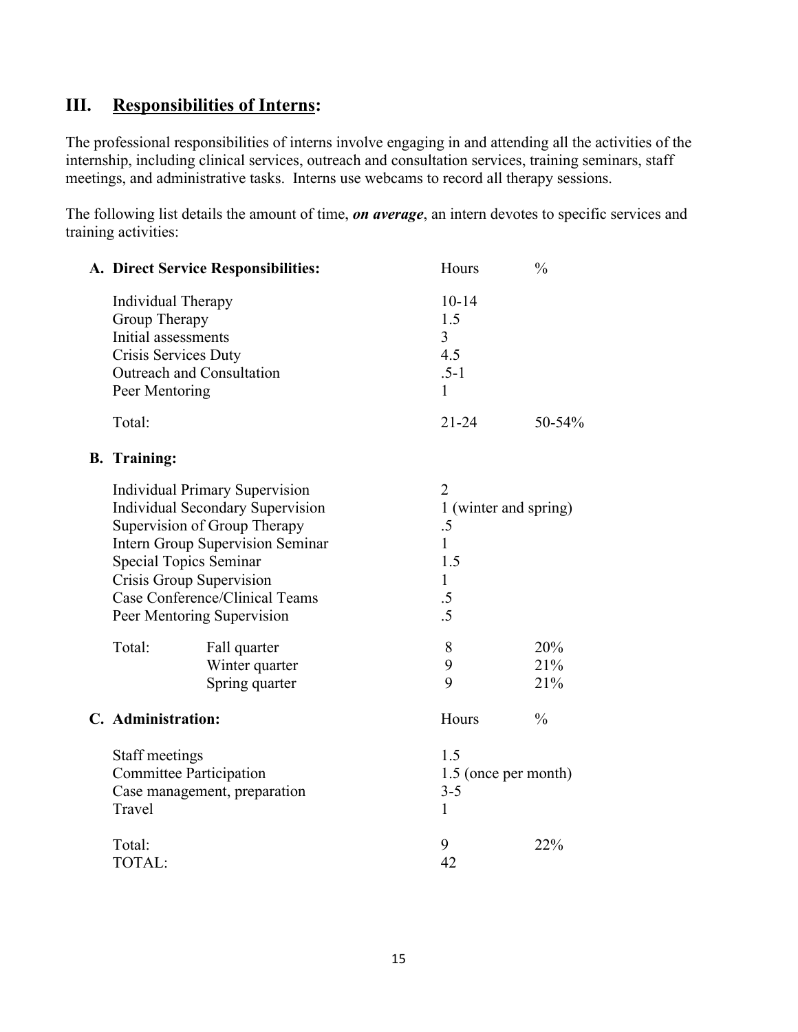## III. <u>Responsibilities of Interns</u>:

The professional responsibilities of interns involve engaging in and attending all the activities of the internship, including clinical services, outreach and consultation services, training seminars, staff meetings, and administrative tasks. Interns use webcams to record all therapy sessions.

The following list details the amount of time, ***on average***, an intern devotes to specific services and training activities:

| **A. Direct Service Responsibilities:** | Hours | % |
|---|---|---|
| Individual Therapy | 10-14 | |
| Group Therapy | 1.5 | |
| Initial assessments | 3 | |
| Crisis Services Duty | 4.5 | |
| Outreach and Consultation | .5-1 | |
| Peer Mentoring | 1 | |
| Total: | 21-24 | 50-54% |

| **B. Training:** | | |
|---|---|---|
| Individual Primary Supervision | 2 | |
| Individual Secondary Supervision | 1 (winter and spring) | |
| Supervision of Group Therapy | .5 | |
| Intern Group Supervision Seminar | 1 | |
| Special Topics Seminar | 1.5 | |
| Crisis Group Supervision | 1 | |
| Case Conference/Clinical Teams | .5 | |
| Peer Mentoring Supervision | .5 | |
| Total: Fall quarter | 8 | 20% |
| Winter quarter | 9 | 21% |
| Spring quarter | 9 | 21% |

| **C. Administration:** | Hours | % |
|---|---|---|
| Staff meetings | 1.5 | |
| Committee Participation | 1.5 (once per month) | |
| Case management, preparation | 3-5 | |
| Travel | 1 | |
| Total: | 9 | 22% |
| TOTAL: | 42 | |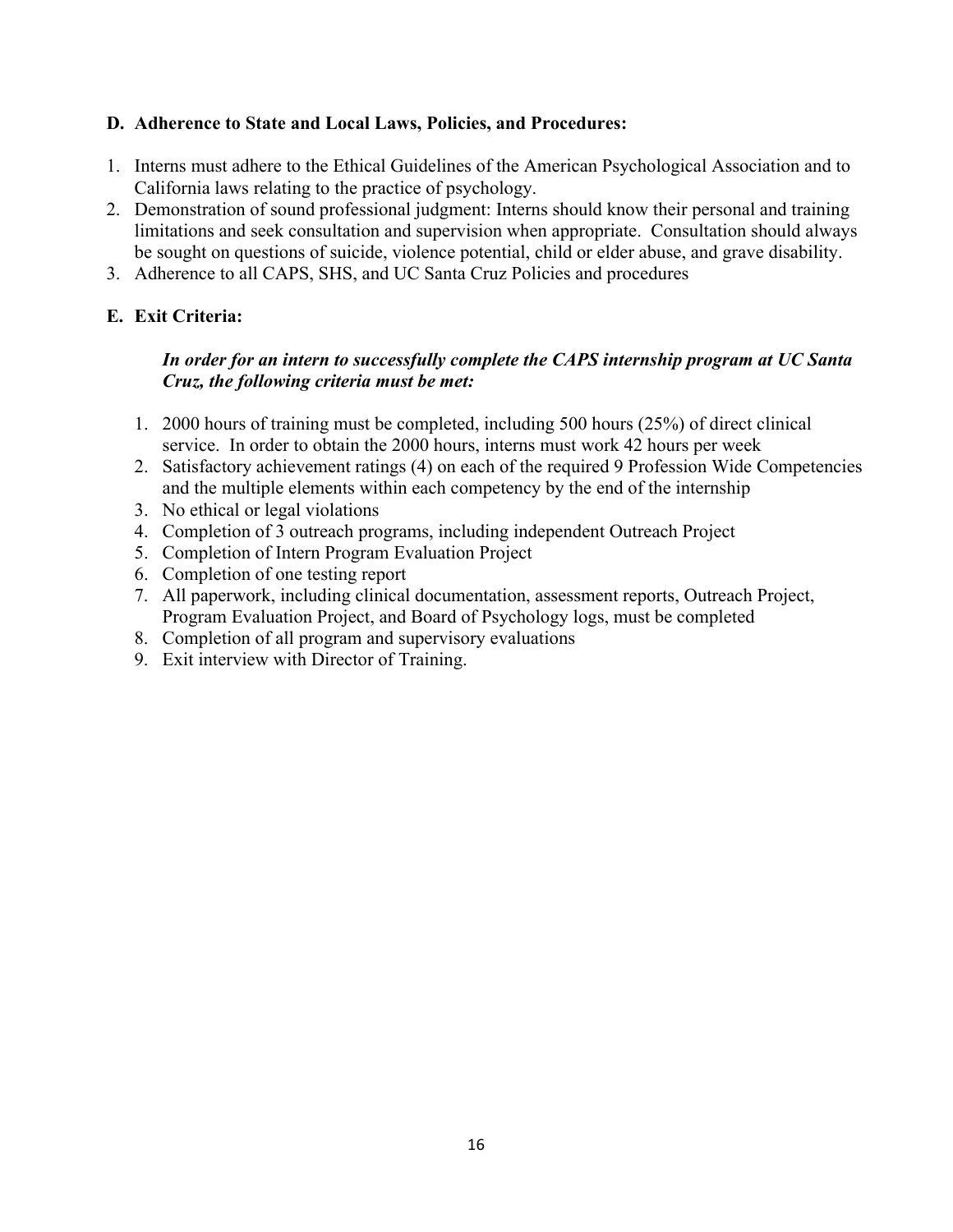### D. Adherence to State and Local Laws, Policies, and Procedures:

1. Interns must adhere to the Ethical Guidelines of the American Psychological Association and to California laws relating to the practice of psychology.
2. Demonstration of sound professional judgment: Interns should know their personal and training limitations and seek consultation and supervision when appropriate. Consultation should always be sought on questions of suicide, violence potential, child or elder abuse, and grave disability.
3. Adherence to all CAPS, SHS, and UC Santa Cruz Policies and procedures

### E. Exit Criteria:

***In order for an intern to successfully complete the CAPS internship program at UC Santa Cruz, the following criteria must be met:***

1. 2000 hours of training must be completed, including 500 hours (25%) of direct clinical service. In order to obtain the 2000 hours, interns must work 42 hours per week
2. Satisfactory achievement ratings (4) on each of the required 9 Profession Wide Competencies and the multiple elements within each competency by the end of the internship
3. No ethical or legal violations
4. Completion of 3 outreach programs, including independent Outreach Project
5. Completion of Intern Program Evaluation Project
6. Completion of one testing report
7. All paperwork, including clinical documentation, assessment reports, Outreach Project, Program Evaluation Project, and Board of Psychology logs, must be completed
8. Completion of all program and supervisory evaluations
9. Exit interview with Director of Training.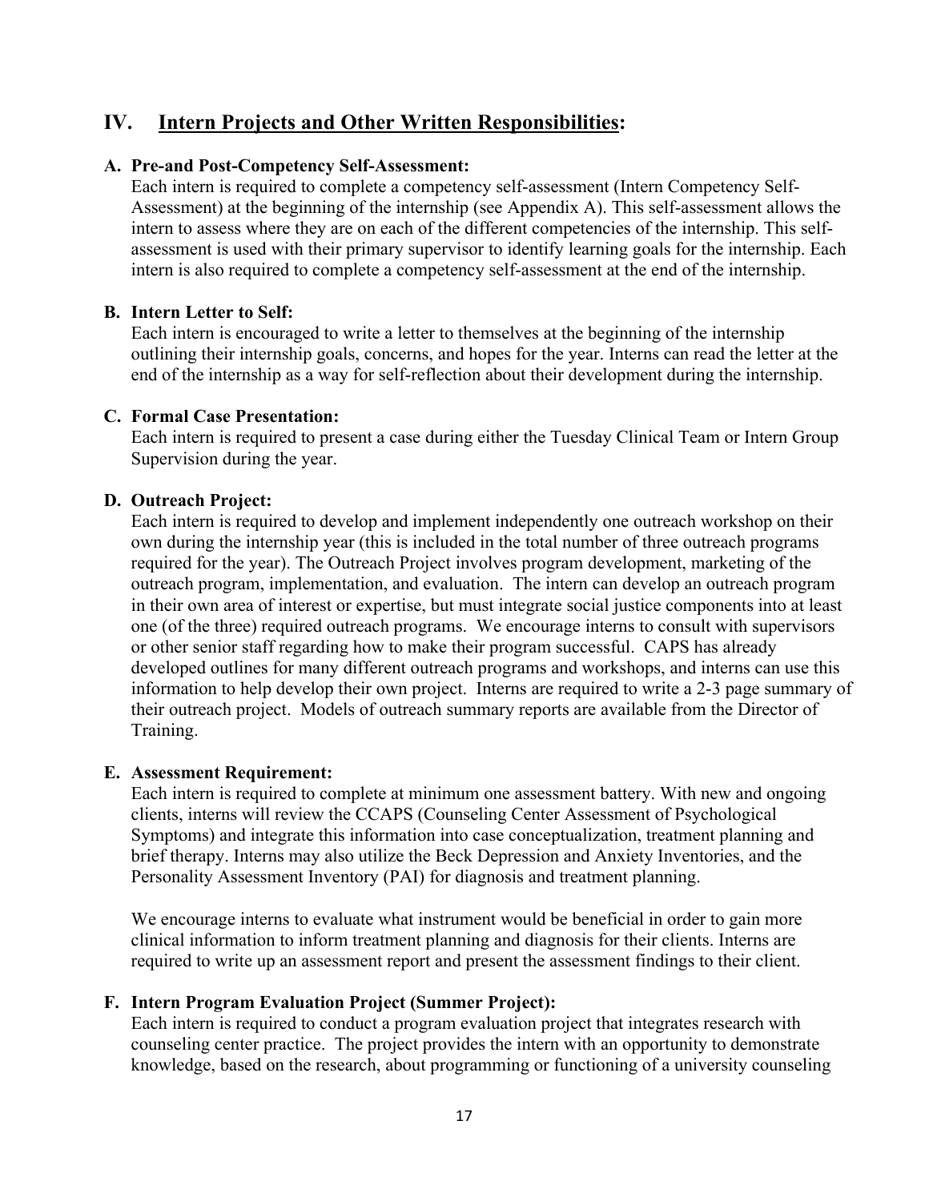## IV. Intern Projects and Other Written Responsibilities:

### A. Pre-and Post-Competency Self-Assessment:

Each intern is required to complete a competency self-assessment (Intern Competency Self-Assessment) at the beginning of the internship (see Appendix A). This self-assessment allows the intern to assess where they are on each of the different competencies of the internship. This self-assessment is used with their primary supervisor to identify learning goals for the internship. Each intern is also required to complete a competency self-assessment at the end of the internship.

### B. Intern Letter to Self:

Each intern is encouraged to write a letter to themselves at the beginning of the internship outlining their internship goals, concerns, and hopes for the year. Interns can read the letter at the end of the internship as a way for self-reflection about their development during the internship.

### C. Formal Case Presentation:

Each intern is required to present a case during either the Tuesday Clinical Team or Intern Group Supervision during the year.

### D. Outreach Project:

Each intern is required to develop and implement independently one outreach workshop on their own during the internship year (this is included in the total number of three outreach programs required for the year). The Outreach Project involves program development, marketing of the outreach program, implementation, and evaluation. The intern can develop an outreach program in their own area of interest or expertise, but must integrate social justice components into at least one (of the three) required outreach programs. We encourage interns to consult with supervisors or other senior staff regarding how to make their program successful. CAPS has already developed outlines for many different outreach programs and workshops, and interns can use this information to help develop their own project. Interns are required to write a 2-3 page summary of their outreach project. Models of outreach summary reports are available from the Director of Training.

### E. Assessment Requirement:

Each intern is required to complete at minimum one assessment battery. With new and ongoing clients, interns will review the CCAPS (Counseling Center Assessment of Psychological Symptoms) and integrate this information into case conceptualization, treatment planning and brief therapy. Interns may also utilize the Beck Depression and Anxiety Inventories, and the Personality Assessment Inventory (PAI) for diagnosis and treatment planning.

We encourage interns to evaluate what instrument would be beneficial in order to gain more clinical information to inform treatment planning and diagnosis for their clients. Interns are required to write up an assessment report and present the assessment findings to their client.

### F. Intern Program Evaluation Project (Summer Project):

Each intern is required to conduct a program evaluation project that integrates research with counseling center practice. The project provides the intern with an opportunity to demonstrate knowledge, based on the research, about programming or functioning of a university counseling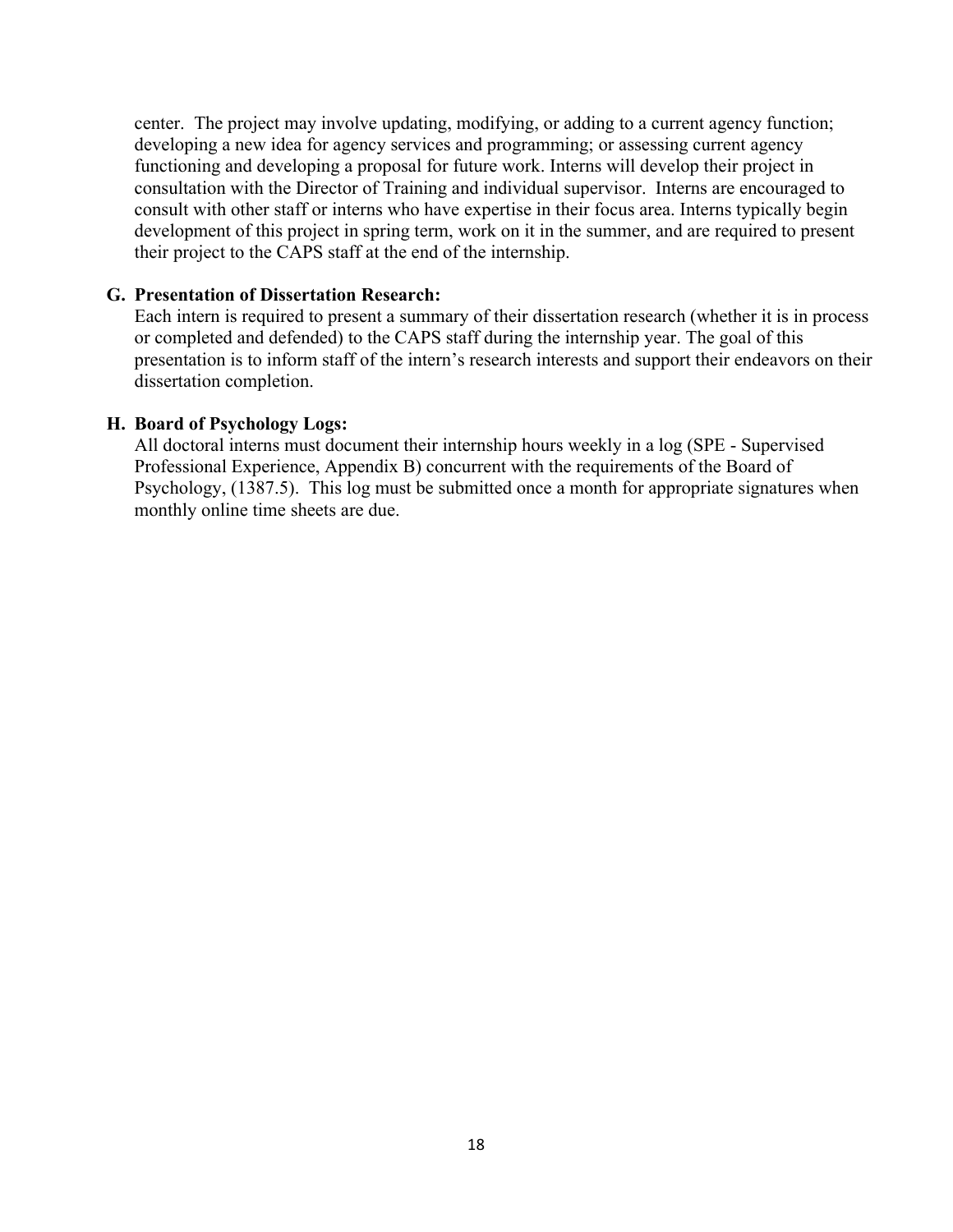center. The project may involve updating, modifying, or adding to a current agency function; developing a new idea for agency services and programming; or assessing current agency functioning and developing a proposal for future work. Interns will develop their project in consultation with the Director of Training and individual supervisor. Interns are encouraged to consult with other staff or interns who have expertise in their focus area. Interns typically begin development of this project in spring term, work on it in the summer, and are required to present their project to the CAPS staff at the end of the internship.

**G. Presentation of Dissertation Research:**

Each intern is required to present a summary of their dissertation research (whether it is in process or completed and defended) to the CAPS staff during the internship year. The goal of this presentation is to inform staff of the intern's research interests and support their endeavors on their dissertation completion.

**H. Board of Psychology Logs:**

All doctoral interns must document their internship hours weekly in a log (SPE - Supervised Professional Experience, Appendix B) concurrent with the requirements of the Board of Psychology, (1387.5). This log must be submitted once a month for appropriate signatures when monthly online time sheets are due.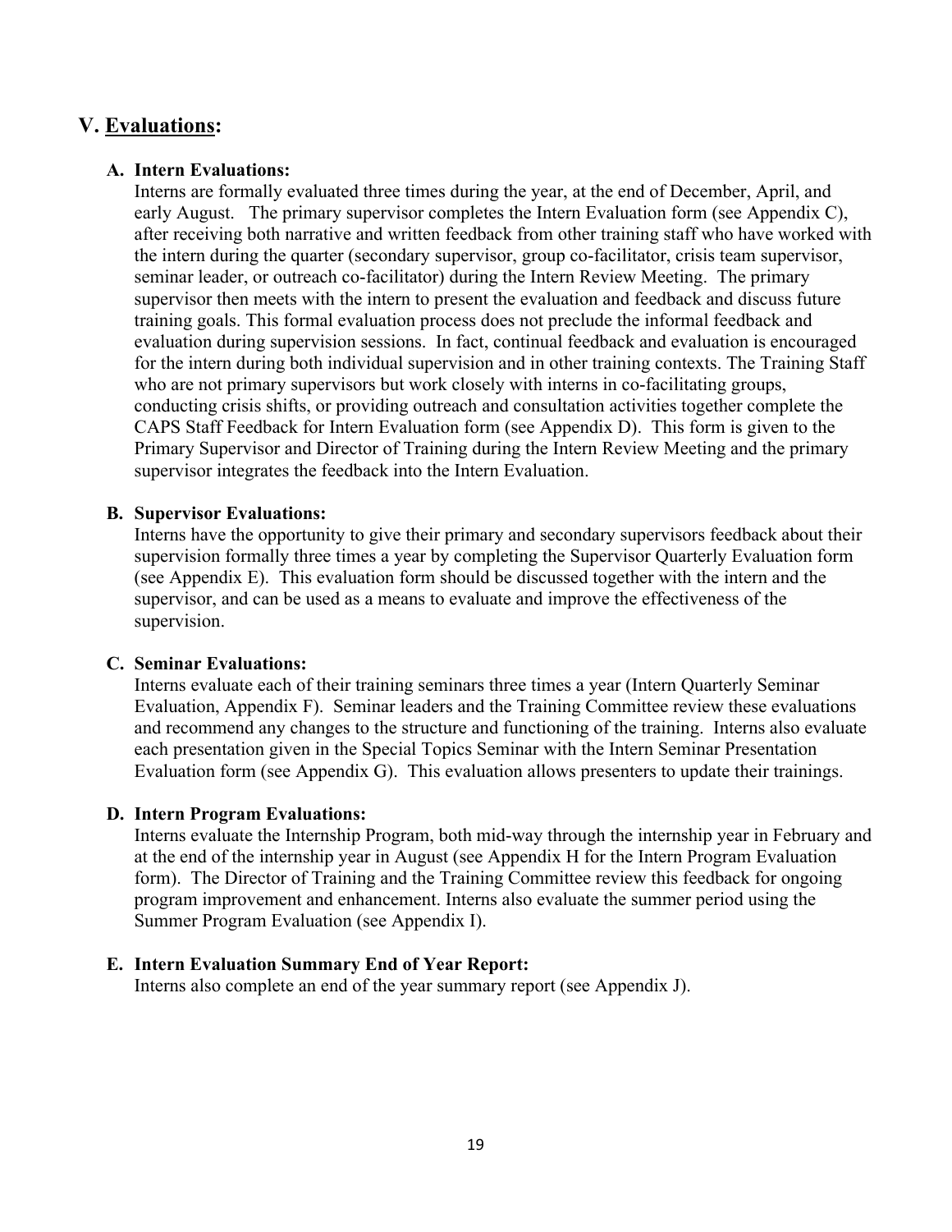## V. Evaluations:

### A. Intern Evaluations:

Interns are formally evaluated three times during the year, at the end of December, April, and early August. The primary supervisor completes the Intern Evaluation form (see Appendix C), after receiving both narrative and written feedback from other training staff who have worked with the intern during the quarter (secondary supervisor, group co-facilitator, crisis team supervisor, seminar leader, or outreach co-facilitator) during the Intern Review Meeting. The primary supervisor then meets with the intern to present the evaluation and feedback and discuss future training goals. This formal evaluation process does not preclude the informal feedback and evaluation during supervision sessions. In fact, continual feedback and evaluation is encouraged for the intern during both individual supervision and in other training contexts. The Training Staff who are not primary supervisors but work closely with interns in co-facilitating groups, conducting crisis shifts, or providing outreach and consultation activities together complete the CAPS Staff Feedback for Intern Evaluation form (see Appendix D). This form is given to the Primary Supervisor and Director of Training during the Intern Review Meeting and the primary supervisor integrates the feedback into the Intern Evaluation.

### B. Supervisor Evaluations:

Interns have the opportunity to give their primary and secondary supervisors feedback about their supervision formally three times a year by completing the Supervisor Quarterly Evaluation form (see Appendix E). This evaluation form should be discussed together with the intern and the supervisor, and can be used as a means to evaluate and improve the effectiveness of the supervision.

### C. Seminar Evaluations:

Interns evaluate each of their training seminars three times a year (Intern Quarterly Seminar Evaluation, Appendix F). Seminar leaders and the Training Committee review these evaluations and recommend any changes to the structure and functioning of the training. Interns also evaluate each presentation given in the Special Topics Seminar with the Intern Seminar Presentation Evaluation form (see Appendix G). This evaluation allows presenters to update their trainings.

### D. Intern Program Evaluations:

Interns evaluate the Internship Program, both mid-way through the internship year in February and at the end of the internship year in August (see Appendix H for the Intern Program Evaluation form). The Director of Training and the Training Committee review this feedback for ongoing program improvement and enhancement. Interns also evaluate the summer period using the Summer Program Evaluation (see Appendix I).

### E. Intern Evaluation Summary End of Year Report:

Interns also complete an end of the year summary report (see Appendix J).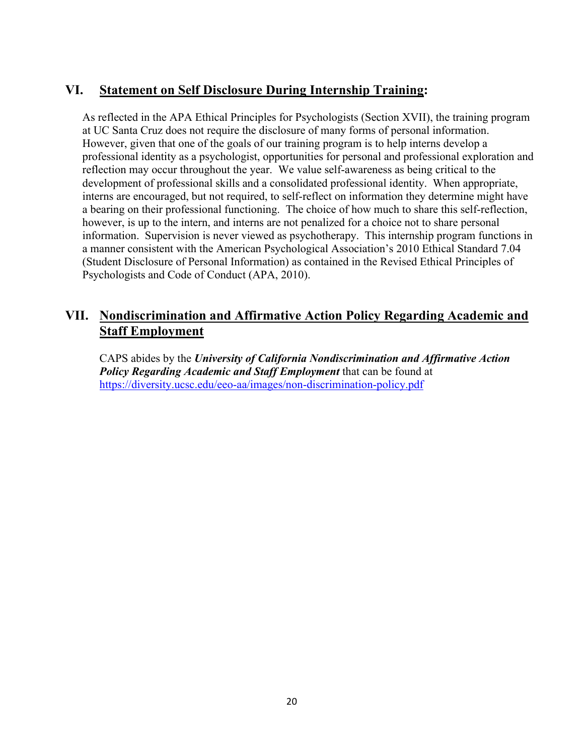## VI. Statement on Self Disclosure During Internship Training:

As reflected in the APA Ethical Principles for Psychologists (Section XVII), the training program at UC Santa Cruz does not require the disclosure of many forms of personal information. However, given that one of the goals of our training program is to help interns develop a professional identity as a psychologist, opportunities for personal and professional exploration and reflection may occur throughout the year. We value self-awareness as being critical to the development of professional skills and a consolidated professional identity. When appropriate, interns are encouraged, but not required, to self-reflect on information they determine might have a bearing on their professional functioning. The choice of how much to share this self-reflection, however, is up to the intern, and interns are not penalized for a choice not to share personal information. Supervision is never viewed as psychotherapy. This internship program functions in a manner consistent with the American Psychological Association's 2010 Ethical Standard 7.04 (Student Disclosure of Personal Information) as contained in the Revised Ethical Principles of Psychologists and Code of Conduct (APA, 2010).

## VII. Nondiscrimination and Affirmative Action Policy Regarding Academic and Staff Employment

CAPS abides by the ***University of California Nondiscrimination and Affirmative Action Policy Regarding Academic and Staff Employment*** that can be found at https://diversity.ucsc.edu/eeo-aa/images/non-discrimination-policy.pdf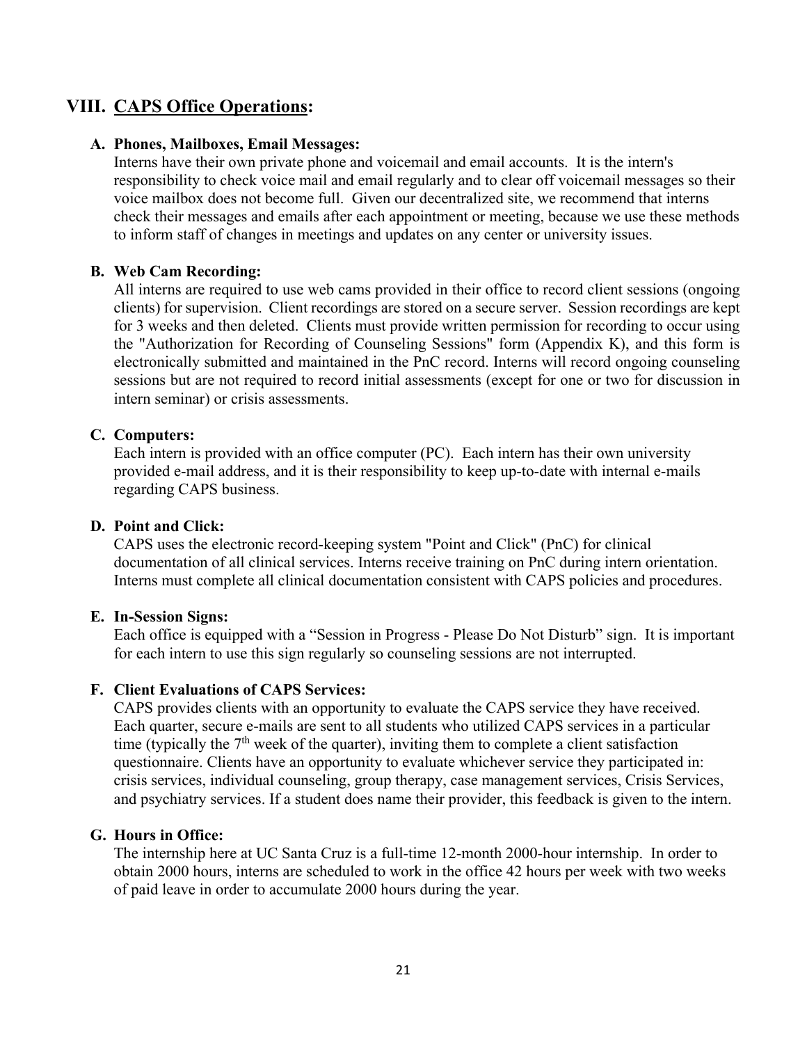## VIII. CAPS Office Operations:

### A. Phones, Mailboxes, Email Messages:

Interns have their own private phone and voicemail and email accounts. It is the intern's responsibility to check voice mail and email regularly and to clear off voicemail messages so their voice mailbox does not become full. Given our decentralized site, we recommend that interns check their messages and emails after each appointment or meeting, because we use these methods to inform staff of changes in meetings and updates on any center or university issues.

### B. Web Cam Recording:

All interns are required to use web cams provided in their office to record client sessions (ongoing clients) for supervision. Client recordings are stored on a secure server. Session recordings are kept for 3 weeks and then deleted. Clients must provide written permission for recording to occur using the "Authorization for Recording of Counseling Sessions" form (Appendix K), and this form is electronically submitted and maintained in the PnC record. Interns will record ongoing counseling sessions but are not required to record initial assessments (except for one or two for discussion in intern seminar) or crisis assessments.

### C. Computers:

Each intern is provided with an office computer (PC). Each intern has their own university provided e-mail address, and it is their responsibility to keep up-to-date with internal e-mails regarding CAPS business.

### D. Point and Click:

CAPS uses the electronic record-keeping system "Point and Click" (PnC) for clinical documentation of all clinical services. Interns receive training on PnC during intern orientation. Interns must complete all clinical documentation consistent with CAPS policies and procedures.

### E. In-Session Signs:

Each office is equipped with a "Session in Progress - Please Do Not Disturb" sign. It is important for each intern to use this sign regularly so counseling sessions are not interrupted.

### F. Client Evaluations of CAPS Services:

CAPS provides clients with an opportunity to evaluate the CAPS service they have received. Each quarter, secure e-mails are sent to all students who utilized CAPS services in a particular time (typically the 7th week of the quarter), inviting them to complete a client satisfaction questionnaire. Clients have an opportunity to evaluate whichever service they participated in: crisis services, individual counseling, group therapy, case management services, Crisis Services, and psychiatry services. If a student does name their provider, this feedback is given to the intern.

### G. Hours in Office:

The internship here at UC Santa Cruz is a full-time 12-month 2000-hour internship. In order to obtain 2000 hours, interns are scheduled to work in the office 42 hours per week with two weeks of paid leave in order to accumulate 2000 hours during the year.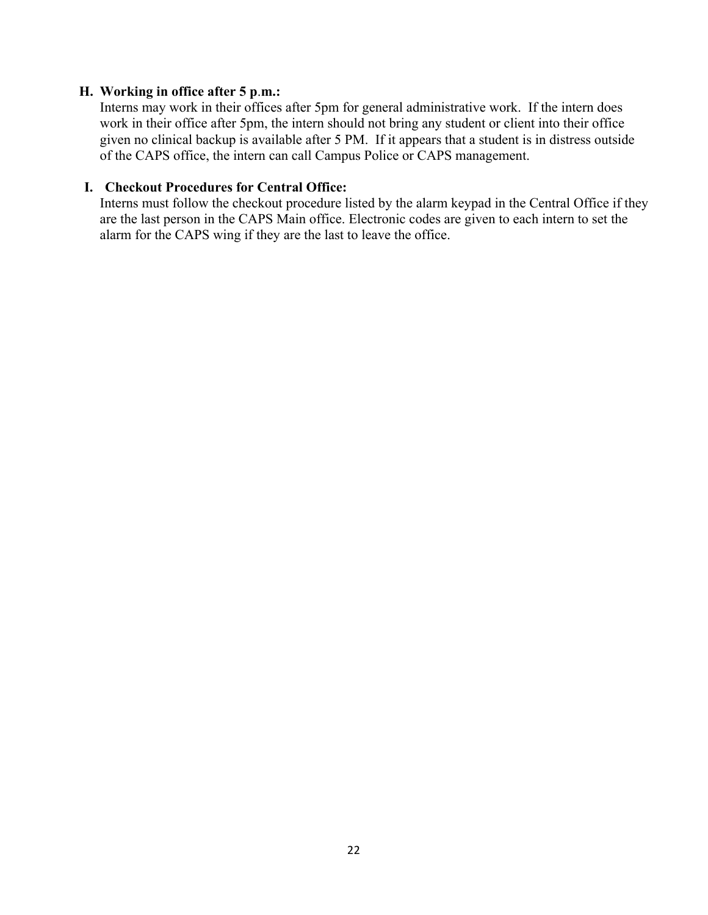**H. Working in office after 5 p.m.:**

Interns may work in their offices after 5pm for general administrative work. If the intern does work in their office after 5pm, the intern should not bring any student or client into their office given no clinical backup is available after 5 PM. If it appears that a student is in distress outside of the CAPS office, the intern can call Campus Police or CAPS management.

**I. Checkout Procedures for Central Office:**

Interns must follow the checkout procedure listed by the alarm keypad in the Central Office if they are the last person in the CAPS Main office. Electronic codes are given to each intern to set the alarm for the CAPS wing if they are the last to leave the office.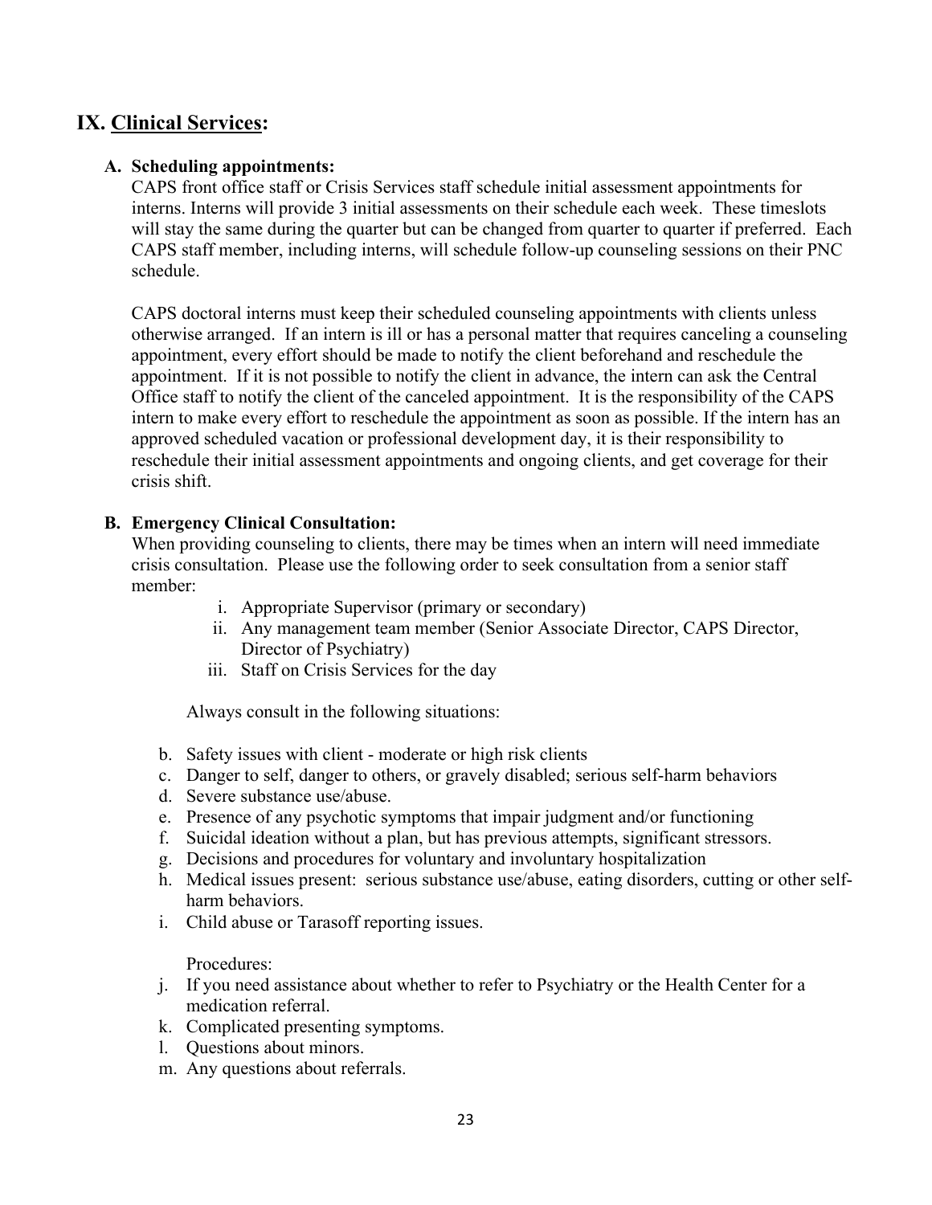# IX. <u>Clinical Services</u>:

**A. Scheduling appointments:**

CAPS front office staff or Crisis Services staff schedule initial assessment appointments for interns. Interns will provide 3 initial assessments on their schedule each week. These timeslots will stay the same during the quarter but can be changed from quarter to quarter if preferred. Each CAPS staff member, including interns, will schedule follow-up counseling sessions on their PNC schedule.

CAPS doctoral interns must keep their scheduled counseling appointments with clients unless otherwise arranged. If an intern is ill or has a personal matter that requires canceling a counseling appointment, every effort should be made to notify the client beforehand and reschedule the appointment. If it is not possible to notify the client in advance, the intern can ask the Central Office staff to notify the client of the canceled appointment. It is the responsibility of the CAPS intern to make every effort to reschedule the appointment as soon as possible. If the intern has an approved scheduled vacation or professional development day, it is their responsibility to reschedule their initial assessment appointments and ongoing clients, and get coverage for their crisis shift.

**B. Emergency Clinical Consultation:**

When providing counseling to clients, there may be times when an intern will need immediate crisis consultation. Please use the following order to seek consultation from a senior staff member:

i. Appropriate Supervisor (primary or secondary)
ii. Any management team member (Senior Associate Director, CAPS Director, Director of Psychiatry)
iii. Staff on Crisis Services for the day

Always consult in the following situations:

b. Safety issues with client - moderate or high risk clients
c. Danger to self, danger to others, or gravely disabled; serious self-harm behaviors
d. Severe substance use/abuse.
e. Presence of any psychotic symptoms that impair judgment and/or functioning
f. Suicidal ideation without a plan, but has previous attempts, significant stressors.
g. Decisions and procedures for voluntary and involuntary hospitalization
h. Medical issues present: serious substance use/abuse, eating disorders, cutting or other self-harm behaviors.
i. Child abuse or Tarasoff reporting issues.

Procedures:

j. If you need assistance about whether to refer to Psychiatry or the Health Center for a medication referral.
k. Complicated presenting symptoms.
l. Questions about minors.
m. Any questions about referrals.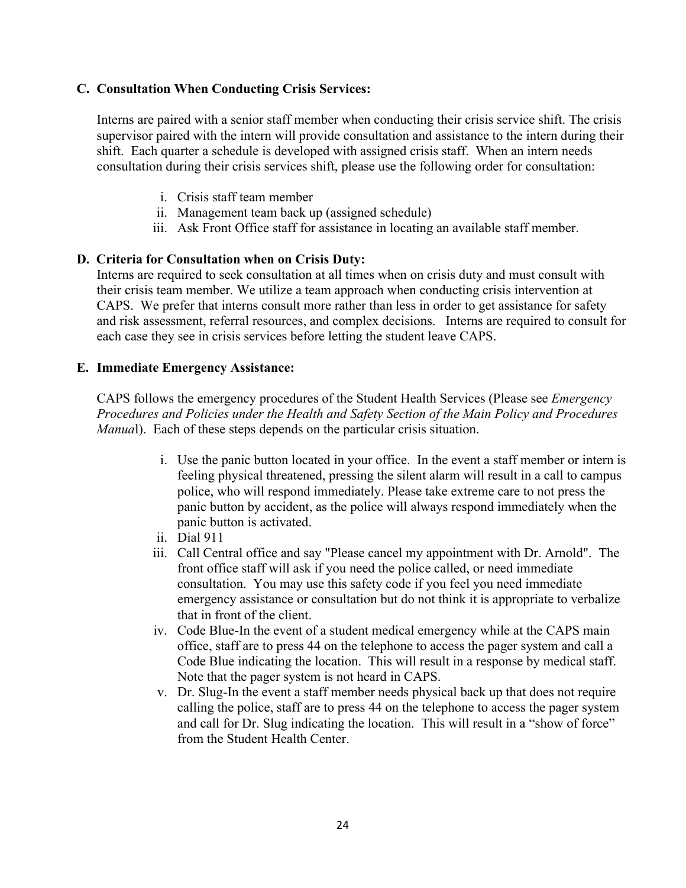### C. Consultation When Conducting Crisis Services:

Interns are paired with a senior staff member when conducting their crisis service shift. The crisis supervisor paired with the intern will provide consultation and assistance to the intern during their shift. Each quarter a schedule is developed with assigned crisis staff. When an intern needs consultation during their crisis services shift, please use the following order for consultation:

i. Crisis staff team member
ii. Management team back up (assigned schedule)
iii. Ask Front Office staff for assistance in locating an available staff member.

### D. Criteria for Consultation when on Crisis Duty:

Interns are required to seek consultation at all times when on crisis duty and must consult with their crisis team member. We utilize a team approach when conducting crisis intervention at CAPS. We prefer that interns consult more rather than less in order to get assistance for safety and risk assessment, referral resources, and complex decisions. Interns are required to consult for each case they see in crisis services before letting the student leave CAPS.

### E. Immediate Emergency Assistance:

CAPS follows the emergency procedures of the Student Health Services (Please see *Emergency Procedures and Policies under the Health and Safety Section of the Main Policy and Procedures Manua*l). Each of these steps depends on the particular crisis situation.

i. Use the panic button located in your office. In the event a staff member or intern is feeling physical threatened, pressing the silent alarm will result in a call to campus police, who will respond immediately. Please take extreme care to not press the panic button by accident, as the police will always respond immediately when the panic button is activated.
ii. Dial 911
iii. Call Central office and say "Please cancel my appointment with Dr. Arnold". The front office staff will ask if you need the police called, or need immediate consultation. You may use this safety code if you feel you need immediate emergency assistance or consultation but do not think it is appropriate to verbalize that in front of the client.
iv. Code Blue-In the event of a student medical emergency while at the CAPS main office, staff are to press 44 on the telephone to access the pager system and call a Code Blue indicating the location. This will result in a response by medical staff. Note that the pager system is not heard in CAPS.
v. Dr. Slug-In the event a staff member needs physical back up that does not require calling the police, staff are to press 44 on the telephone to access the pager system and call for Dr. Slug indicating the location. This will result in a “show of force” from the Student Health Center.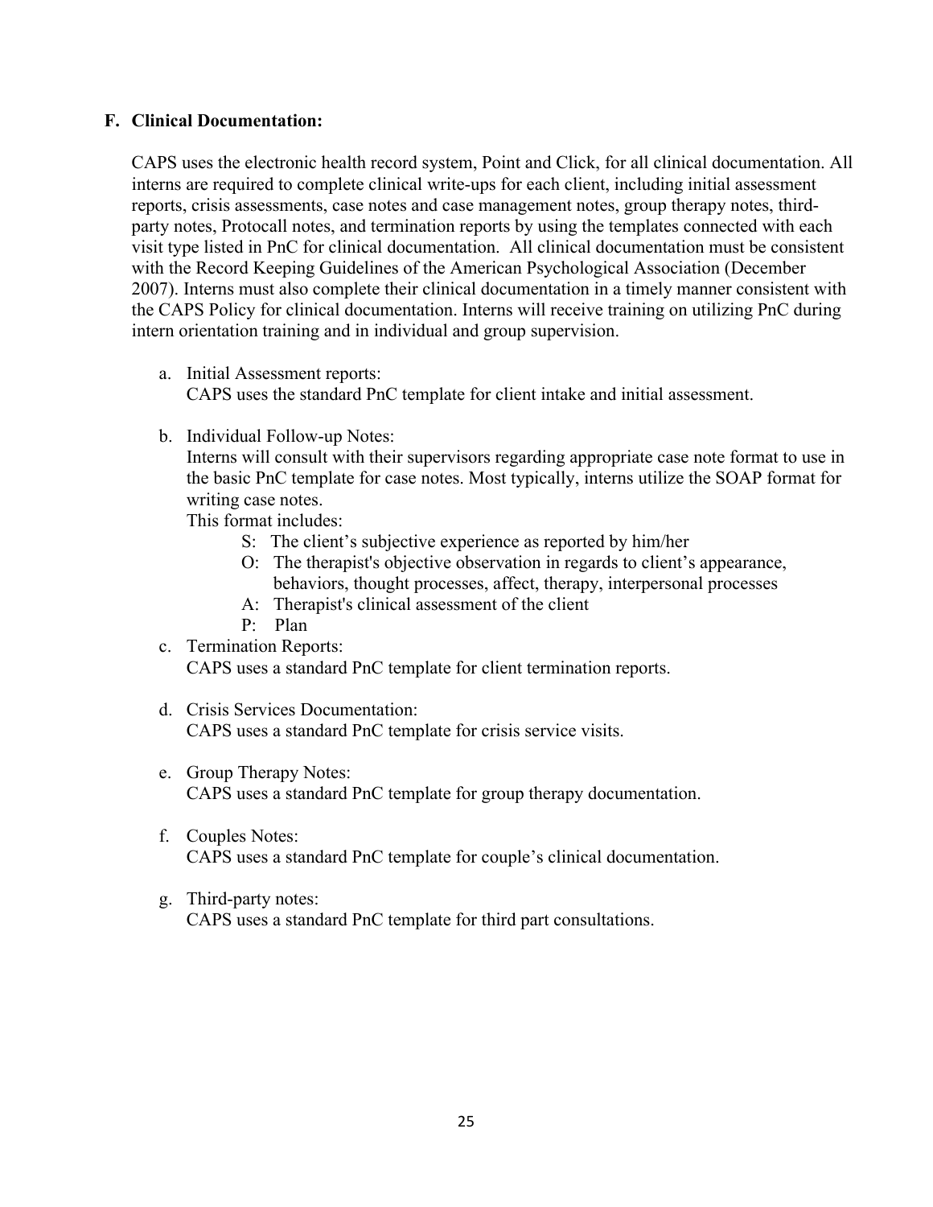### F. Clinical Documentation:

CAPS uses the electronic health record system, Point and Click, for all clinical documentation. All interns are required to complete clinical write-ups for each client, including initial assessment reports, crisis assessments, case notes and case management notes, group therapy notes, third-party notes, Protocall notes, and termination reports by using the templates connected with each visit type listed in PnC for clinical documentation. All clinical documentation must be consistent with the Record Keeping Guidelines of the American Psychological Association (December 2007). Interns must also complete their clinical documentation in a timely manner consistent with the CAPS Policy for clinical documentation. Interns will receive training on utilizing PnC during intern orientation training and in individual and group supervision.

a. Initial Assessment reports:
   CAPS uses the standard PnC template for client intake and initial assessment.

b. Individual Follow-up Notes:
   Interns will consult with their supervisors regarding appropriate case note format to use in the basic PnC template for case notes. Most typically, interns utilize the SOAP format for writing case notes.
   This format includes:
   - S: The client's subjective experience as reported by him/her
   - O: The therapist's objective observation in regards to client's appearance, behaviors, thought processes, affect, therapy, interpersonal processes
   - A: Therapist's clinical assessment of the client
   - P: Plan

c. Termination Reports:
   CAPS uses a standard PnC template for client termination reports.

d. Crisis Services Documentation:
   CAPS uses a standard PnC template for crisis service visits.

e. Group Therapy Notes:
   CAPS uses a standard PnC template for group therapy documentation.

f. Couples Notes:
   CAPS uses a standard PnC template for couple's clinical documentation.

g. Third-party notes:
   CAPS uses a standard PnC template for third part consultations.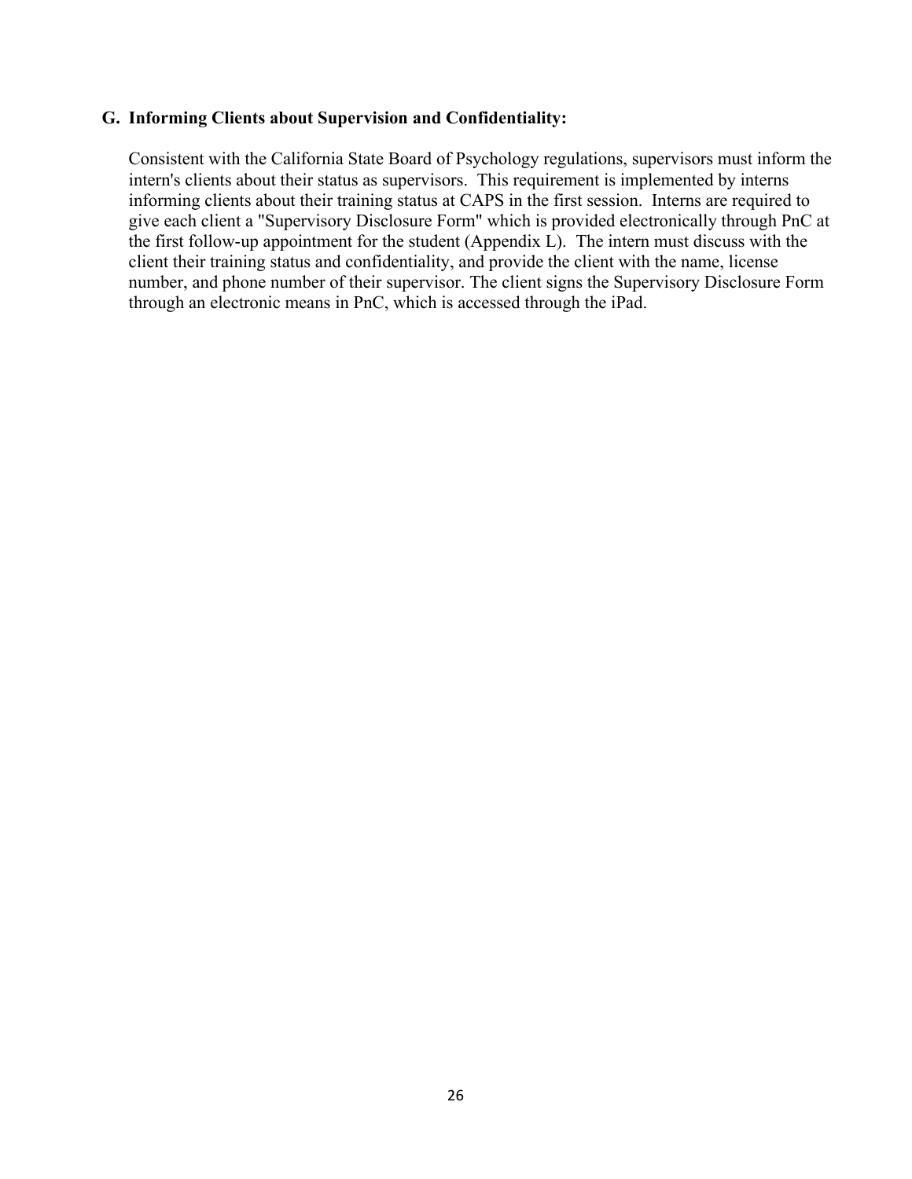### G. Informing Clients about Supervision and Confidentiality:

Consistent with the California State Board of Psychology regulations, supervisors must inform the intern's clients about their status as supervisors. This requirement is implemented by interns informing clients about their training status at CAPS in the first session. Interns are required to give each client a "Supervisory Disclosure Form" which is provided electronically through PnC at the first follow-up appointment for the student (Appendix L). The intern must discuss with the client their training status and confidentiality, and provide the client with the name, license number, and phone number of their supervisor. The client signs the Supervisory Disclosure Form through an electronic means in PnC, which is accessed through the iPad.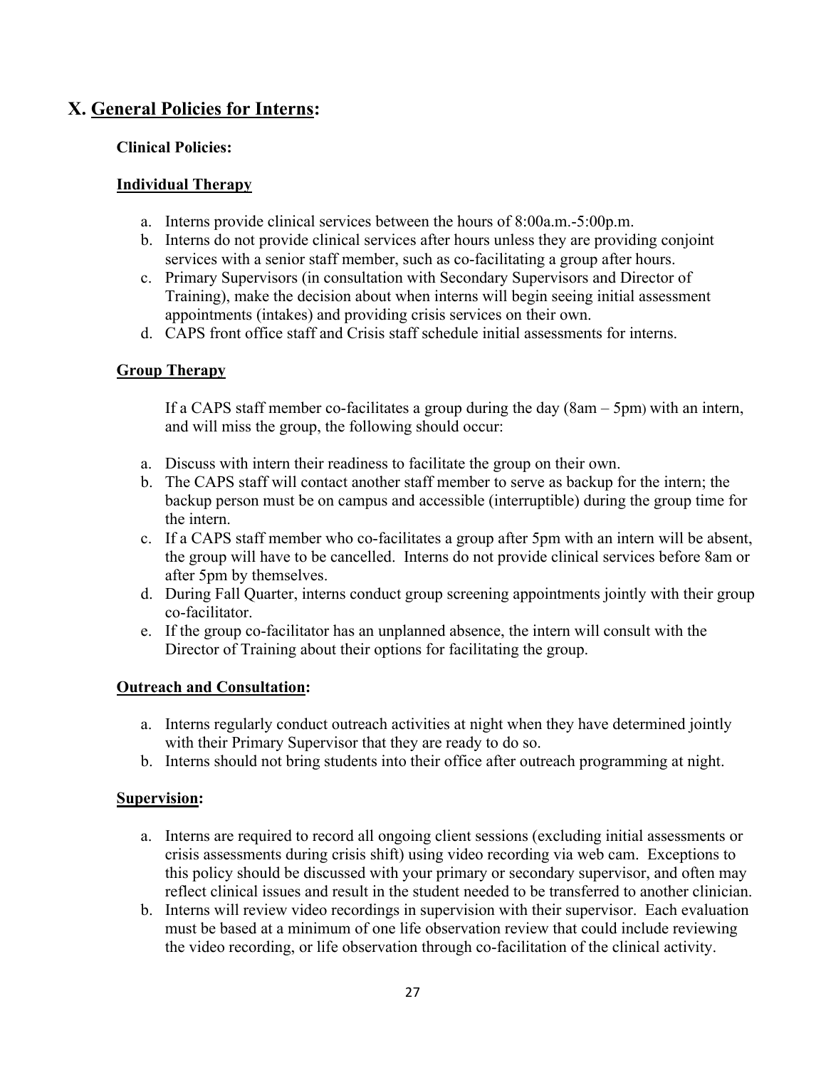## X. General Policies for Interns:

**Clinical Policies:**

**Individual Therapy**

a. Interns provide clinical services between the hours of 8:00a.m.-5:00p.m.
b. Interns do not provide clinical services after hours unless they are providing conjoint services with a senior staff member, such as co-facilitating a group after hours.
c. Primary Supervisors (in consultation with Secondary Supervisors and Director of Training), make the decision about when interns will begin seeing initial assessment appointments (intakes) and providing crisis services on their own.
d. CAPS front office staff and Crisis staff schedule initial assessments for interns.

**Group Therapy**

If a CAPS staff member co-facilitates a group during the day (8am – 5pm) with an intern, and will miss the group, the following should occur:

a. Discuss with intern their readiness to facilitate the group on their own.
b. The CAPS staff will contact another staff member to serve as backup for the intern; the backup person must be on campus and accessible (interruptible) during the group time for the intern.
c. If a CAPS staff member who co-facilitates a group after 5pm with an intern will be absent, the group will have to be cancelled. Interns do not provide clinical services before 8am or after 5pm by themselves.
d. During Fall Quarter, interns conduct group screening appointments jointly with their group co-facilitator.
e. If the group co-facilitator has an unplanned absence, the intern will consult with the Director of Training about their options for facilitating the group.

**Outreach and Consultation:**

a. Interns regularly conduct outreach activities at night when they have determined jointly with their Primary Supervisor that they are ready to do so.
b. Interns should not bring students into their office after outreach programming at night.

**Supervision:**

a. Interns are required to record all ongoing client sessions (excluding initial assessments or crisis assessments during crisis shift) using video recording via web cam. Exceptions to this policy should be discussed with your primary or secondary supervisor, and often may reflect clinical issues and result in the student needed to be transferred to another clinician.
b. Interns will review video recordings in supervision with their supervisor. Each evaluation must be based at a minimum of one life observation review that could include reviewing the video recording, or life observation through co-facilitation of the clinical activity.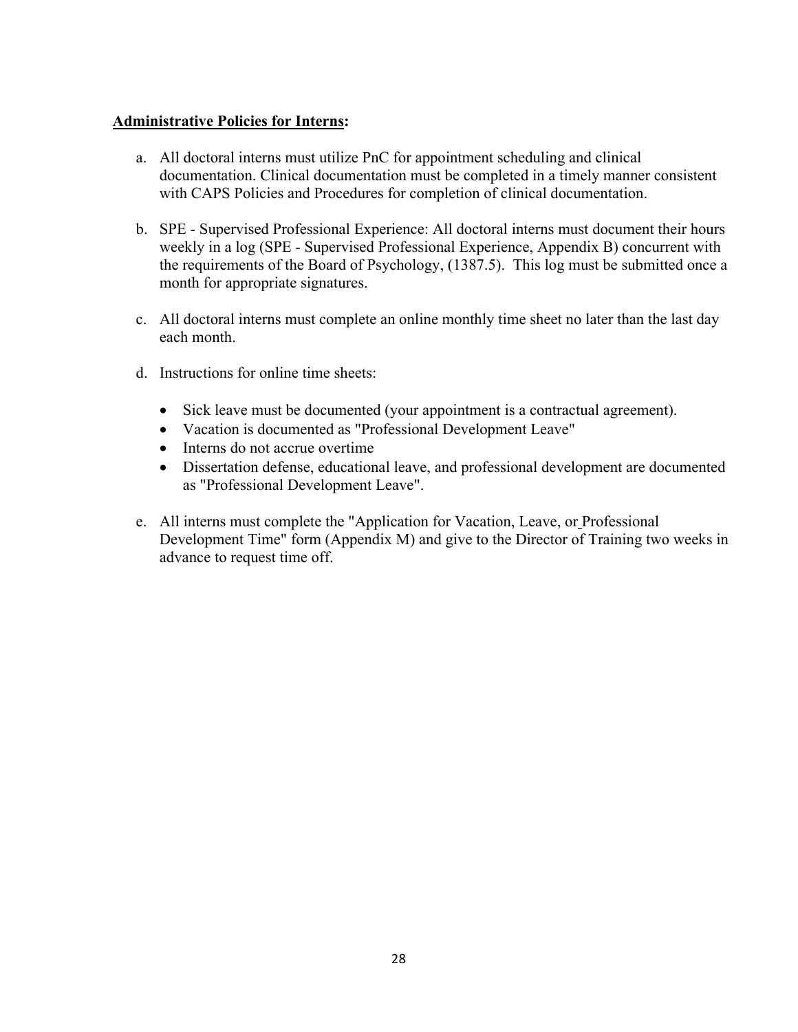**<u>Administrative Policies for Interns</u>:**

a. All doctoral interns must utilize PnC for appointment scheduling and clinical documentation. Clinical documentation must be completed in a timely manner consistent with CAPS Policies and Procedures for completion of clinical documentation.

b. SPE - Supervised Professional Experience: All doctoral interns must document their hours weekly in a log (SPE - Supervised Professional Experience, Appendix B) concurrent with the requirements of the Board of Psychology, (1387.5). This log must be submitted once a month for appropriate signatures.

c. All doctoral interns must complete an online monthly time sheet no later than the last day each month.

d. Instructions for online time sheets:

   - Sick leave must be documented (your appointment is a contractual agreement).
   - Vacation is documented as "Professional Development Leave"
   - Interns do not accrue overtime
   - Dissertation defense, educational leave, and professional development are documented as "Professional Development Leave".

e. All interns must complete the "Application for Vacation, Leave, or Professional Development Time" form (Appendix M) and give to the Director of Training two weeks in advance to request time off.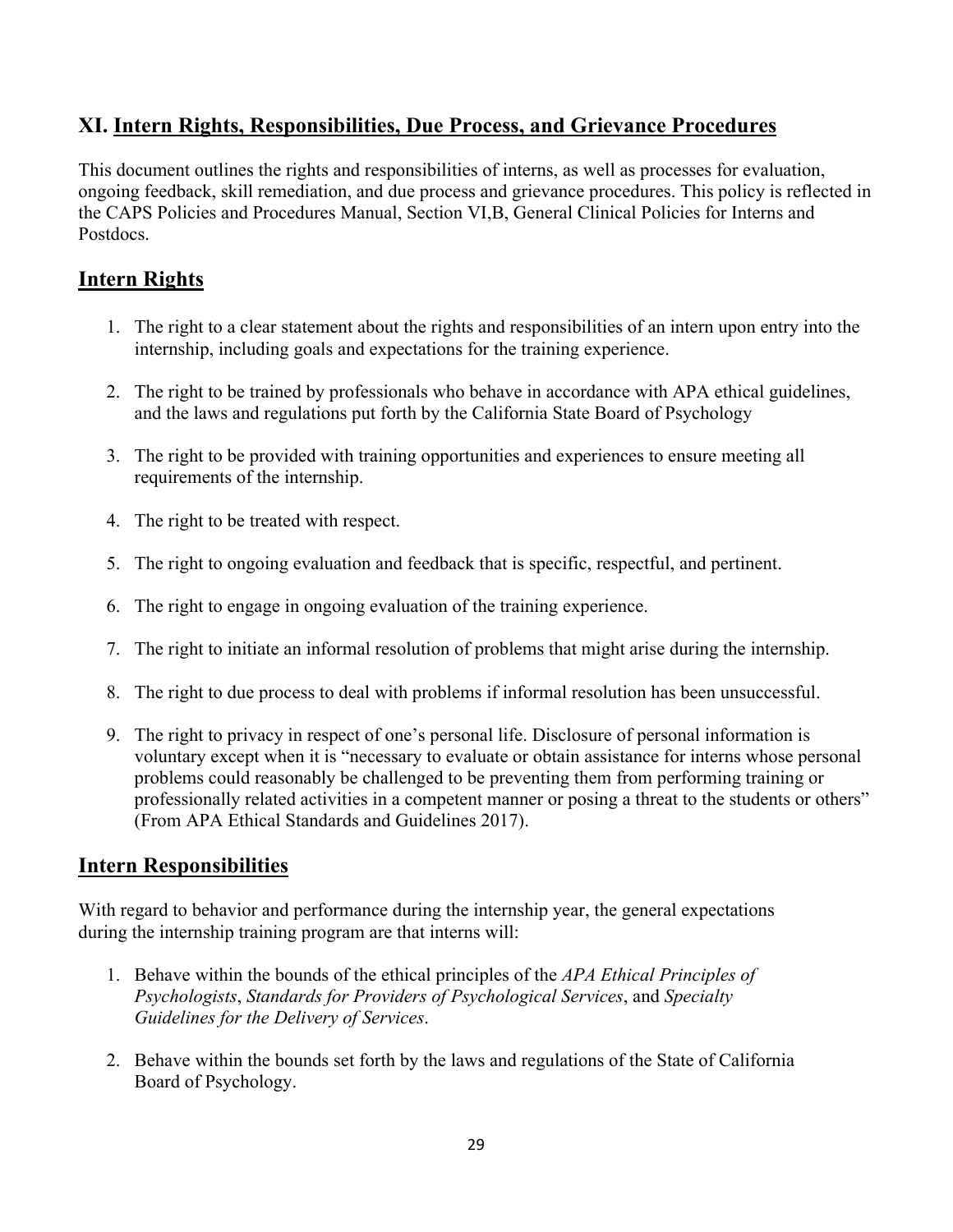## XI. Intern Rights, Responsibilities, Due Process, and Grievance Procedures

This document outlines the rights and responsibilities of interns, as well as processes for evaluation, ongoing feedback, skill remediation, and due process and grievance procedures. This policy is reflected in the CAPS Policies and Procedures Manual, Section VI,B, General Clinical Policies for Interns and Postdocs.

## Intern Rights

1. The right to a clear statement about the rights and responsibilities of an intern upon entry into the internship, including goals and expectations for the training experience.

2. The right to be trained by professionals who behave in accordance with APA ethical guidelines, and the laws and regulations put forth by the California State Board of Psychology

3. The right to be provided with training opportunities and experiences to ensure meeting all requirements of the internship.

4. The right to be treated with respect.

5. The right to ongoing evaluation and feedback that is specific, respectful, and pertinent.

6. The right to engage in ongoing evaluation of the training experience.

7. The right to initiate an informal resolution of problems that might arise during the internship.

8. The right to due process to deal with problems if informal resolution has been unsuccessful.

9. The right to privacy in respect of one's personal life. Disclosure of personal information is voluntary except when it is "necessary to evaluate or obtain assistance for interns whose personal problems could reasonably be challenged to be preventing them from performing training or professionally related activities in a competent manner or posing a threat to the students or others" (From APA Ethical Standards and Guidelines 2017).

## Intern Responsibilities

With regard to behavior and performance during the internship year, the general expectations during the internship training program are that interns will:

1. Behave within the bounds of the ethical principles of the *APA Ethical Principles of Psychologists*, *Standards for Providers of Psychological Services*, and *Specialty Guidelines for the Delivery of Services*.

2. Behave within the bounds set forth by the laws and regulations of the State of California Board of Psychology.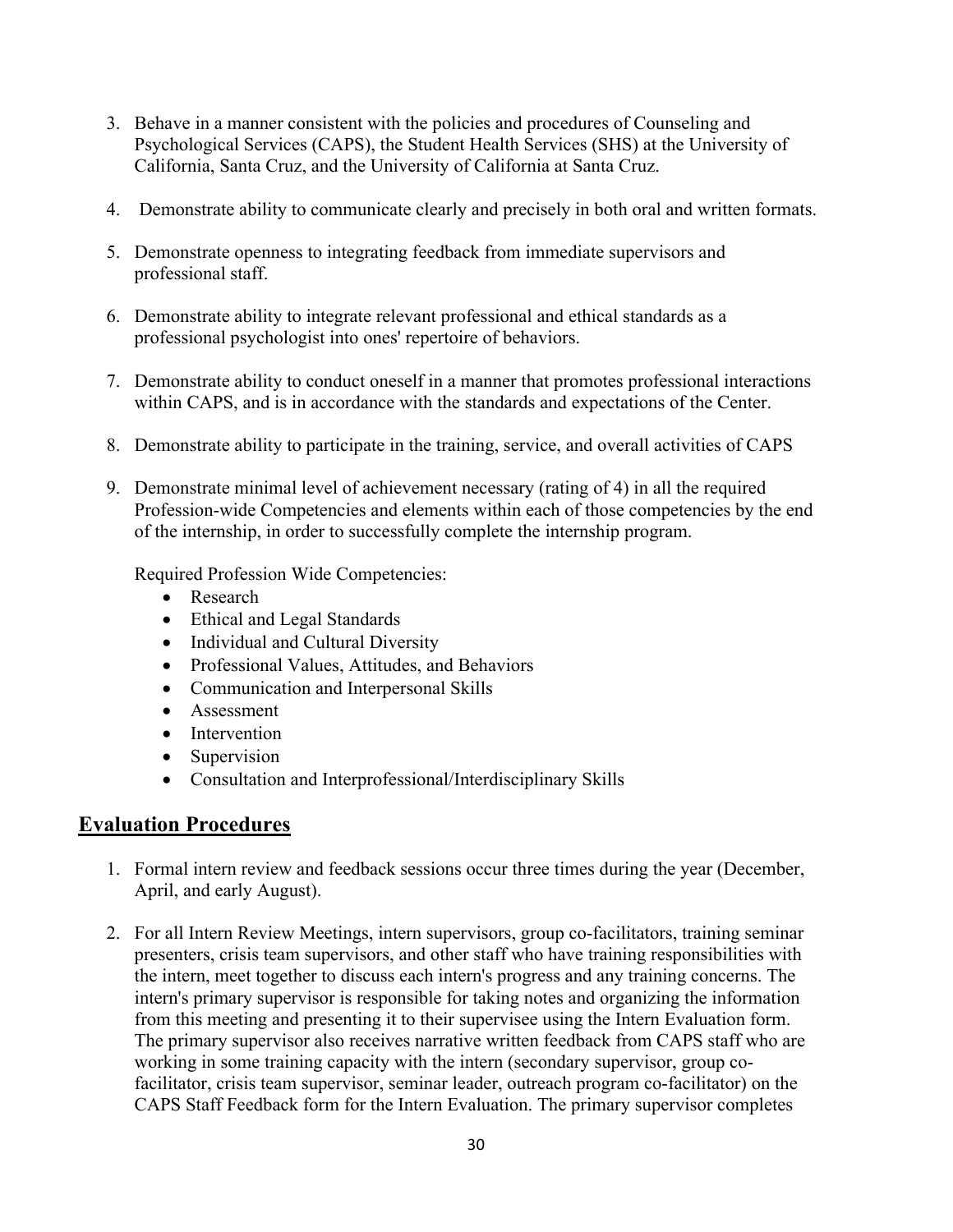3. Behave in a manner consistent with the policies and procedures of Counseling and Psychological Services (CAPS), the Student Health Services (SHS) at the University of California, Santa Cruz, and the University of California at Santa Cruz.

4. Demonstrate ability to communicate clearly and precisely in both oral and written formats.

5. Demonstrate openness to integrating feedback from immediate supervisors and professional staff.

6. Demonstrate ability to integrate relevant professional and ethical standards as a professional psychologist into ones' repertoire of behaviors.

7. Demonstrate ability to conduct oneself in a manner that promotes professional interactions within CAPS, and is in accordance with the standards and expectations of the Center.

8. Demonstrate ability to participate in the training, service, and overall activities of CAPS

9. Demonstrate minimal level of achievement necessary (rating of 4) in all the required Profession-wide Competencies and elements within each of those competencies by the end of the internship, in order to successfully complete the internship program.

   Required Profession Wide Competencies:
   - Research
   - Ethical and Legal Standards
   - Individual and Cultural Diversity
   - Professional Values, Attitudes, and Behaviors
   - Communication and Interpersonal Skills
   - Assessment
   - Intervention
   - Supervision
   - Consultation and Interprofessional/Interdisciplinary Skills

## Evaluation Procedures

1. Formal intern review and feedback sessions occur three times during the year (December, April, and early August).

2. For all Intern Review Meetings, intern supervisors, group co-facilitators, training seminar presenters, crisis team supervisors, and other staff who have training responsibilities with the intern, meet together to discuss each intern's progress and any training concerns. The intern's primary supervisor is responsible for taking notes and organizing the information from this meeting and presenting it to their supervisee using the Intern Evaluation form. The primary supervisor also receives narrative written feedback from CAPS staff who are working in some training capacity with the intern (secondary supervisor, group co-facilitator, crisis team supervisor, seminar leader, outreach program co-facilitator) on the CAPS Staff Feedback form for the Intern Evaluation. The primary supervisor completes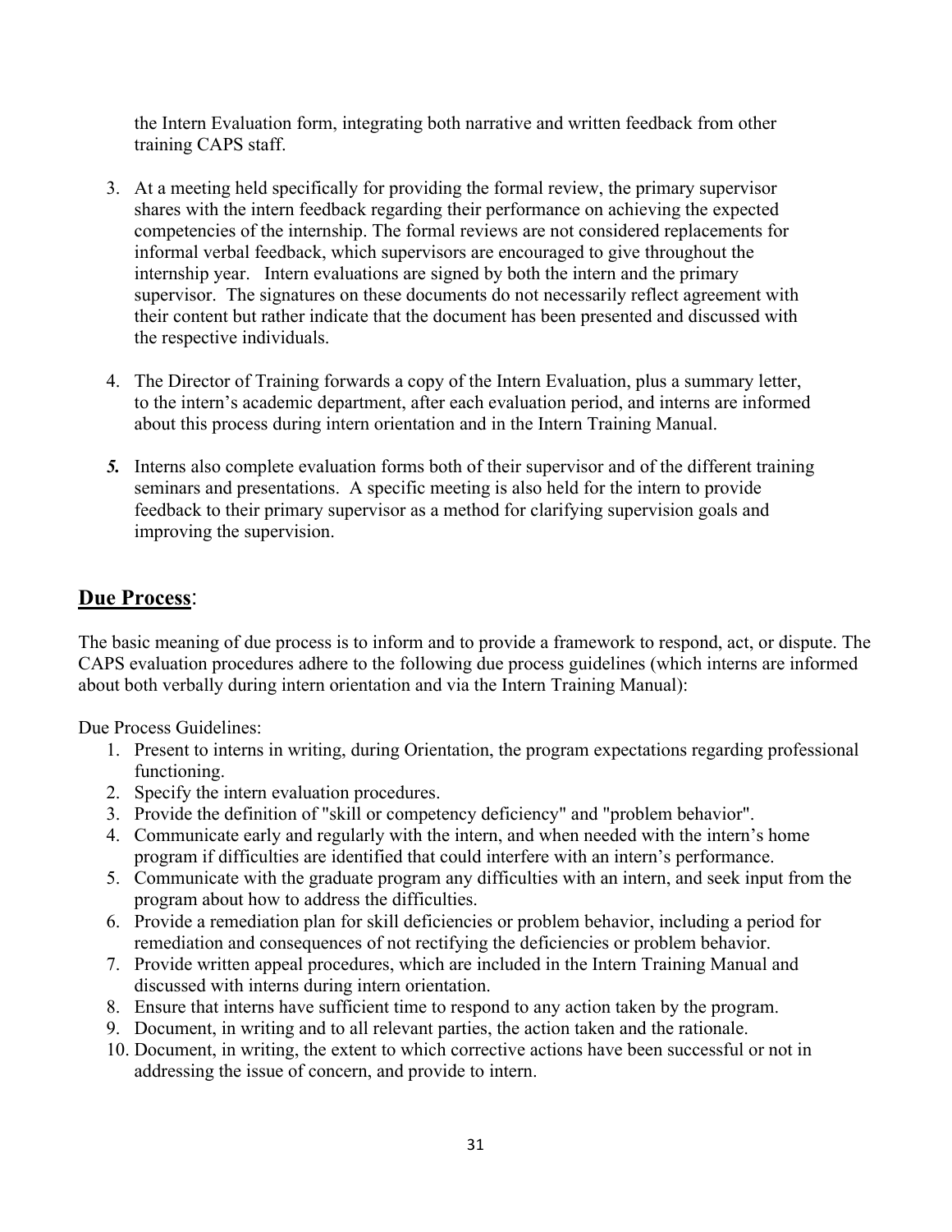the Intern Evaluation form, integrating both narrative and written feedback from other training CAPS staff.

3. At a meeting held specifically for providing the formal review, the primary supervisor shares with the intern feedback regarding their performance on achieving the expected competencies of the internship. The formal reviews are not considered replacements for informal verbal feedback, which supervisors are encouraged to give throughout the internship year. Intern evaluations are signed by both the intern and the primary supervisor. The signatures on these documents do not necessarily reflect agreement with their content but rather indicate that the document has been presented and discussed with the respective individuals.

4. The Director of Training forwards a copy of the Intern Evaluation, plus a summary letter, to the intern's academic department, after each evaluation period, and interns are informed about this process during intern orientation and in the Intern Training Manual.

5. Interns also complete evaluation forms both of their supervisor and of the different training seminars and presentations. A specific meeting is also held for the intern to provide feedback to their primary supervisor as a method for clarifying supervision goals and improving the supervision.

## **Due Process**:

The basic meaning of due process is to inform and to provide a framework to respond, act, or dispute. The CAPS evaluation procedures adhere to the following due process guidelines (which interns are informed about both verbally during intern orientation and via the Intern Training Manual):

Due Process Guidelines:

1. Present to interns in writing, during Orientation, the program expectations regarding professional functioning.
2. Specify the intern evaluation procedures.
3. Provide the definition of "skill or competency deficiency" and "problem behavior".
4. Communicate early and regularly with the intern, and when needed with the intern's home program if difficulties are identified that could interfere with an intern's performance.
5. Communicate with the graduate program any difficulties with an intern, and seek input from the program about how to address the difficulties.
6. Provide a remediation plan for skill deficiencies or problem behavior, including a period for remediation and consequences of not rectifying the deficiencies or problem behavior.
7. Provide written appeal procedures, which are included in the Intern Training Manual and discussed with interns during intern orientation.
8. Ensure that interns have sufficient time to respond to any action taken by the program.
9. Document, in writing and to all relevant parties, the action taken and the rationale.
10. Document, in writing, the extent to which corrective actions have been successful or not in addressing the issue of concern, and provide to intern.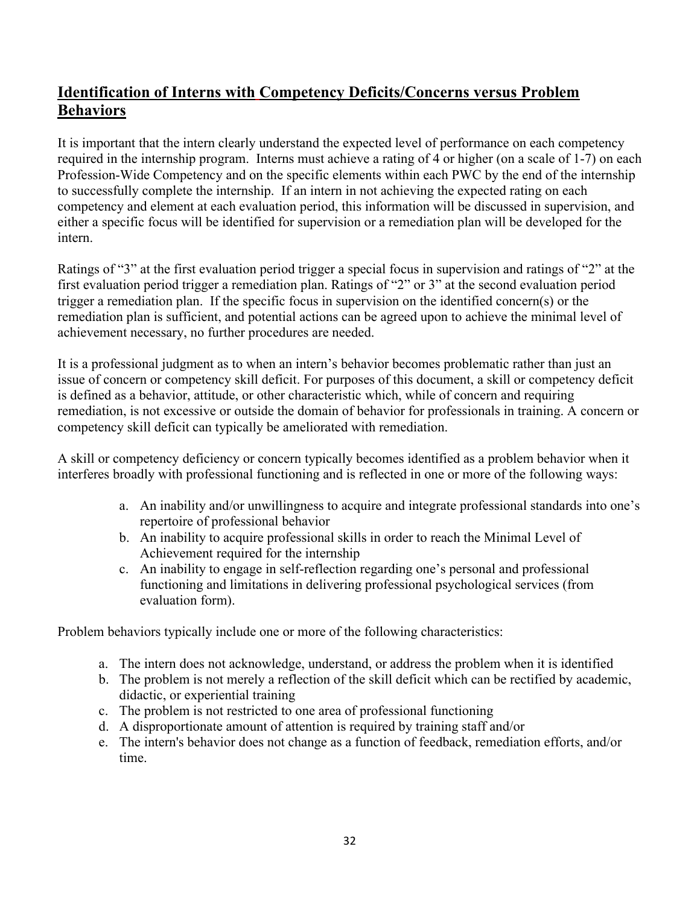## Identification of Interns with Competency Deficits/Concerns versus Problem Behaviors

It is important that the intern clearly understand the expected level of performance on each competency required in the internship program. Interns must achieve a rating of 4 or higher (on a scale of 1-7) on each Profession-Wide Competency and on the specific elements within each PWC by the end of the internship to successfully complete the internship. If an intern in not achieving the expected rating on each competency and element at each evaluation period, this information will be discussed in supervision, and either a specific focus will be identified for supervision or a remediation plan will be developed for the intern.

Ratings of "3" at the first evaluation period trigger a special focus in supervision and ratings of "2" at the first evaluation period trigger a remediation plan. Ratings of "2" or 3" at the second evaluation period trigger a remediation plan. If the specific focus in supervision on the identified concern(s) or the remediation plan is sufficient, and potential actions can be agreed upon to achieve the minimal level of achievement necessary, no further procedures are needed.

It is a professional judgment as to when an intern's behavior becomes problematic rather than just an issue of concern or competency skill deficit. For purposes of this document, a skill or competency deficit is defined as a behavior, attitude, or other characteristic which, while of concern and requiring remediation, is not excessive or outside the domain of behavior for professionals in training. A concern or competency skill deficit can typically be ameliorated with remediation.

A skill or competency deficiency or concern typically becomes identified as a problem behavior when it interferes broadly with professional functioning and is reflected in one or more of the following ways:

a. An inability and/or unwillingness to acquire and integrate professional standards into one's repertoire of professional behavior
b. An inability to acquire professional skills in order to reach the Minimal Level of Achievement required for the internship
c. An inability to engage in self-reflection regarding one's personal and professional functioning and limitations in delivering professional psychological services (from evaluation form).

Problem behaviors typically include one or more of the following characteristics:

a. The intern does not acknowledge, understand, or address the problem when it is identified
b. The problem is not merely a reflection of the skill deficit which can be rectified by academic, didactic, or experiential training
c. The problem is not restricted to one area of professional functioning
d. A disproportionate amount of attention is required by training staff and/or
e. The intern's behavior does not change as a function of feedback, remediation efforts, and/or time.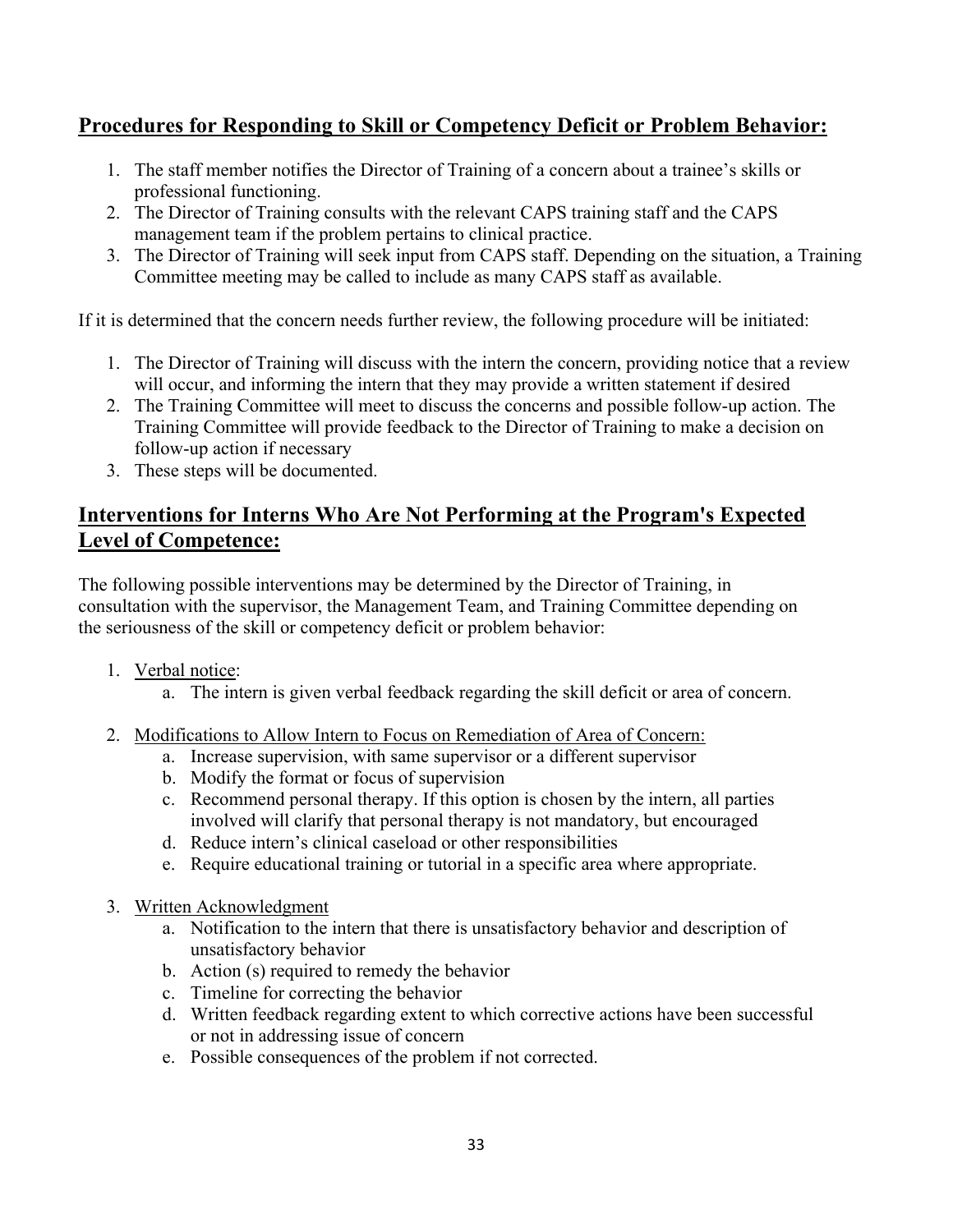## Procedures for Responding to Skill or Competency Deficit or Problem Behavior:

1. The staff member notifies the Director of Training of a concern about a trainee's skills or professional functioning.
2. The Director of Training consults with the relevant CAPS training staff and the CAPS management team if the problem pertains to clinical practice.
3. The Director of Training will seek input from CAPS staff. Depending on the situation, a Training Committee meeting may be called to include as many CAPS staff as available.

If it is determined that the concern needs further review, the following procedure will be initiated:

1. The Director of Training will discuss with the intern the concern, providing notice that a review will occur, and informing the intern that they may provide a written statement if desired
2. The Training Committee will meet to discuss the concerns and possible follow-up action. The Training Committee will provide feedback to the Director of Training to make a decision on follow-up action if necessary
3. These steps will be documented.

## Interventions for Interns Who Are Not Performing at the Program's Expected Level of Competence:

The following possible interventions may be determined by the Director of Training, in consultation with the supervisor, the Management Team, and Training Committee depending on the seriousness of the skill or competency deficit or problem behavior:

1. Verbal notice:
    a. The intern is given verbal feedback regarding the skill deficit or area of concern.

2. Modifications to Allow Intern to Focus on Remediation of Area of Concern:
    a. Increase supervision, with same supervisor or a different supervisor
    b. Modify the format or focus of supervision
    c. Recommend personal therapy. If this option is chosen by the intern, all parties involved will clarify that personal therapy is not mandatory, but encouraged
    d. Reduce intern's clinical caseload or other responsibilities
    e. Require educational training or tutorial in a specific area where appropriate.

3. Written Acknowledgment
    a. Notification to the intern that there is unsatisfactory behavior and description of unsatisfactory behavior
    b. Action (s) required to remedy the behavior
    c. Timeline for correcting the behavior
    d. Written feedback regarding extent to which corrective actions have been successful or not in addressing issue of concern
    e. Possible consequences of the problem if not corrected.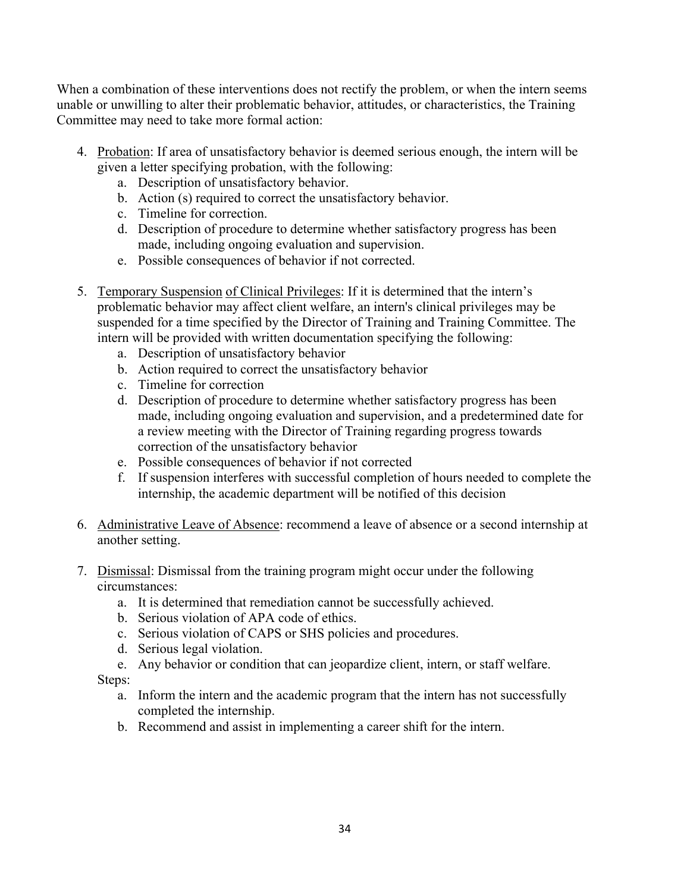When a combination of these interventions does not rectify the problem, or when the intern seems unable or unwilling to alter their problematic behavior, attitudes, or characteristics, the Training Committee may need to take more formal action:

4. Probation: If area of unsatisfactory behavior is deemed serious enough, the intern will be given a letter specifying probation, with the following:
   a. Description of unsatisfactory behavior.
   b. Action (s) required to correct the unsatisfactory behavior.
   c. Timeline for correction.
   d. Description of procedure to determine whether satisfactory progress has been made, including ongoing evaluation and supervision.
   e. Possible consequences of behavior if not corrected.

5. Temporary Suspension of Clinical Privileges: If it is determined that the intern's problematic behavior may affect client welfare, an intern's clinical privileges may be suspended for a time specified by the Director of Training and Training Committee. The intern will be provided with written documentation specifying the following:
   a. Description of unsatisfactory behavior
   b. Action required to correct the unsatisfactory behavior
   c. Timeline for correction
   d. Description of procedure to determine whether satisfactory progress has been made, including ongoing evaluation and supervision, and a predetermined date for a review meeting with the Director of Training regarding progress towards correction of the unsatisfactory behavior
   e. Possible consequences of behavior if not corrected
   f. If suspension interferes with successful completion of hours needed to complete the internship, the academic department will be notified of this decision

6. Administrative Leave of Absence: recommend a leave of absence or a second internship at another setting.

7. Dismissal: Dismissal from the training program might occur under the following circumstances:
   a. It is determined that remediation cannot be successfully achieved.
   b. Serious violation of APA code of ethics.
   c. Serious violation of CAPS or SHS policies and procedures.
   d. Serious legal violation.
   e. Any behavior or condition that can jeopardize client, intern, or staff welfare.

   Steps:
   a. Inform the intern and the academic program that the intern has not successfully completed the internship.
   b. Recommend and assist in implementing a career shift for the intern.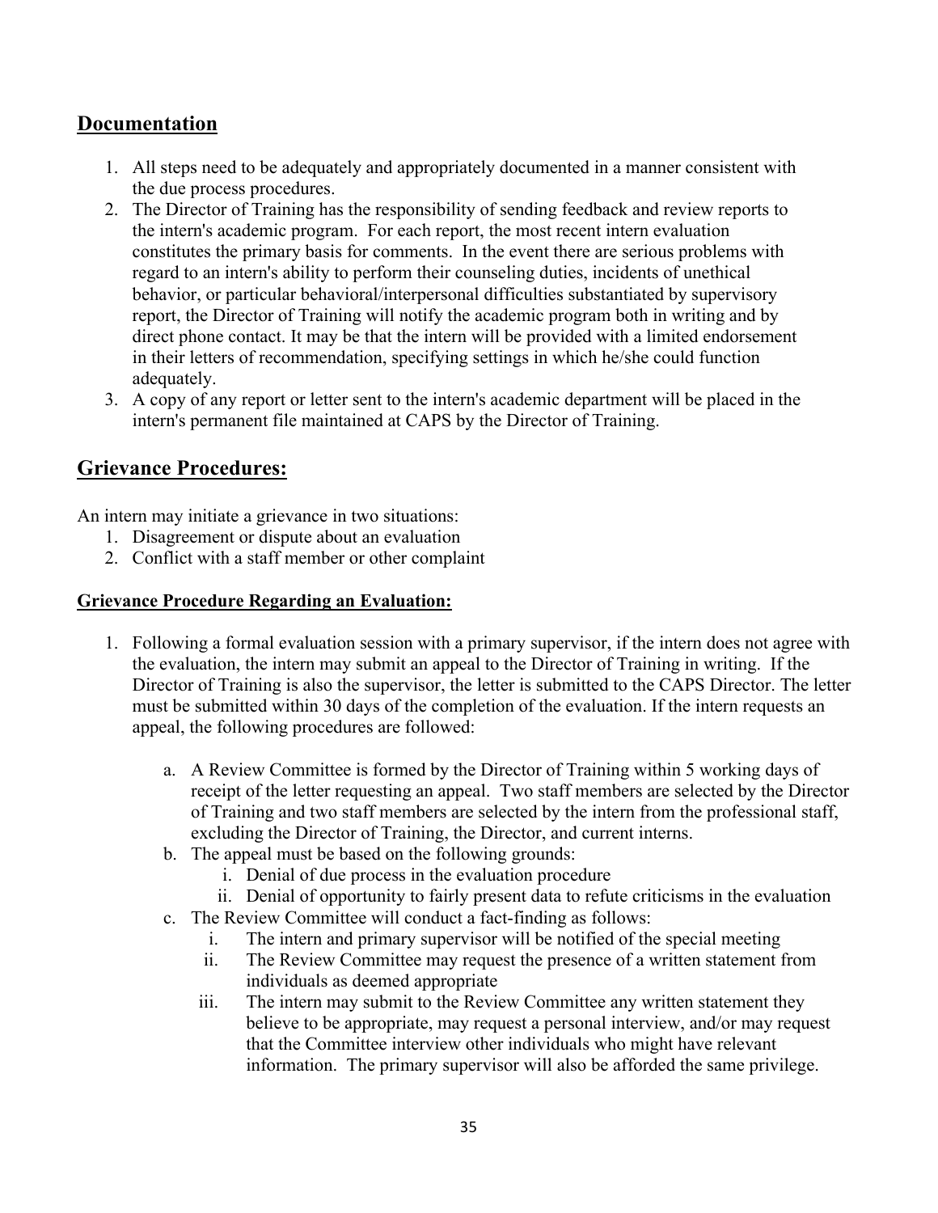## Documentation

1. All steps need to be adequately and appropriately documented in a manner consistent with the due process procedures.
2. The Director of Training has the responsibility of sending feedback and review reports to the intern's academic program. For each report, the most recent intern evaluation constitutes the primary basis for comments. In the event there are serious problems with regard to an intern's ability to perform their counseling duties, incidents of unethical behavior, or particular behavioral/interpersonal difficulties substantiated by supervisory report, the Director of Training will notify the academic program both in writing and by direct phone contact. It may be that the intern will be provided with a limited endorsement in their letters of recommendation, specifying settings in which he/she could function adequately.
3. A copy of any report or letter sent to the intern's academic department will be placed in the intern's permanent file maintained at CAPS by the Director of Training.

## Grievance Procedures:

An intern may initiate a grievance in two situations:

1. Disagreement or dispute about an evaluation
2. Conflict with a staff member or other complaint

### Grievance Procedure Regarding an Evaluation:

1. Following a formal evaluation session with a primary supervisor, if the intern does not agree with the evaluation, the intern may submit an appeal to the Director of Training in writing. If the Director of Training is also the supervisor, the letter is submitted to the CAPS Director. The letter must be submitted within 30 days of the completion of the evaluation. If the intern requests an appeal, the following procedures are followed:

    a. A Review Committee is formed by the Director of Training within 5 working days of receipt of the letter requesting an appeal. Two staff members are selected by the Director of Training and two staff members are selected by the intern from the professional staff, excluding the Director of Training, the Director, and current interns.

    b. The appeal must be based on the following grounds:

        i. Denial of due process in the evaluation procedure
        ii. Denial of opportunity to fairly present data to refute criticisms in the evaluation

    c. The Review Committee will conduct a fact-finding as follows:

        i. The intern and primary supervisor will be notified of the special meeting
        ii. The Review Committee may request the presence of a written statement from individuals as deemed appropriate
        iii. The intern may submit to the Review Committee any written statement they believe to be appropriate, may request a personal interview, and/or may request that the Committee interview other individuals who might have relevant information. The primary supervisor will also be afforded the same privilege.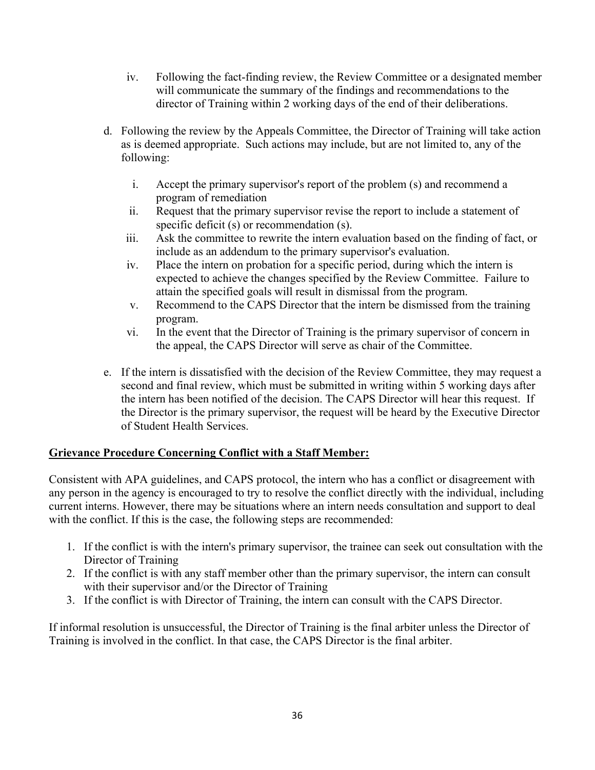iv. Following the fact-finding review, the Review Committee or a designated member will communicate the summary of the findings and recommendations to the director of Training within 2 working days of the end of their deliberations.

d. Following the review by the Appeals Committee, the Director of Training will take action as is deemed appropriate. Such actions may include, but are not limited to, any of the following:

   i. Accept the primary supervisor's report of the problem (s) and recommend a program of remediation
   ii. Request that the primary supervisor revise the report to include a statement of specific deficit (s) or recommendation (s).
   iii. Ask the committee to rewrite the intern evaluation based on the finding of fact, or include as an addendum to the primary supervisor's evaluation.
   iv. Place the intern on probation for a specific period, during which the intern is expected to achieve the changes specified by the Review Committee. Failure to attain the specified goals will result in dismissal from the program.
   v. Recommend to the CAPS Director that the intern be dismissed from the training program.
   vi. In the event that the Director of Training is the primary supervisor of concern in the appeal, the CAPS Director will serve as chair of the Committee.

e. If the intern is dissatisfied with the decision of the Review Committee, they may request a second and final review, which must be submitted in writing within 5 working days after the intern has been notified of the decision. The CAPS Director will hear this request. If the Director is the primary supervisor, the request will be heard by the Executive Director of Student Health Services.

**Grievance Procedure Concerning Conflict with a Staff Member:**

Consistent with APA guidelines, and CAPS protocol, the intern who has a conflict or disagreement with any person in the agency is encouraged to try to resolve the conflict directly with the individual, including current interns. However, there may be situations where an intern needs consultation and support to deal with the conflict. If this is the case, the following steps are recommended:

1. If the conflict is with the intern's primary supervisor, the trainee can seek out consultation with the Director of Training
2. If the conflict is with any staff member other than the primary supervisor, the intern can consult with their supervisor and/or the Director of Training
3. If the conflict is with Director of Training, the intern can consult with the CAPS Director.

If informal resolution is unsuccessful, the Director of Training is the final arbiter unless the Director of Training is involved in the conflict. In that case, the CAPS Director is the final arbiter.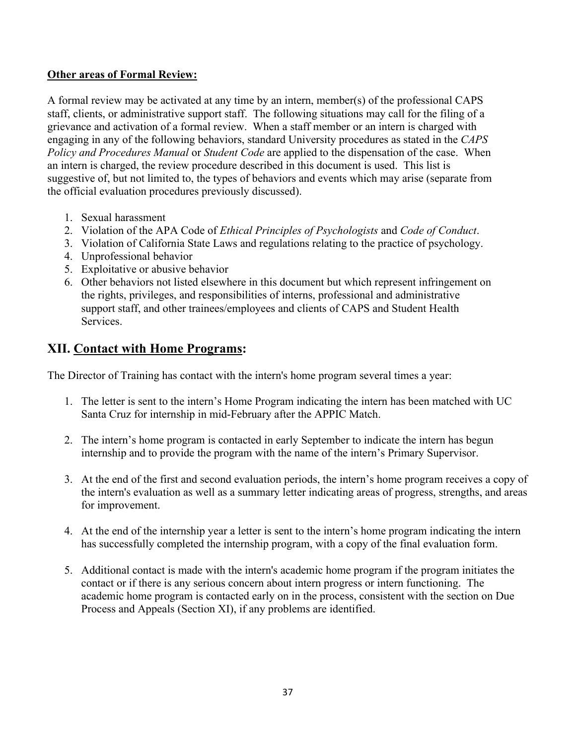**Other areas of Formal Review:**

A formal review may be activated at any time by an intern, member(s) of the professional CAPS staff, clients, or administrative support staff. The following situations may call for the filing of a grievance and activation of a formal review. When a staff member or an intern is charged with engaging in any of the following behaviors, standard University procedures as stated in the *CAPS Policy and Procedures Manual* or *Student Code* are applied to the dispensation of the case. When an intern is charged, the review procedure described in this document is used. This list is suggestive of, but not limited to, the types of behaviors and events which may arise (separate from the official evaluation procedures previously discussed).

1. Sexual harassment
2. Violation of the APA Code of *Ethical Principles of Psychologists* and *Code of Conduct*.
3. Violation of California State Laws and regulations relating to the practice of psychology.
4. Unprofessional behavior
5. Exploitative or abusive behavior
6. Other behaviors not listed elsewhere in this document but which represent infringement on the rights, privileges, and responsibilities of interns, professional and administrative support staff, and other trainees/employees and clients of CAPS and Student Health Services.

## XII. Contact with Home Programs:

The Director of Training has contact with the intern's home program several times a year:

1. The letter is sent to the intern's Home Program indicating the intern has been matched with UC Santa Cruz for internship in mid-February after the APPIC Match.

2. The intern's home program is contacted in early September to indicate the intern has begun internship and to provide the program with the name of the intern's Primary Supervisor.

3. At the end of the first and second evaluation periods, the intern's home program receives a copy of the intern's evaluation as well as a summary letter indicating areas of progress, strengths, and areas for improvement.

4. At the end of the internship year a letter is sent to the intern's home program indicating the intern has successfully completed the internship program, with a copy of the final evaluation form.

5. Additional contact is made with the intern's academic home program if the program initiates the contact or if there is any serious concern about intern progress or intern functioning. The academic home program is contacted early on in the process, consistent with the section on Due Process and Appeals (Section XI), if any problems are identified.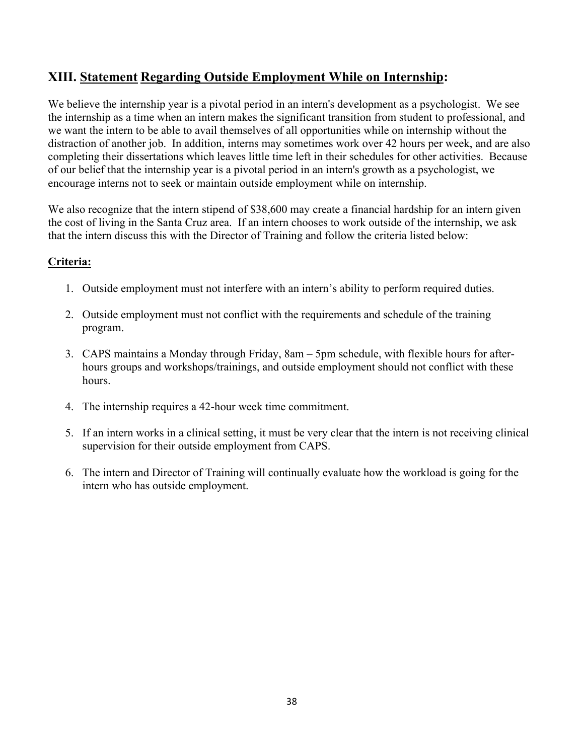## XIII. Statement Regarding Outside Employment While on Internship:

We believe the internship year is a pivotal period in an intern's development as a psychologist. We see the internship as a time when an intern makes the significant transition from student to professional, and we want the intern to be able to avail themselves of all opportunities while on internship without the distraction of another job. In addition, interns may sometimes work over 42 hours per week, and are also completing their dissertations which leaves little time left in their schedules for other activities. Because of our belief that the internship year is a pivotal period in an intern's growth as a psychologist, we encourage interns not to seek or maintain outside employment while on internship.

We also recognize that the intern stipend of $38,600 may create a financial hardship for an intern given the cost of living in the Santa Cruz area. If an intern chooses to work outside of the internship, we ask that the intern discuss this with the Director of Training and follow the criteria listed below:

**Criteria:**

1. Outside employment must not interfere with an intern's ability to perform required duties.
2. Outside employment must not conflict with the requirements and schedule of the training program.
3. CAPS maintains a Monday through Friday, 8am – 5pm schedule, with flexible hours for after-hours groups and workshops/trainings, and outside employment should not conflict with these hours.
4. The internship requires a 42-hour week time commitment.
5. If an intern works in a clinical setting, it must be very clear that the intern is not receiving clinical supervision for their outside employment from CAPS.
6. The intern and Director of Training will continually evaluate how the workload is going for the intern who has outside employment.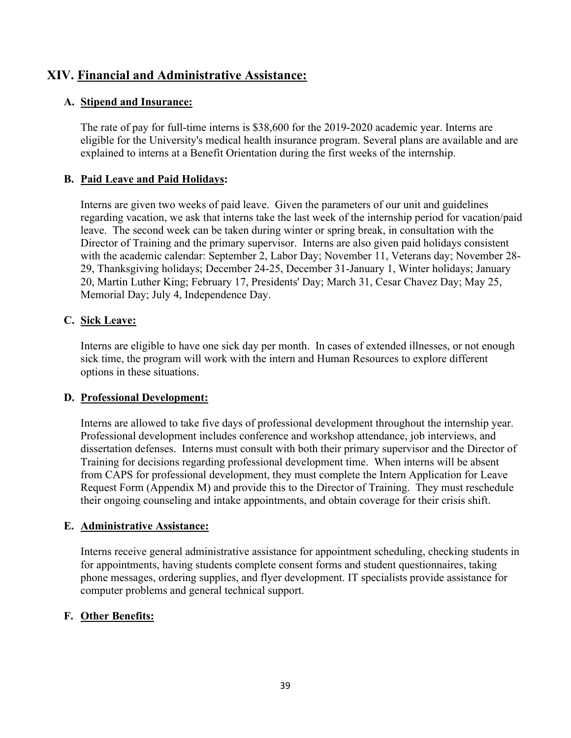## XIV. Financial and Administrative Assistance:

### A. Stipend and Insurance:

The rate of pay for full-time interns is $38,600 for the 2019-2020 academic year. Interns are eligible for the University's medical health insurance program. Several plans are available and are explained to interns at a Benefit Orientation during the first weeks of the internship.

### B. Paid Leave and Paid Holidays:

Interns are given two weeks of paid leave. Given the parameters of our unit and guidelines regarding vacation, we ask that interns take the last week of the internship period for vacation/paid leave. The second week can be taken during winter or spring break, in consultation with the Director of Training and the primary supervisor. Interns are also given paid holidays consistent with the academic calendar: September 2, Labor Day; November 11, Veterans day; November 28-29, Thanksgiving holidays; December 24-25, December 31-January 1, Winter holidays; January 20, Martin Luther King; February 17, Presidents' Day; March 31, Cesar Chavez Day; May 25, Memorial Day; July 4, Independence Day.

### C. Sick Leave:

Interns are eligible to have one sick day per month. In cases of extended illnesses, or not enough sick time, the program will work with the intern and Human Resources to explore different options in these situations.

### D. Professional Development:

Interns are allowed to take five days of professional development throughout the internship year. Professional development includes conference and workshop attendance, job interviews, and dissertation defenses. Interns must consult with both their primary supervisor and the Director of Training for decisions regarding professional development time. When interns will be absent from CAPS for professional development, they must complete the Intern Application for Leave Request Form (Appendix M) and provide this to the Director of Training. They must reschedule their ongoing counseling and intake appointments, and obtain coverage for their crisis shift.

### E. Administrative Assistance:

Interns receive general administrative assistance for appointment scheduling, checking students in for appointments, having students complete consent forms and student questionnaires, taking phone messages, ordering supplies, and flyer development. IT specialists provide assistance for computer problems and general technical support.

### F. Other Benefits: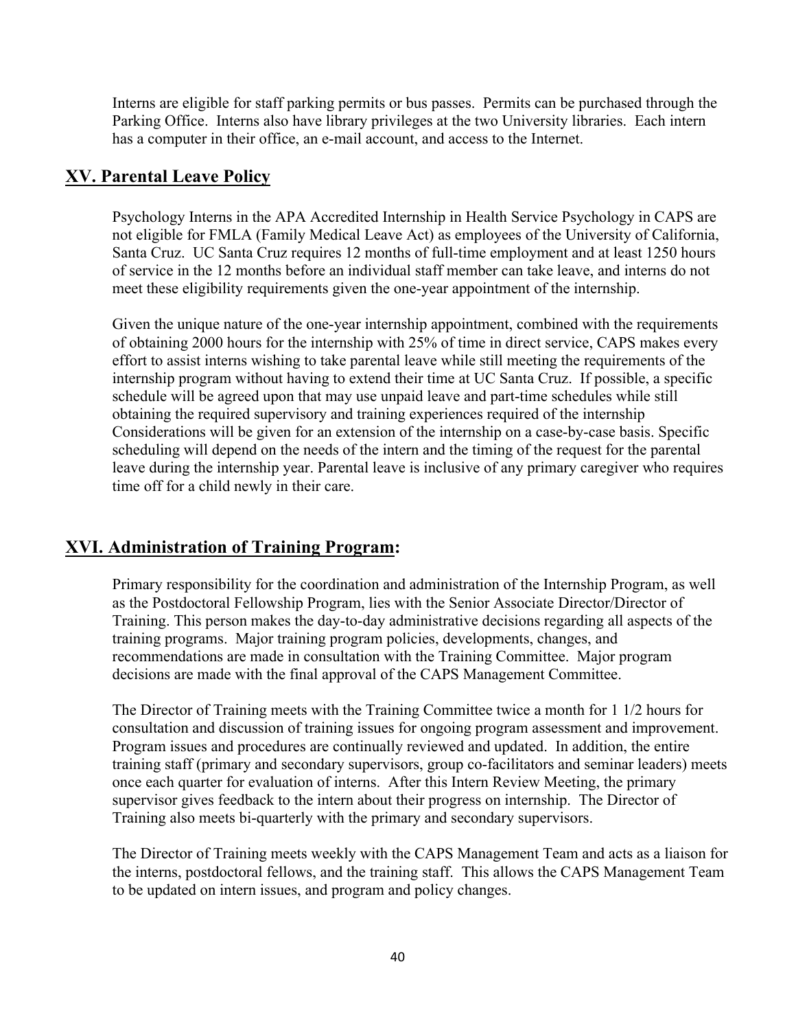Interns are eligible for staff parking permits or bus passes. Permits can be purchased through the Parking Office. Interns also have library privileges at the two University libraries. Each intern has a computer in their office, an e-mail account, and access to the Internet.

## XV. Parental Leave Policy

Psychology Interns in the APA Accredited Internship in Health Service Psychology in CAPS are not eligible for FMLA (Family Medical Leave Act) as employees of the University of California, Santa Cruz. UC Santa Cruz requires 12 months of full-time employment and at least 1250 hours of service in the 12 months before an individual staff member can take leave, and interns do not meet these eligibility requirements given the one-year appointment of the internship.

Given the unique nature of the one-year internship appointment, combined with the requirements of obtaining 2000 hours for the internship with 25% of time in direct service, CAPS makes every effort to assist interns wishing to take parental leave while still meeting the requirements of the internship program without having to extend their time at UC Santa Cruz. If possible, a specific schedule will be agreed upon that may use unpaid leave and part-time schedules while still obtaining the required supervisory and training experiences required of the internship Considerations will be given for an extension of the internship on a case-by-case basis. Specific scheduling will depend on the needs of the intern and the timing of the request for the parental leave during the internship year. Parental leave is inclusive of any primary caregiver who requires time off for a child newly in their care.

## XVI. Administration of Training Program:

Primary responsibility for the coordination and administration of the Internship Program, as well as the Postdoctoral Fellowship Program, lies with the Senior Associate Director/Director of Training. This person makes the day-to-day administrative decisions regarding all aspects of the training programs. Major training program policies, developments, changes, and recommendations are made in consultation with the Training Committee. Major program decisions are made with the final approval of the CAPS Management Committee.

The Director of Training meets with the Training Committee twice a month for 1 1/2 hours for consultation and discussion of training issues for ongoing program assessment and improvement. Program issues and procedures are continually reviewed and updated. In addition, the entire training staff (primary and secondary supervisors, group co-facilitators and seminar leaders) meets once each quarter for evaluation of interns. After this Intern Review Meeting, the primary supervisor gives feedback to the intern about their progress on internship. The Director of Training also meets bi-quarterly with the primary and secondary supervisors.

The Director of Training meets weekly with the CAPS Management Team and acts as a liaison for the interns, postdoctoral fellows, and the training staff. This allows the CAPS Management Team to be updated on intern issues, and program and policy changes.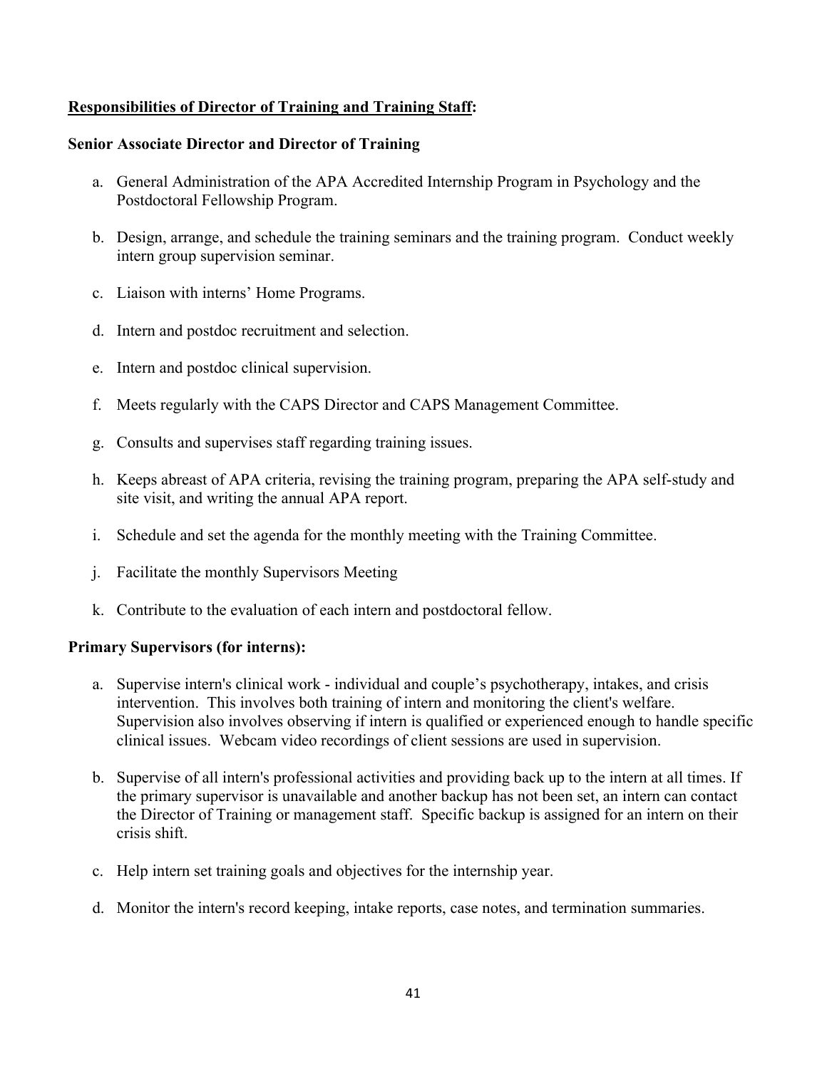**<u>Responsibilities of Director of Training and Training Staff</u>:**

**Senior Associate Director and Director of Training**

a. General Administration of the APA Accredited Internship Program in Psychology and the Postdoctoral Fellowship Program.

b. Design, arrange, and schedule the training seminars and the training program. Conduct weekly intern group supervision seminar.

c. Liaison with interns' Home Programs.

d. Intern and postdoc recruitment and selection.

e. Intern and postdoc clinical supervision.

f. Meets regularly with the CAPS Director and CAPS Management Committee.

g. Consults and supervises staff regarding training issues.

h. Keeps abreast of APA criteria, revising the training program, preparing the APA self-study and site visit, and writing the annual APA report.

i. Schedule and set the agenda for the monthly meeting with the Training Committee.

j. Facilitate the monthly Supervisors Meeting

k. Contribute to the evaluation of each intern and postdoctoral fellow.

**Primary Supervisors (for interns):**

a. Supervise intern's clinical work - individual and couple's psychotherapy, intakes, and crisis intervention. This involves both training of intern and monitoring the client's welfare. Supervision also involves observing if intern is qualified or experienced enough to handle specific clinical issues. Webcam video recordings of client sessions are used in supervision.

b. Supervise of all intern's professional activities and providing back up to the intern at all times. If the primary supervisor is unavailable and another backup has not been set, an intern can contact the Director of Training or management staff. Specific backup is assigned for an intern on their crisis shift.

c. Help intern set training goals and objectives for the internship year.

d. Monitor the intern's record keeping, intake reports, case notes, and termination summaries.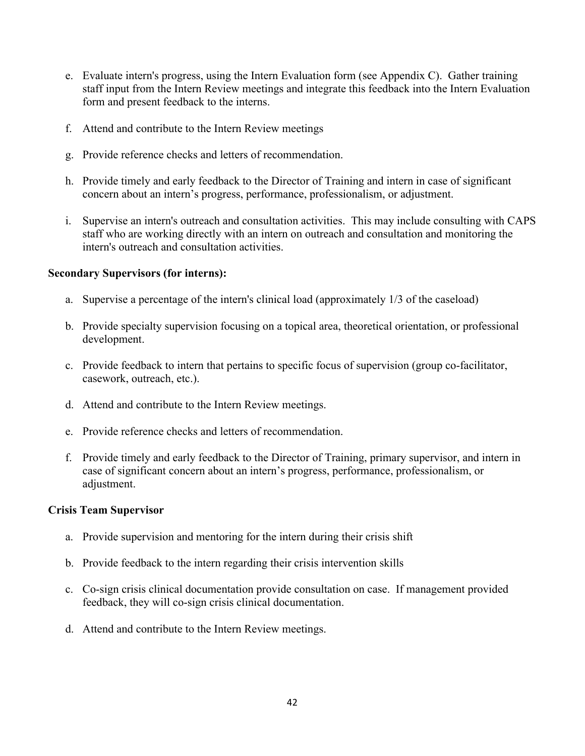e. Evaluate intern's progress, using the Intern Evaluation form (see Appendix C). Gather training staff input from the Intern Review meetings and integrate this feedback into the Intern Evaluation form and present feedback to the interns.

f. Attend and contribute to the Intern Review meetings

g. Provide reference checks and letters of recommendation.

h. Provide timely and early feedback to the Director of Training and intern in case of significant concern about an intern's progress, performance, professionalism, or adjustment.

i. Supervise an intern's outreach and consultation activities. This may include consulting with CAPS staff who are working directly with an intern on outreach and consultation and monitoring the intern's outreach and consultation activities.

**Secondary Supervisors (for interns):**

a. Supervise a percentage of the intern's clinical load (approximately 1/3 of the caseload)

b. Provide specialty supervision focusing on a topical area, theoretical orientation, or professional development.

c. Provide feedback to intern that pertains to specific focus of supervision (group co-facilitator, casework, outreach, etc.).

d. Attend and contribute to the Intern Review meetings.

e. Provide reference checks and letters of recommendation.

f. Provide timely and early feedback to the Director of Training, primary supervisor, and intern in case of significant concern about an intern's progress, performance, professionalism, or adjustment.

**Crisis Team Supervisor**

a. Provide supervision and mentoring for the intern during their crisis shift

b. Provide feedback to the intern regarding their crisis intervention skills

c. Co-sign crisis clinical documentation provide consultation on case. If management provided feedback, they will co-sign crisis clinical documentation.

d. Attend and contribute to the Intern Review meetings.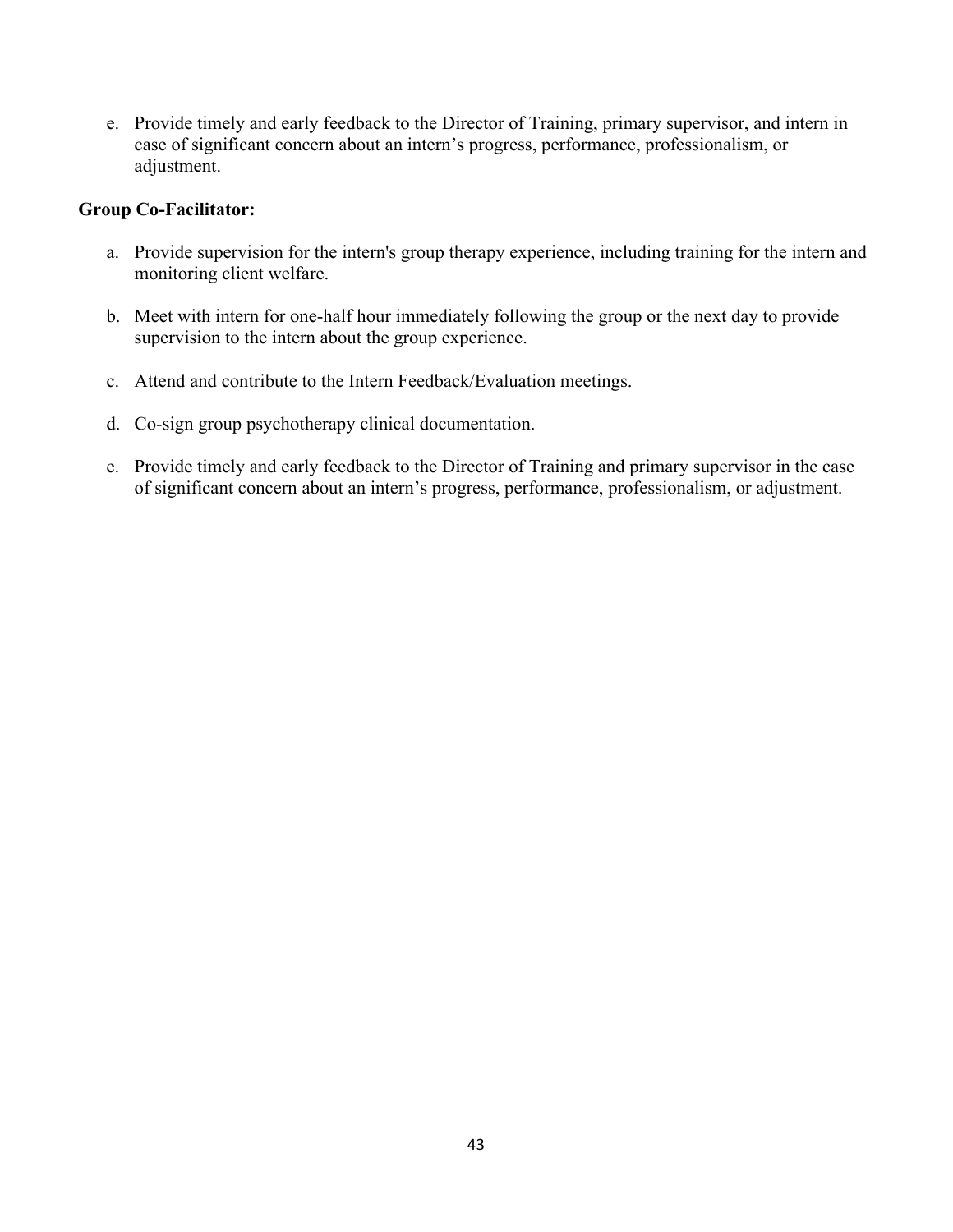e. Provide timely and early feedback to the Director of Training, primary supervisor, and intern in case of significant concern about an intern's progress, performance, professionalism, or adjustment.

**Group Co-Facilitator:**

a. Provide supervision for the intern's group therapy experience, including training for the intern and monitoring client welfare.

b. Meet with intern for one-half hour immediately following the group or the next day to provide supervision to the intern about the group experience.

c. Attend and contribute to the Intern Feedback/Evaluation meetings.

d. Co-sign group psychotherapy clinical documentation.

e. Provide timely and early feedback to the Director of Training and primary supervisor in the case of significant concern about an intern's progress, performance, professionalism, or adjustment.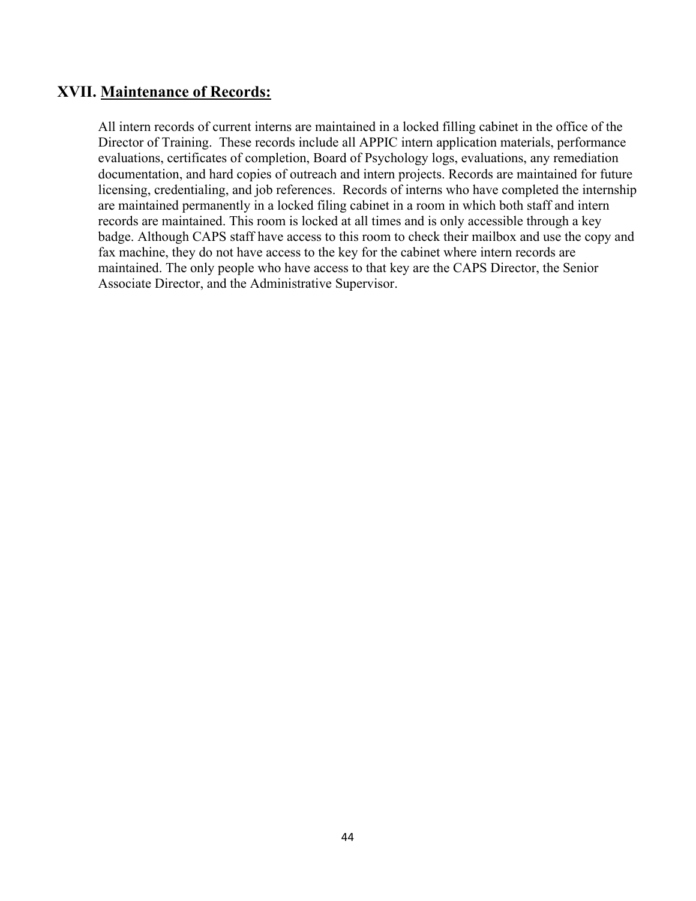## XVII. <u>Maintenance of Records:</u>

All intern records of current interns are maintained in a locked filling cabinet in the office of the Director of Training. These records include all APPIC intern application materials, performance evaluations, certificates of completion, Board of Psychology logs, evaluations, any remediation documentation, and hard copies of outreach and intern projects. Records are maintained for future licensing, credentialing, and job references. Records of interns who have completed the internship are maintained permanently in a locked filing cabinet in a room in which both staff and intern records are maintained. This room is locked at all times and is only accessible through a key badge. Although CAPS staff have access to this room to check their mailbox and use the copy and fax machine, they do not have access to the key for the cabinet where intern records are maintained. The only people who have access to that key are the CAPS Director, the Senior Associate Director, and the Administrative Supervisor.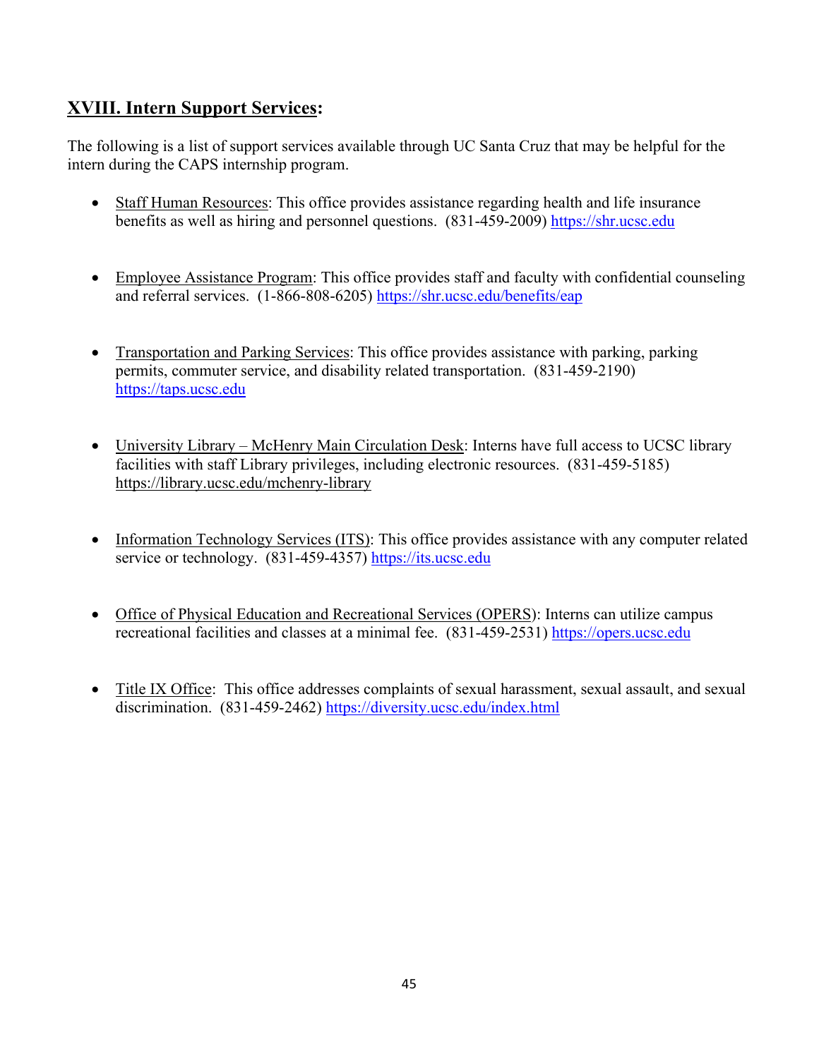## XVIII. Intern Support Services:

The following is a list of support services available through UC Santa Cruz that may be helpful for the intern during the CAPS internship program.

- Staff Human Resources: This office provides assistance regarding health and life insurance benefits as well as hiring and personnel questions. (831-459-2009) https://shr.ucsc.edu

- Employee Assistance Program: This office provides staff and faculty with confidential counseling and referral services. (1-866-808-6205) https://shr.ucsc.edu/benefits/eap

- Transportation and Parking Services: This office provides assistance with parking, parking permits, commuter service, and disability related transportation. (831-459-2190) https://taps.ucsc.edu

- University Library – McHenry Main Circulation Desk: Interns have full access to UCSC library facilities with staff Library privileges, including electronic resources. (831-459-5185) https://library.ucsc.edu/mchenry-library

- Information Technology Services (ITS): This office provides assistance with any computer related service or technology. (831-459-4357) https://its.ucsc.edu

- Office of Physical Education and Recreational Services (OPERS): Interns can utilize campus recreational facilities and classes at a minimal fee. (831-459-2531) https://opers.ucsc.edu

- Title IX Office: This office addresses complaints of sexual harassment, sexual assault, and sexual discrimination. (831-459-2462) https://diversity.ucsc.edu/index.html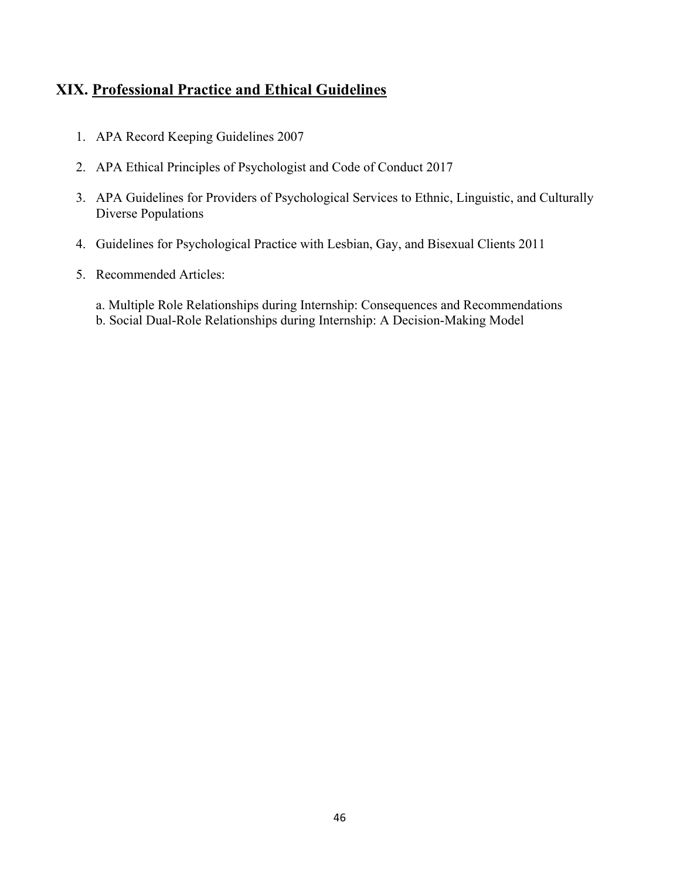## XIX. <u>Professional Practice and Ethical Guidelines</u>

1. APA Record Keeping Guidelines 2007
2. APA Ethical Principles of Psychologist and Code of Conduct 2017
3. APA Guidelines for Providers of Psychological Services to Ethnic, Linguistic, and Culturally Diverse Populations
4. Guidelines for Psychological Practice with Lesbian, Gay, and Bisexual Clients 2011
5. Recommended Articles:

   a. Multiple Role Relationships during Internship: Consequences and Recommendations
   b. Social Dual-Role Relationships during Internship: A Decision-Making Model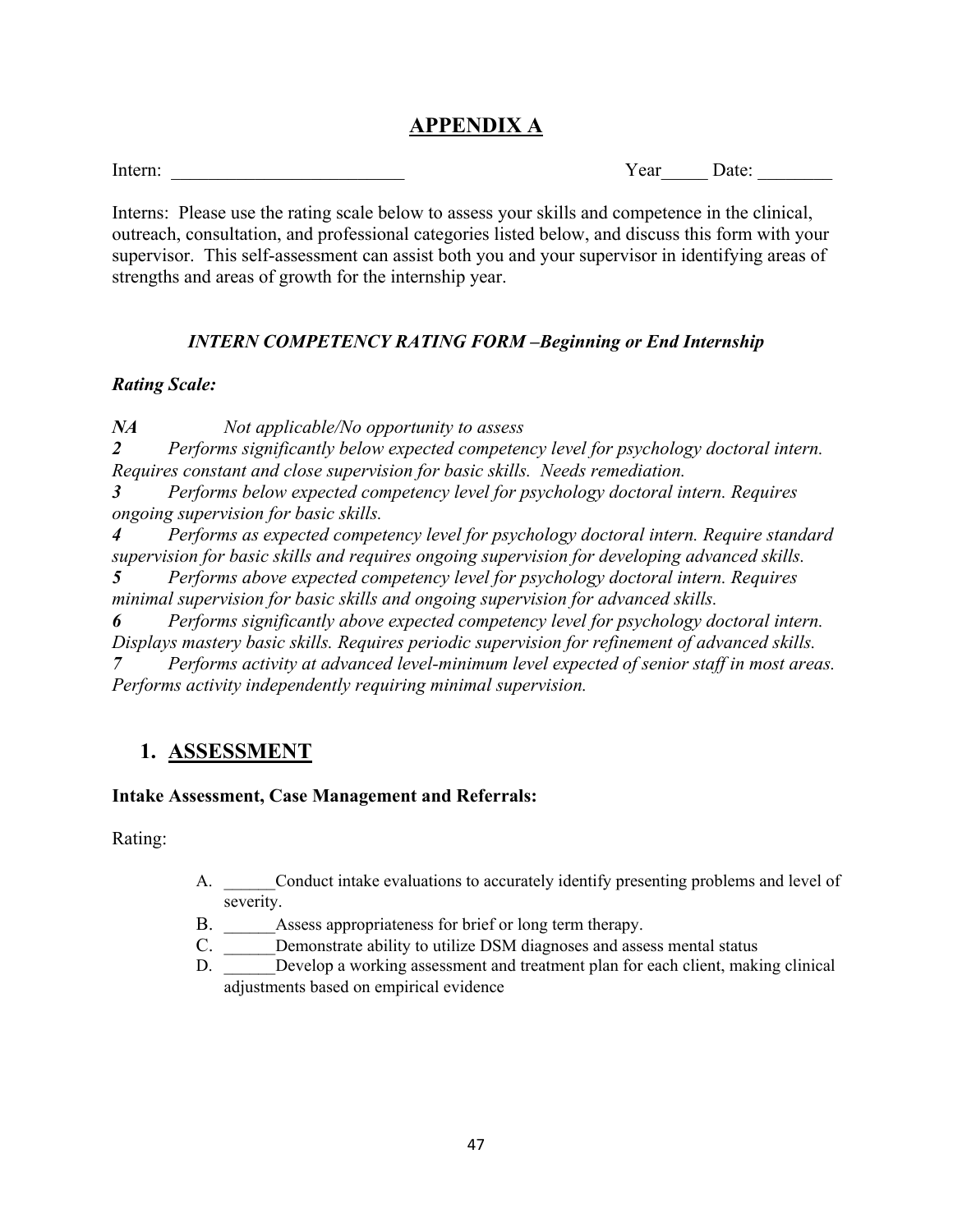# APPENDIX A

Intern: _________________________ Year_____ Date: ________

Interns: Please use the rating scale below to assess your skills and competence in the clinical, outreach, consultation, and professional categories listed below, and discuss this form with your supervisor. This self-assessment can assist both you and your supervisor in identifying areas of strengths and areas of growth for the internship year.

### *INTERN COMPETENCY RATING FORM –Beginning or End Internship*

***Rating Scale:***

***NA*** *Not applicable/No opportunity to assess*

***2*** *Performs significantly below expected competency level for psychology doctoral intern. Requires constant and close supervision for basic skills. Needs remediation.*

***3*** *Performs below expected competency level for psychology doctoral intern. Requires ongoing supervision for basic skills.*

***4*** *Performs as expected competency level for psychology doctoral intern. Require standard supervision for basic skills and requires ongoing supervision for developing advanced skills.*

***5*** *Performs above expected competency level for psychology doctoral intern. Requires minimal supervision for basic skills and ongoing supervision for advanced skills.*

***6*** *Performs significantly above expected competency level for psychology doctoral intern. Displays mastery basic skills. Requires periodic supervision for refinement of advanced skills.*

***7*** *Performs activity at advanced level-minimum level expected of senior staff in most areas. Performs activity independently requiring minimal supervision.*

## 1. ASSESSMENT

**Intake Assessment, Case Management and Referrals:**

Rating:

A. ______Conduct intake evaluations to accurately identify presenting problems and level of severity.

B. ______Assess appropriateness for brief or long term therapy.

C. ______Demonstrate ability to utilize DSM diagnoses and assess mental status

D. ______Develop a working assessment and treatment plan for each client, making clinical adjustments based on empirical evidence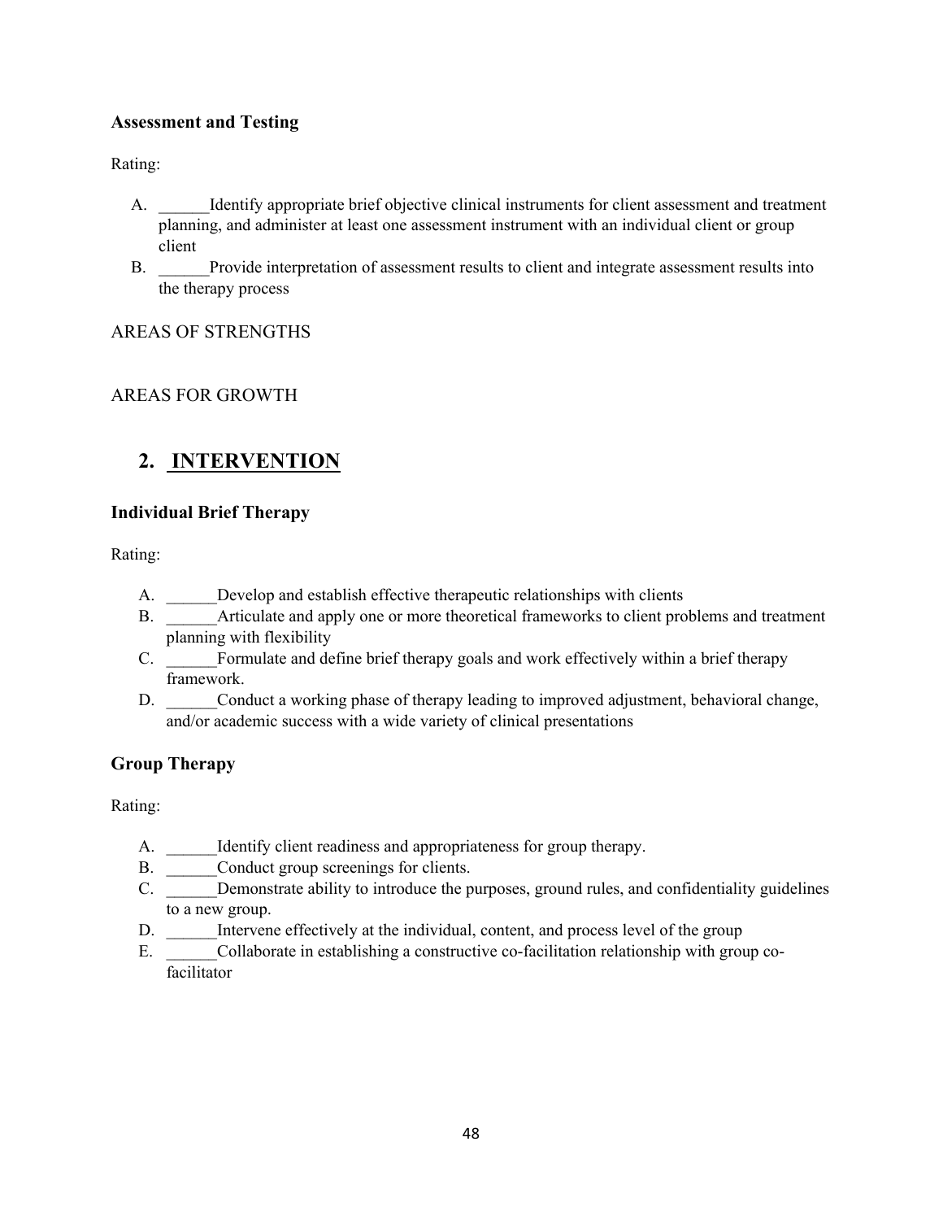### Assessment and Testing

Rating:

A. ______Identify appropriate brief objective clinical instruments for client assessment and treatment planning, and administer at least one assessment instrument with an individual client or group client
B. ______Provide interpretation of assessment results to client and integrate assessment results into the therapy process

AREAS OF STRENGTHS

AREAS FOR GROWTH

## 2. INTERVENTION

### Individual Brief Therapy

Rating:

A. ______Develop and establish effective therapeutic relationships with clients
B. ______Articulate and apply one or more theoretical frameworks to client problems and treatment planning with flexibility
C. ______Formulate and define brief therapy goals and work effectively within a brief therapy framework.
D. ______Conduct a working phase of therapy leading to improved adjustment, behavioral change, and/or academic success with a wide variety of clinical presentations

### Group Therapy

Rating:

A. ______Identify client readiness and appropriateness for group therapy.
B. ______Conduct group screenings for clients.
C. ______Demonstrate ability to introduce the purposes, ground rules, and confidentiality guidelines to a new group.
D. ______Intervene effectively at the individual, content, and process level of the group
E. ______Collaborate in establishing a constructive co-facilitation relationship with group co-facilitator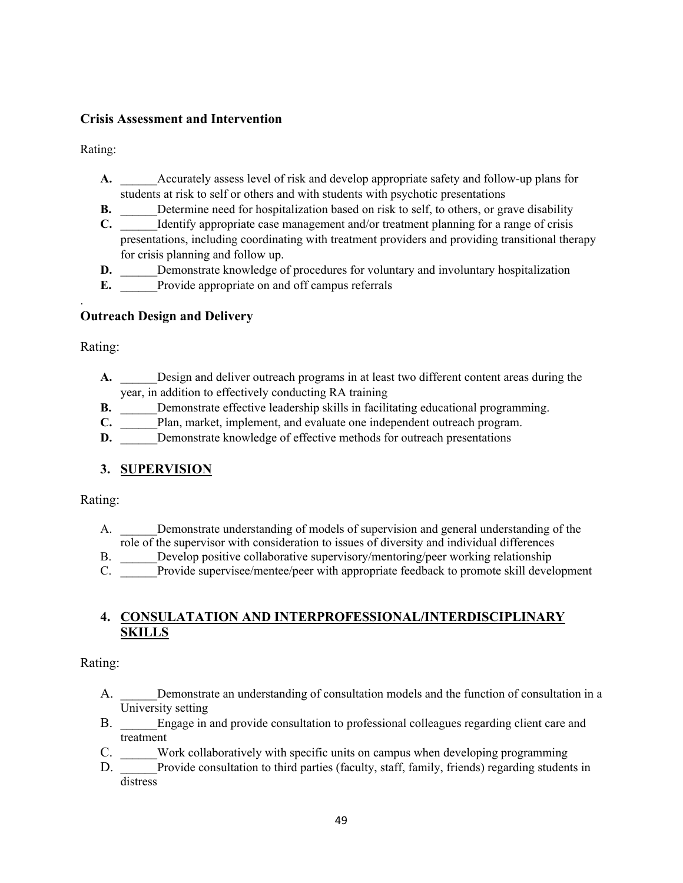### Crisis Assessment and Intervention

Rating:

- **A.** ______Accurately assess level of risk and develop appropriate safety and follow-up plans for students at risk to self or others and with students with psychotic presentations
- **B.** ______Determine need for hospitalization based on risk to self, to others, or grave disability
- **C.** ______Identify appropriate case management and/or treatment planning for a range of crisis presentations, including coordinating with treatment providers and providing transitional therapy for crisis planning and follow up.
- **D.** ______Demonstrate knowledge of procedures for voluntary and involuntary hospitalization
- **E.** ______Provide appropriate on and off campus referrals

.

### Outreach Design and Delivery

Rating:

- **A.** ______Design and deliver outreach programs in at least two different content areas during the year, in addition to effectively conducting RA training
- **B.** ______Demonstrate effective leadership skills in facilitating educational programming.
- **C.** ______Plan, market, implement, and evaluate one independent outreach program.
- **D.** ______Demonstrate knowledge of effective methods for outreach presentations

## 3. SUPERVISION

Rating:

- A. ______Demonstrate understanding of models of supervision and general understanding of the role of the supervisor with consideration to issues of diversity and individual differences
- B. ______Develop positive collaborative supervisory/mentoring/peer working relationship
- C. ______Provide supervisee/mentee/peer with appropriate feedback to promote skill development

## 4. CONSULATATION AND INTERPROFESSIONAL/INTERDISCIPLINARY SKILLS

Rating:

- A. ______Demonstrate an understanding of consultation models and the function of consultation in a University setting
- B. ______Engage in and provide consultation to professional colleagues regarding client care and treatment
- C. ______Work collaboratively with specific units on campus when developing programming
- D. ______Provide consultation to third parties (faculty, staff, family, friends) regarding students in distress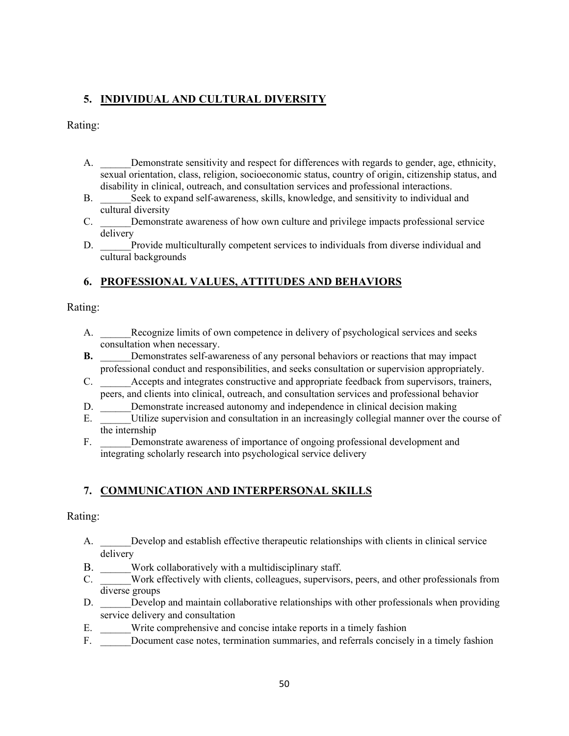## 5. INDIVIDUAL AND CULTURAL DIVERSITY

Rating:

A. ______Demonstrate sensitivity and respect for differences with regards to gender, age, ethnicity, sexual orientation, class, religion, socioeconomic status, country of origin, citizenship status, and disability in clinical, outreach, and consultation services and professional interactions.
B. ______Seek to expand self-awareness, skills, knowledge, and sensitivity to individual and cultural diversity
C. ______Demonstrate awareness of how own culture and privilege impacts professional service delivery
D. ______Provide multiculturally competent services to individuals from diverse individual and cultural backgrounds

## 6. PROFESSIONAL VALUES, ATTITUDES AND BEHAVIORS

Rating:

A. ______Recognize limits of own competence in delivery of psychological services and seeks consultation when necessary.
**B.** ______Demonstrates self-awareness of any personal behaviors or reactions that may impact professional conduct and responsibilities, and seeks consultation or supervision appropriately.
C. ______Accepts and integrates constructive and appropriate feedback from supervisors, trainers, peers, and clients into clinical, outreach, and consultation services and professional behavior
D. ______Demonstrate increased autonomy and independence in clinical decision making
E. ______Utilize supervision and consultation in an increasingly collegial manner over the course of the internship
F. ______Demonstrate awareness of importance of ongoing professional development and integrating scholarly research into psychological service delivery

## 7. COMMUNICATION AND INTERPERSONAL SKILLS

Rating:

A. ______Develop and establish effective therapeutic relationships with clients in clinical service delivery
B. ______Work collaboratively with a multidisciplinary staff.
C. ______Work effectively with clients, colleagues, supervisors, peers, and other professionals from diverse groups
D. ______Develop and maintain collaborative relationships with other professionals when providing service delivery and consultation
E. ______Write comprehensive and concise intake reports in a timely fashion
F. ______Document case notes, termination summaries, and referrals concisely in a timely fashion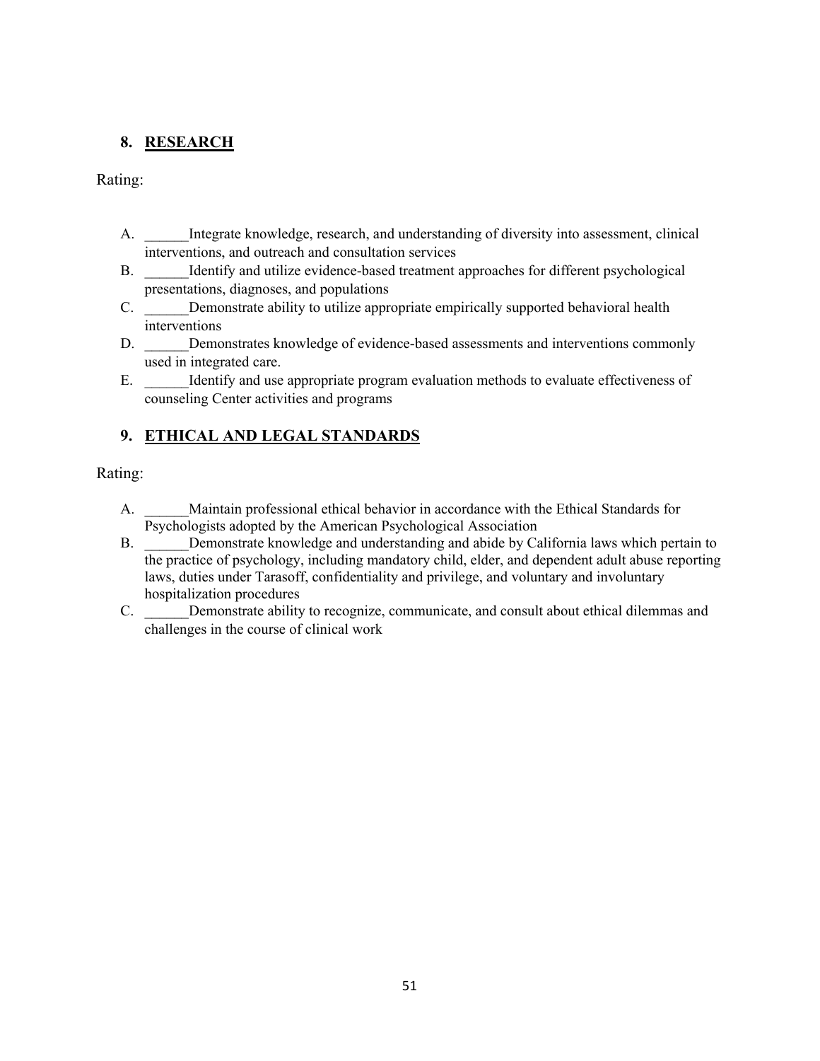## 8. RESEARCH

Rating:

A. ______Integrate knowledge, research, and understanding of diversity into assessment, clinical interventions, and outreach and consultation services
B. ______Identify and utilize evidence-based treatment approaches for different psychological presentations, diagnoses, and populations
C. ______Demonstrate ability to utilize appropriate empirically supported behavioral health interventions
D. ______Demonstrates knowledge of evidence-based assessments and interventions commonly used in integrated care.
E. ______Identify and use appropriate program evaluation methods to evaluate effectiveness of counseling Center activities and programs

## 9. ETHICAL AND LEGAL STANDARDS

Rating:

A. ______Maintain professional ethical behavior in accordance with the Ethical Standards for Psychologists adopted by the American Psychological Association
B. ______Demonstrate knowledge and understanding and abide by California laws which pertain to the practice of psychology, including mandatory child, elder, and dependent adult abuse reporting laws, duties under Tarasoff, confidentiality and privilege, and voluntary and involuntary hospitalization procedures
C. ______Demonstrate ability to recognize, communicate, and consult about ethical dilemmas and challenges in the course of clinical work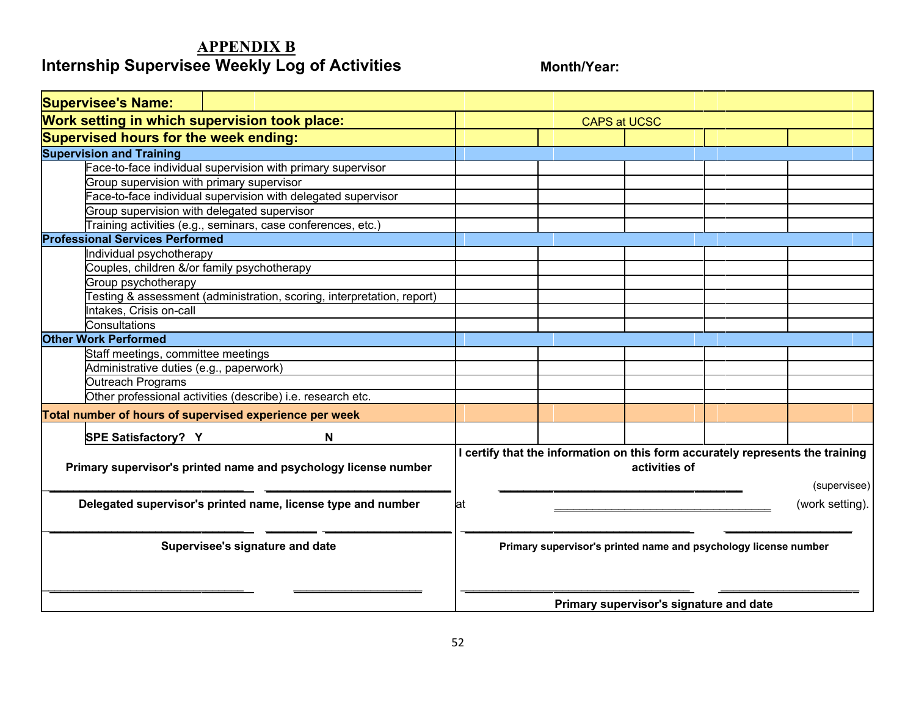## APPENDIX B

## Internship Supervisee Weekly Log of Activities

**Month/Year:**

| **Supervisee's Name:** | | | | | |
|---|---|---|---|---|---|
| **Work setting in which supervision took place:** | CAPS at UCSC | | | | |
| **Supervised hours for the week ending:** | | | | | |
| **Supervision and Training** | | | | | |
| Face-to-face individual supervision with primary supervisor | | | | | |
| Group supervision with primary supervisor | | | | | |
| Face-to-face individual supervision with delegated supervisor | | | | | |
| Group supervision with delegated supervisor | | | | | |
| Training activities (e.g., seminars, case conferences, etc.) | | | | | |
| **Professional Services Performed** | | | | | |
| Individual psychotherapy | | | | | |
| Couples, children &/or family psychotherapy | | | | | |
| Group psychotherapy | | | | | |
| Testing & assessment (administration, scoring, interpretation, report) | | | | | |
| Intakes, Crisis on-call | | | | | |
| Consultations | | | | | |
| **Other Work Performed** | | | | | |
| Staff meetings, committee meetings | | | | | |
| Administrative duties (e.g., paperwork) | | | | | |
| Outreach Programs | | | | | |
| Other professional activities (describe) i.e. research etc. | | | | | |
| **Total number of hours of supervised experience per week** | | | | | |
| **SPE Satisfactory? Y N** | | | | | |

**Primary supervisor's printed name and psychology license number**

_______________________________ _______________________________

**Delegated supervisor's printed name, license type and number**

_______________________________ ________ ____________________

**Supervisee's signature and date**

_______________________________ ____________________

**I certify that the information on this form accurately represents the training activities of**

_______________________________________ (supervisee)

at _______________________________________ (work setting).

_______________________________________ ____________________

**Primary supervisor's printed name and psychology license number**

_______________________________________ ____________________

**Primary supervisor's signature and date**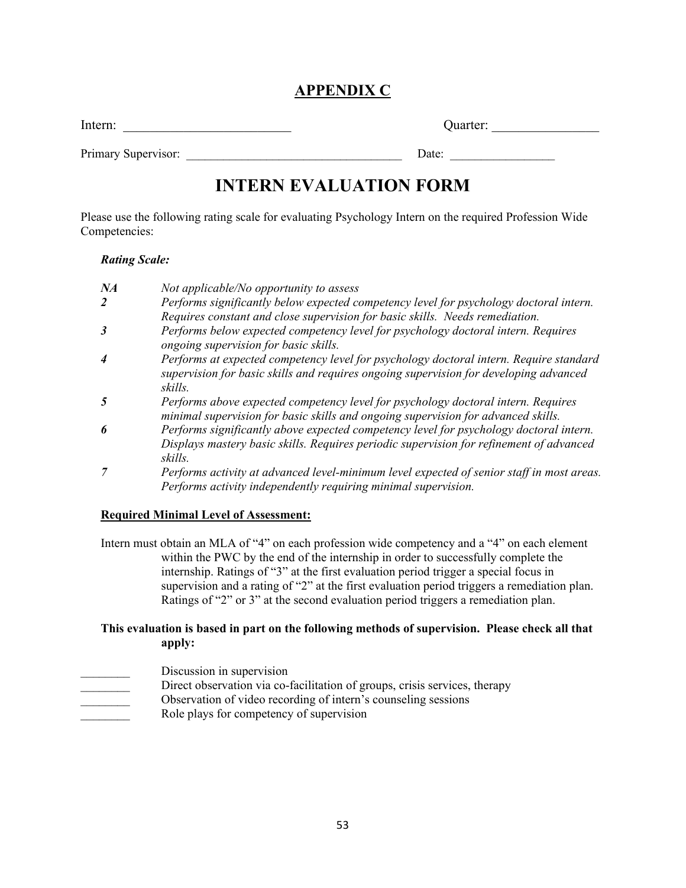# APPENDIX C

Intern: _________________________ Quarter: ________________

Primary Supervisor: ___________________________________ Date: _________________

## INTERN EVALUATION FORM

Please use the following rating scale for evaluating Psychology Intern on the required Profession Wide Competencies:

***Rating Scale:***

| | |
|---|---|
| ***NA*** | *Not applicable/No opportunity to assess* |
| ***2*** | *Performs significantly below expected competency level for psychology doctoral intern. Requires constant and close supervision for basic skills. Needs remediation.* |
| ***3*** | *Performs below expected competency level for psychology doctoral intern. Requires ongoing supervision for basic skills.* |
| ***4*** | *Performs at expected competency level for psychology doctoral intern. Require standard supervision for basic skills and requires ongoing supervision for developing advanced skills.* |
| ***5*** | *Performs above expected competency level for psychology doctoral intern. Requires minimal supervision for basic skills and ongoing supervision for advanced skills.* |
| ***6*** | *Performs significantly above expected competency level for psychology doctoral intern. Displays mastery basic skills. Requires periodic supervision for refinement of advanced skills.* |
| *7* | *Performs activity at advanced level-minimum level expected of senior staff in most areas. Performs activity independently requiring minimal supervision.* |

**Required Minimal Level of Assessment:**

Intern must obtain an MLA of "4" on each profession wide competency and a "4" on each element within the PWC by the end of the internship in order to successfully complete the internship. Ratings of "3" at the first evaluation period trigger a special focus in supervision and a rating of "2" at the first evaluation period triggers a remediation plan. Ratings of "2" or 3" at the second evaluation period triggers a remediation plan.

**This evaluation is based in part on the following methods of supervision. Please check all that apply:**

________ Discussion in supervision
________ Direct observation via co-facilitation of groups, crisis services, therapy
________ Observation of video recording of intern's counseling sessions
________ Role plays for competency of supervision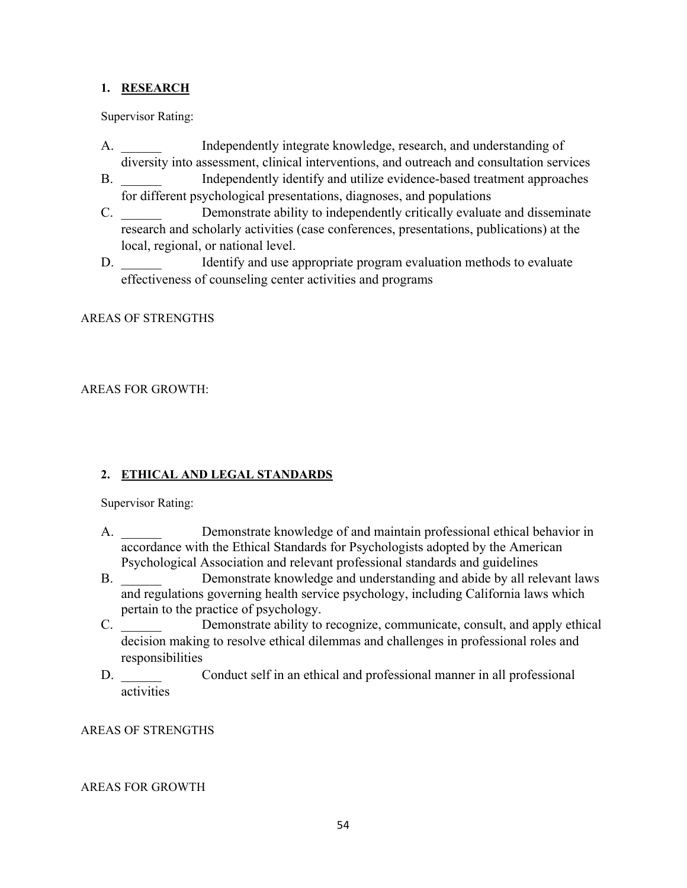## 1. RESEARCH

Supervisor Rating:

A. ______ Independently integrate knowledge, research, and understanding of diversity into assessment, clinical interventions, and outreach and consultation services
B. ______ Independently identify and utilize evidence-based treatment approaches for different psychological presentations, diagnoses, and populations
C. ______ Demonstrate ability to independently critically evaluate and disseminate research and scholarly activities (case conferences, presentations, publications) at the local, regional, or national level.
D. ______ Identify and use appropriate program evaluation methods to evaluate effectiveness of counseling center activities and programs

AREAS OF STRENGTHS

AREAS FOR GROWTH:

## 2. ETHICAL AND LEGAL STANDARDS

Supervisor Rating:

A. ______ Demonstrate knowledge of and maintain professional ethical behavior in accordance with the Ethical Standards for Psychologists adopted by the American Psychological Association and relevant professional standards and guidelines
B. ______ Demonstrate knowledge and understanding and abide by all relevant laws and regulations governing health service psychology, including California laws which pertain to the practice of psychology.
C. ______ Demonstrate ability to recognize, communicate, consult, and apply ethical decision making to resolve ethical dilemmas and challenges in professional roles and responsibilities
D. ______ Conduct self in an ethical and professional manner in all professional activities

AREAS OF STRENGTHS

AREAS FOR GROWTH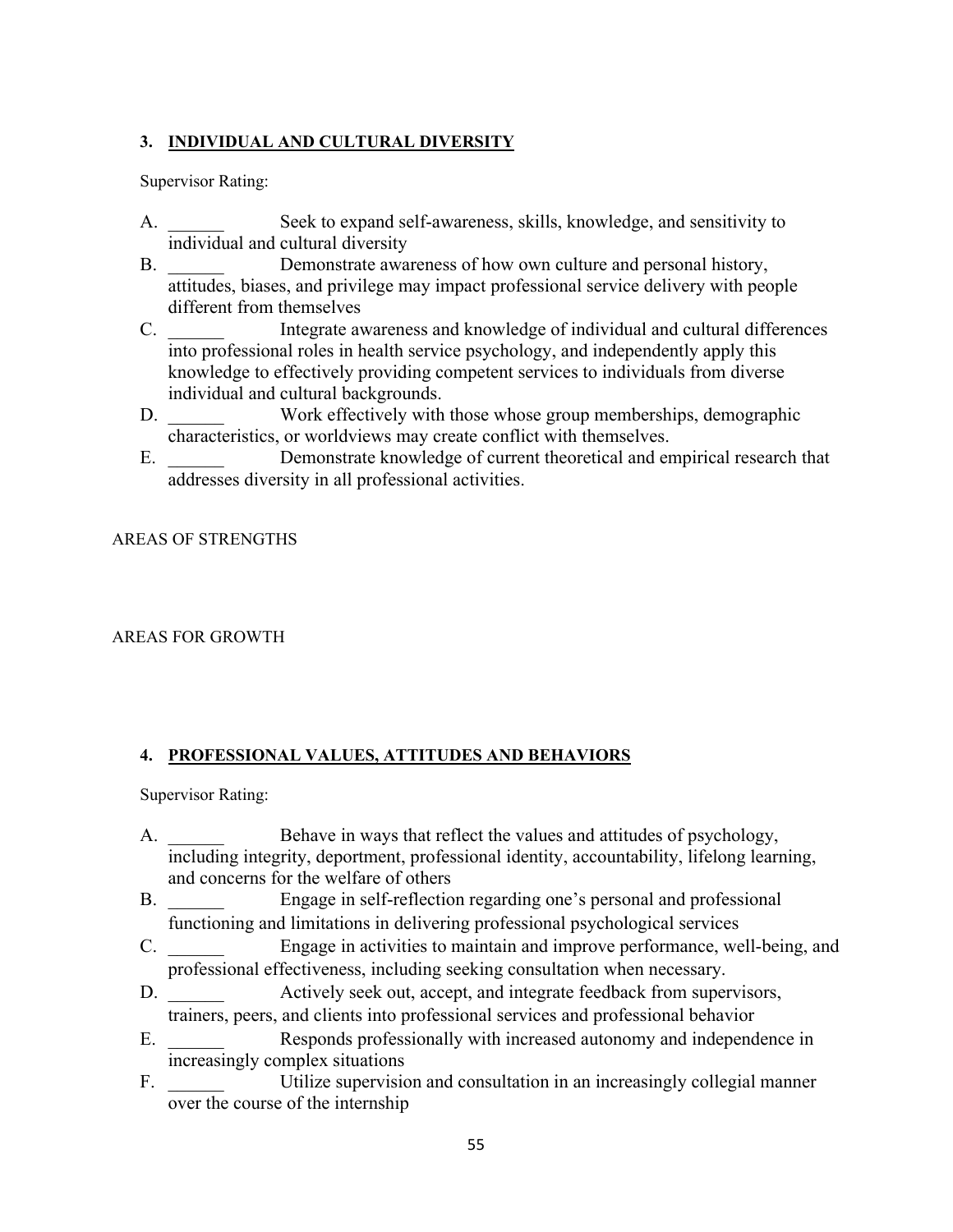### 3. INDIVIDUAL AND CULTURAL DIVERSITY

Supervisor Rating:

A. ______ Seek to expand self-awareness, skills, knowledge, and sensitivity to individual and cultural diversity
B. ______ Demonstrate awareness of how own culture and personal history, attitudes, biases, and privilege may impact professional service delivery with people different from themselves
C. ______ Integrate awareness and knowledge of individual and cultural differences into professional roles in health service psychology, and independently apply this knowledge to effectively providing competent services to individuals from diverse individual and cultural backgrounds.
D. ______ Work effectively with those whose group memberships, demographic characteristics, or worldviews may create conflict with themselves.
E. ______ Demonstrate knowledge of current theoretical and empirical research that addresses diversity in all professional activities.

AREAS OF STRENGTHS

AREAS FOR GROWTH

### 4. PROFESSIONAL VALUES, ATTITUDES AND BEHAVIORS

Supervisor Rating:

A. ______ Behave in ways that reflect the values and attitudes of psychology, including integrity, deportment, professional identity, accountability, lifelong learning, and concerns for the welfare of others
B. ______ Engage in self-reflection regarding one's personal and professional functioning and limitations in delivering professional psychological services
C. ______ Engage in activities to maintain and improve performance, well-being, and professional effectiveness, including seeking consultation when necessary.
D. ______ Actively seek out, accept, and integrate feedback from supervisors, trainers, peers, and clients into professional services and professional behavior
E. ______ Responds professionally with increased autonomy and independence in increasingly complex situations
F. ______ Utilize supervision and consultation in an increasingly collegial manner over the course of the internship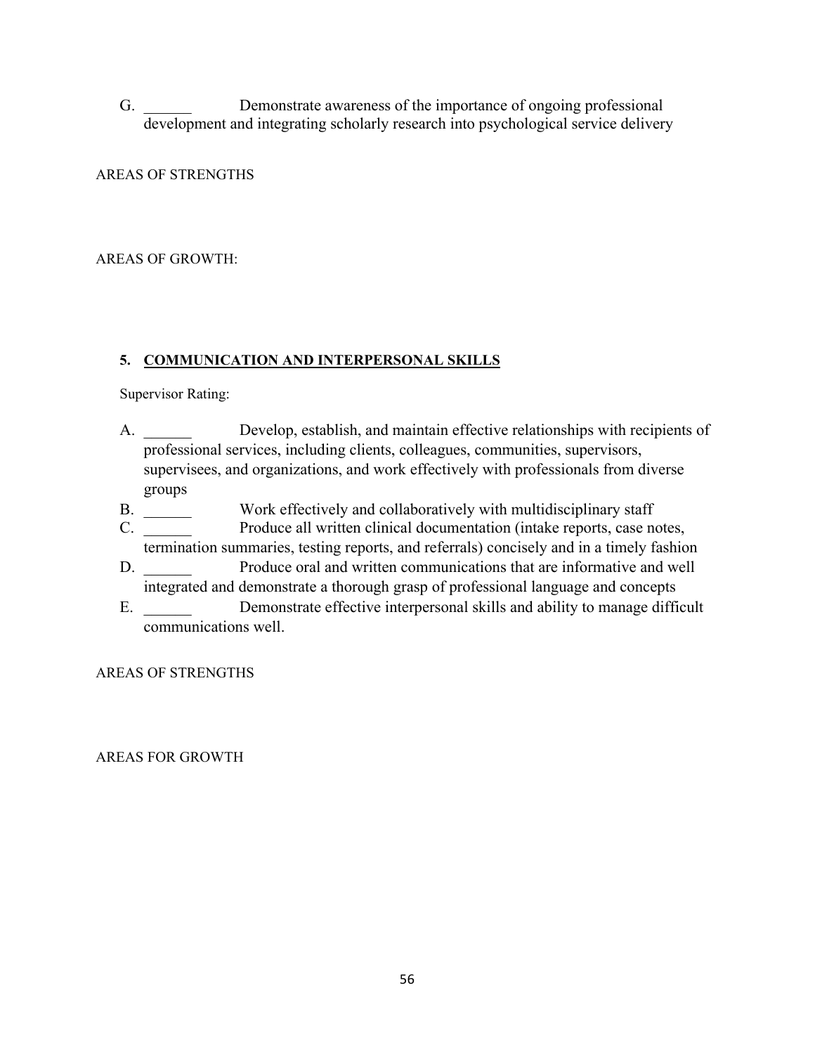G. ______ Demonstrate awareness of the importance of ongoing professional development and integrating scholarly research into psychological service delivery

AREAS OF STRENGTHS

AREAS OF GROWTH:

**5. <u>COMMUNICATION AND INTERPERSONAL SKILLS</u>**

Supervisor Rating:

A. ______ Develop, establish, and maintain effective relationships with recipients of professional services, including clients, colleagues, communities, supervisors, supervisees, and organizations, and work effectively with professionals from diverse groups
B. ______ Work effectively and collaboratively with multidisciplinary staff
C. ______ Produce all written clinical documentation (intake reports, case notes, termination summaries, testing reports, and referrals) concisely and in a timely fashion
D. ______ Produce oral and written communications that are informative and well integrated and demonstrate a thorough grasp of professional language and concepts
E. ______ Demonstrate effective interpersonal skills and ability to manage difficult communications well.

AREAS OF STRENGTHS

AREAS FOR GROWTH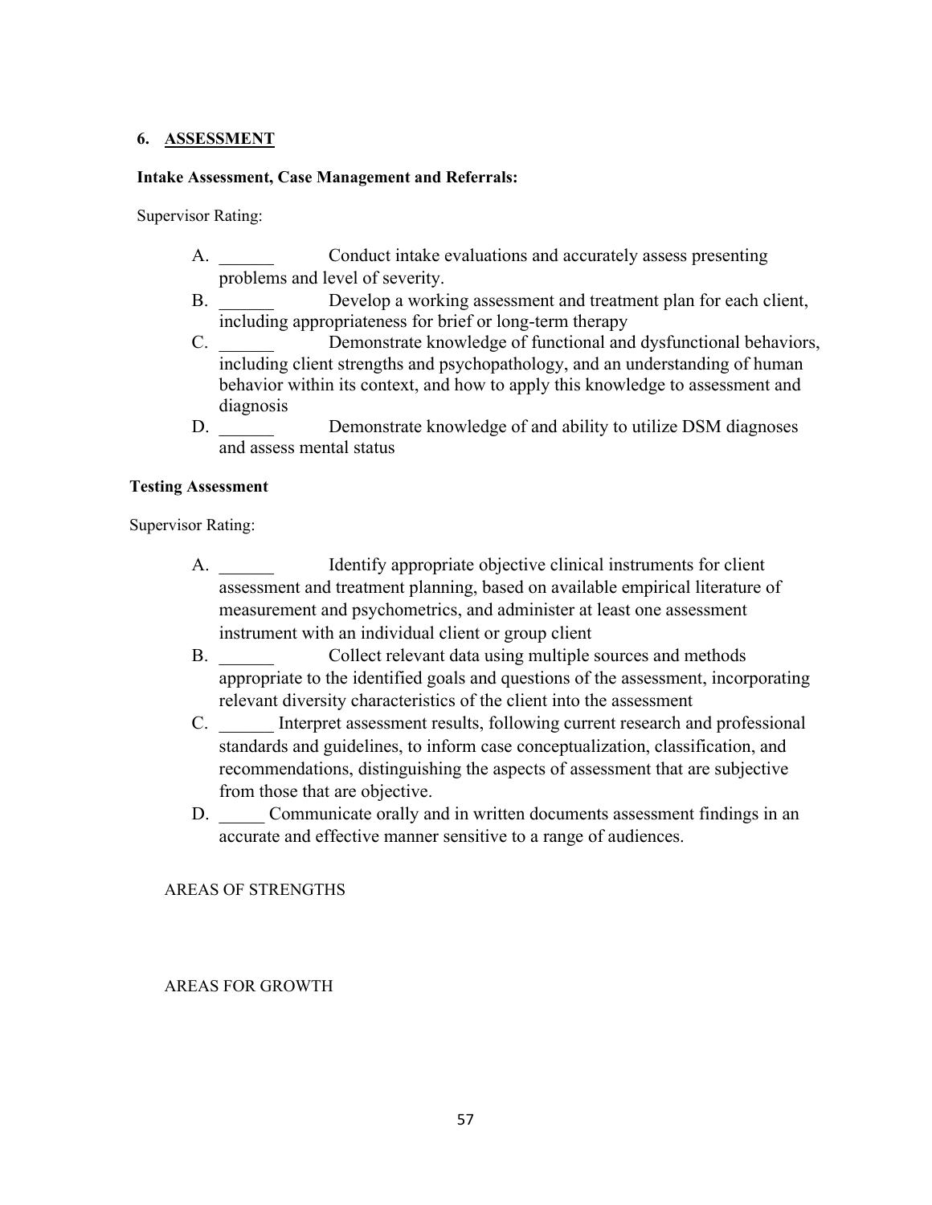## 6. ASSESSMENT

**Intake Assessment, Case Management and Referrals:**

Supervisor Rating:

A. ______ Conduct intake evaluations and accurately assess presenting problems and level of severity.

B. ______ Develop a working assessment and treatment plan for each client, including appropriateness for brief or long-term therapy

C. ______ Demonstrate knowledge of functional and dysfunctional behaviors, including client strengths and psychopathology, and an understanding of human behavior within its context, and how to apply this knowledge to assessment and diagnosis

D. ______ Demonstrate knowledge of and ability to utilize DSM diagnoses and assess mental status

**Testing Assessment**

Supervisor Rating:

A. ______ Identify appropriate objective clinical instruments for client assessment and treatment planning, based on available empirical literature of measurement and psychometrics, and administer at least one assessment instrument with an individual client or group client

B. ______ Collect relevant data using multiple sources and methods appropriate to the identified goals and questions of the assessment, incorporating relevant diversity characteristics of the client into the assessment

C. ______ Interpret assessment results, following current research and professional standards and guidelines, to inform case conceptualization, classification, and recommendations, distinguishing the aspects of assessment that are subjective from those that are objective.

D. _____ Communicate orally and in written documents assessment findings in an accurate and effective manner sensitive to a range of audiences.

AREAS OF STRENGTHS

AREAS FOR GROWTH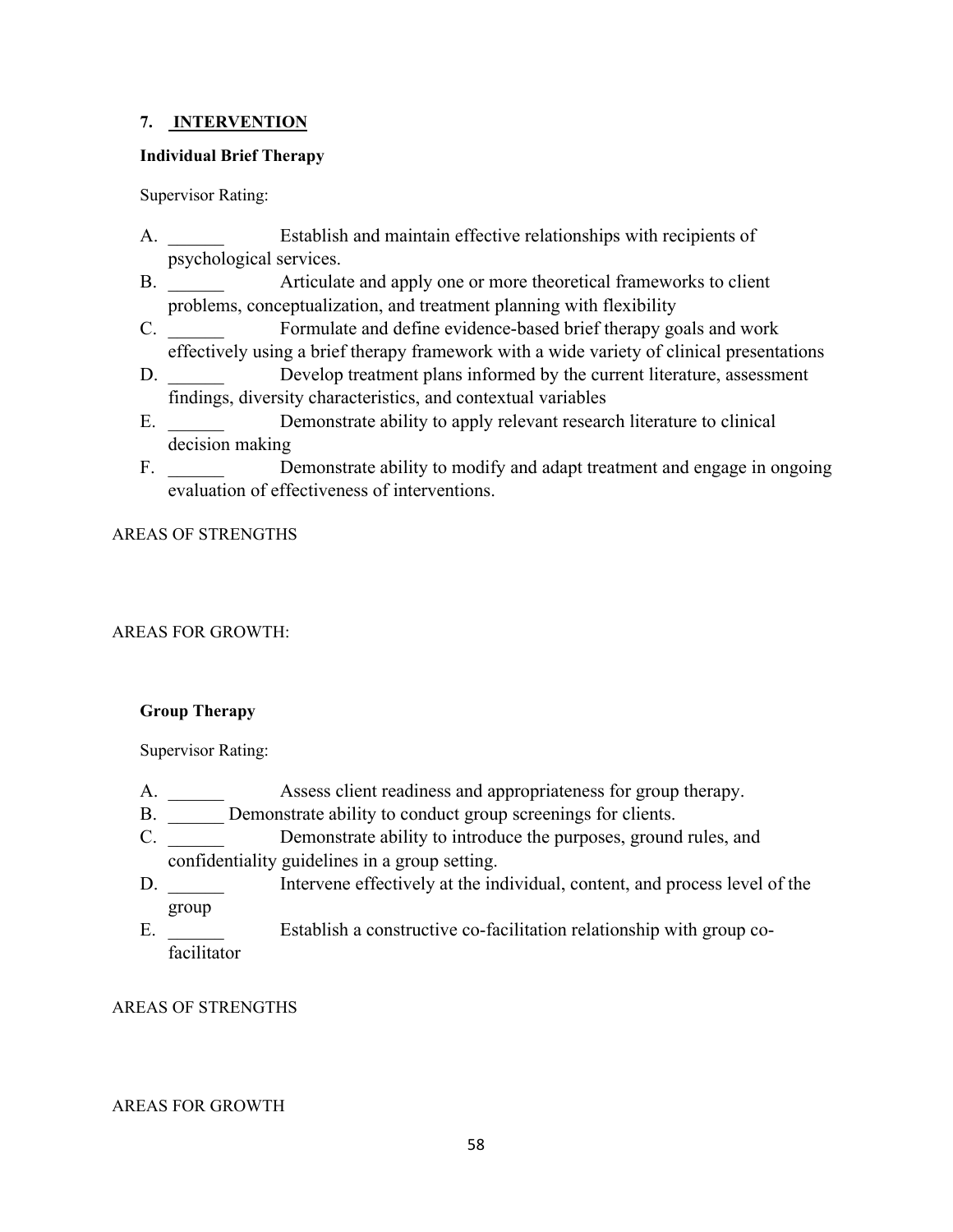## 7. <u>INTERVENTION</u>

**Individual Brief Therapy**

Supervisor Rating:

A. ______ Establish and maintain effective relationships with recipients of psychological services.
B. ______ Articulate and apply one or more theoretical frameworks to client problems, conceptualization, and treatment planning with flexibility
C. ______ Formulate and define evidence-based brief therapy goals and work effectively using a brief therapy framework with a wide variety of clinical presentations
D. ______ Develop treatment plans informed by the current literature, assessment findings, diversity characteristics, and contextual variables
E. ______ Demonstrate ability to apply relevant research literature to clinical decision making
F. ______ Demonstrate ability to modify and adapt treatment and engage in ongoing evaluation of effectiveness of interventions.

AREAS OF STRENGTHS

AREAS FOR GROWTH:

**Group Therapy**

Supervisor Rating:

A. ______ Assess client readiness and appropriateness for group therapy.
B. ______ Demonstrate ability to conduct group screenings for clients.
C. ______ Demonstrate ability to introduce the purposes, ground rules, and confidentiality guidelines in a group setting.
D. ______ Intervene effectively at the individual, content, and process level of the group
E. ______ Establish a constructive co-facilitation relationship with group co-facilitator

AREAS OF STRENGTHS

AREAS FOR GROWTH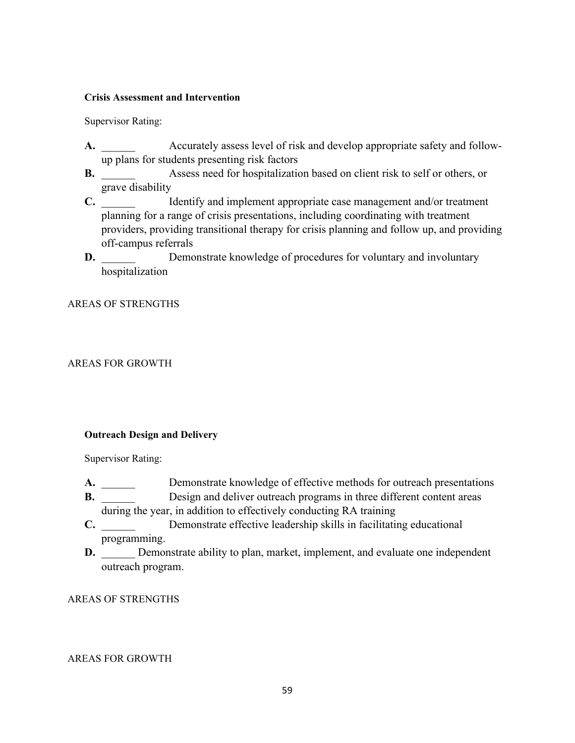**Crisis Assessment and Intervention**

Supervisor Rating:

- **A.** ______ Accurately assess level of risk and develop appropriate safety and follow-up plans for students presenting risk factors
- **B.** ______ Assess need for hospitalization based on client risk to self or others, or grave disability
- **C.** ______ Identify and implement appropriate case management and/or treatment planning for a range of crisis presentations, including coordinating with treatment providers, providing transitional therapy for crisis planning and follow up, and providing off-campus referrals
- **D.** ______ Demonstrate knowledge of procedures for voluntary and involuntary hospitalization

AREAS OF STRENGTHS

AREAS FOR GROWTH

**Outreach Design and Delivery**

Supervisor Rating:

- **A.** ______ Demonstrate knowledge of effective methods for outreach presentations
- **B.** ______ Design and deliver outreach programs in three different content areas during the year, in addition to effectively conducting RA training
- **C.** ______ Demonstrate effective leadership skills in facilitating educational programming.
- **D.** ______ Demonstrate ability to plan, market, implement, and evaluate one independent outreach program.

AREAS OF STRENGTHS

AREAS FOR GROWTH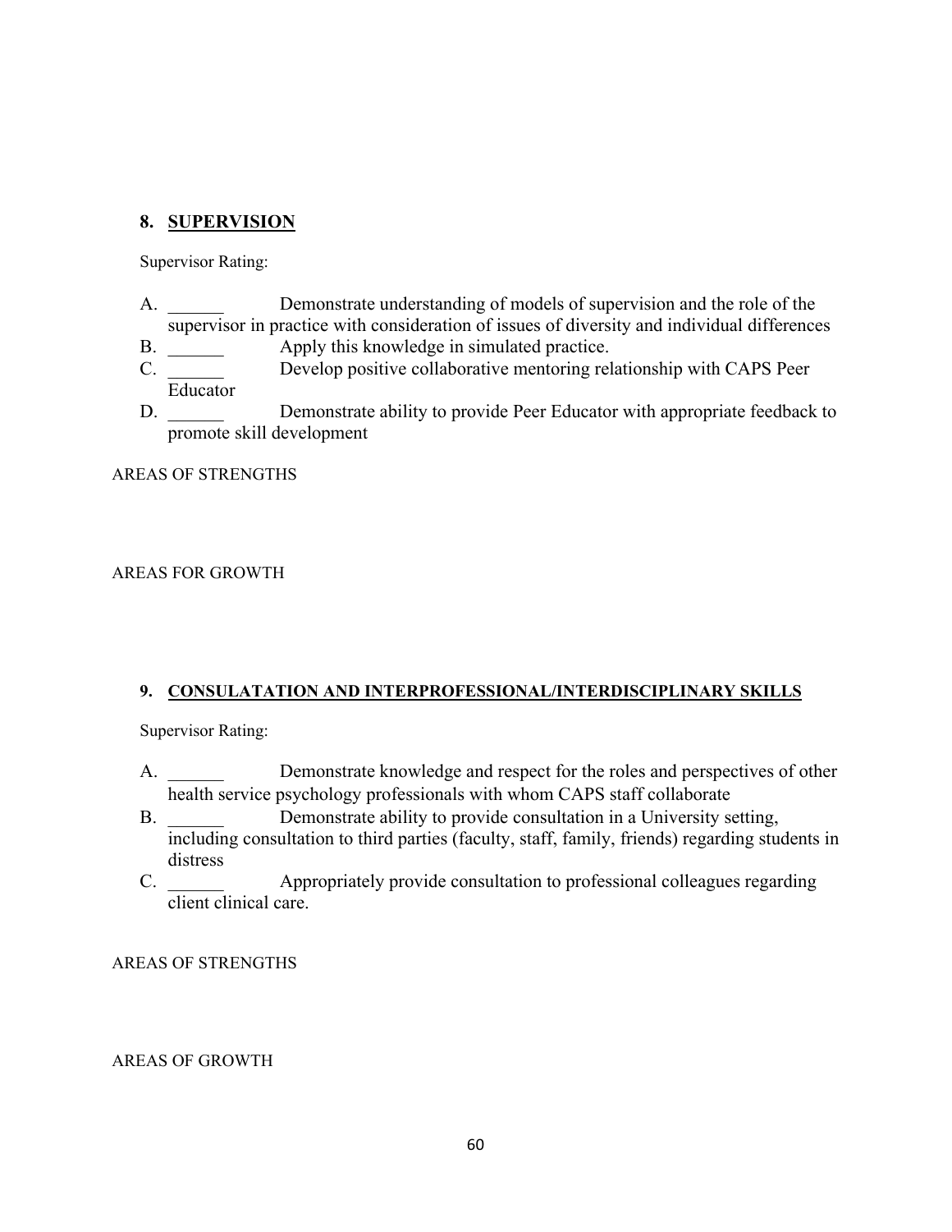## 8. SUPERVISION

Supervisor Rating:

A. ______ Demonstrate understanding of models of supervision and the role of the supervisor in practice with consideration of issues of diversity and individual differences
B. ______ Apply this knowledge in simulated practice.
C. ______ Develop positive collaborative mentoring relationship with CAPS Peer Educator
D. ______ Demonstrate ability to provide Peer Educator with appropriate feedback to promote skill development

AREAS OF STRENGTHS

AREAS FOR GROWTH

## 9. CONSULATATION AND INTERPROFESSIONAL/INTERDISCIPLINARY SKILLS

Supervisor Rating:

A. ______ Demonstrate knowledge and respect for the roles and perspectives of other health service psychology professionals with whom CAPS staff collaborate
B. ______ Demonstrate ability to provide consultation in a University setting, including consultation to third parties (faculty, staff, family, friends) regarding students in distress
C. ______ Appropriately provide consultation to professional colleagues regarding client clinical care.

AREAS OF STRENGTHS

AREAS OF GROWTH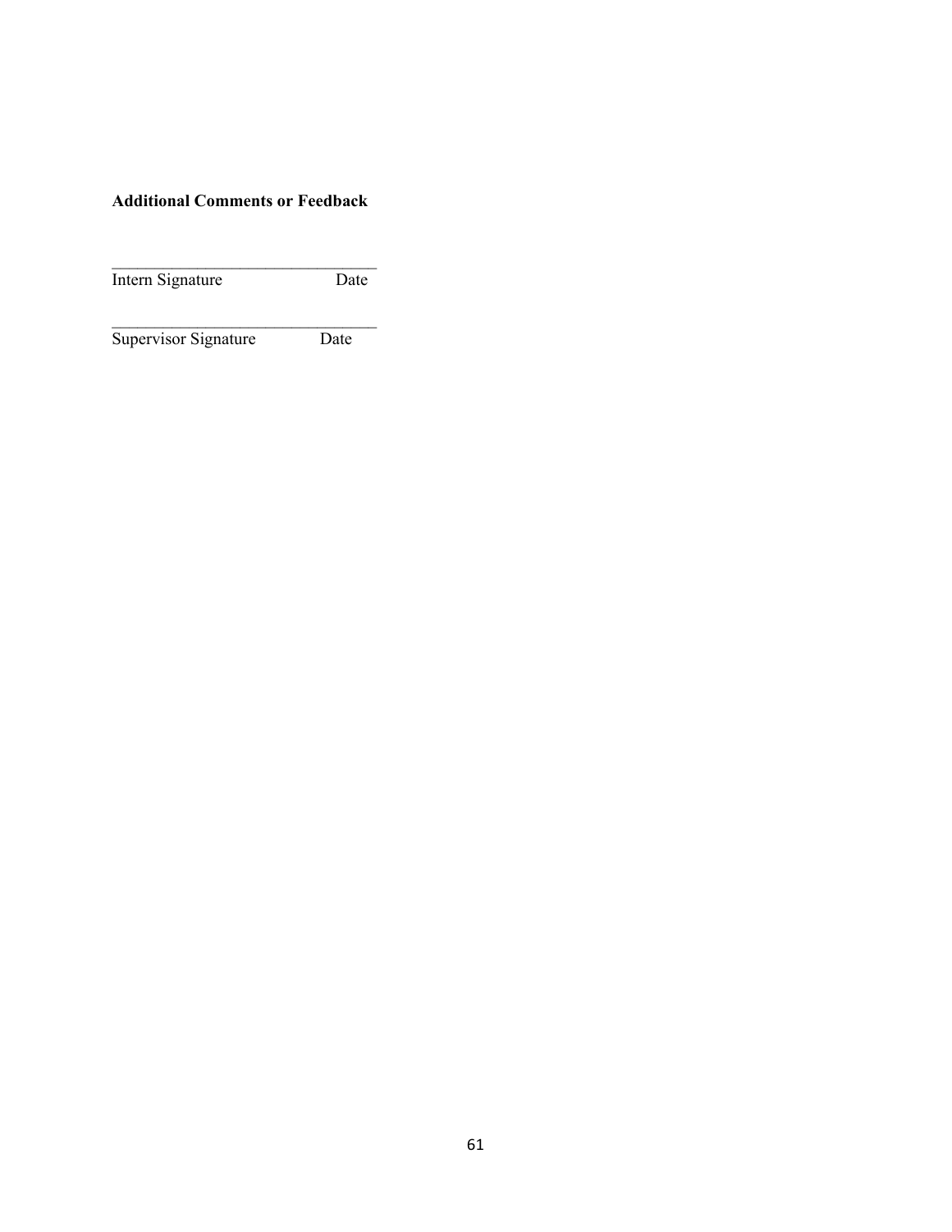**Additional Comments or Feedback**

________________________________
Intern Signature Date

________________________________
Supervisor Signature Date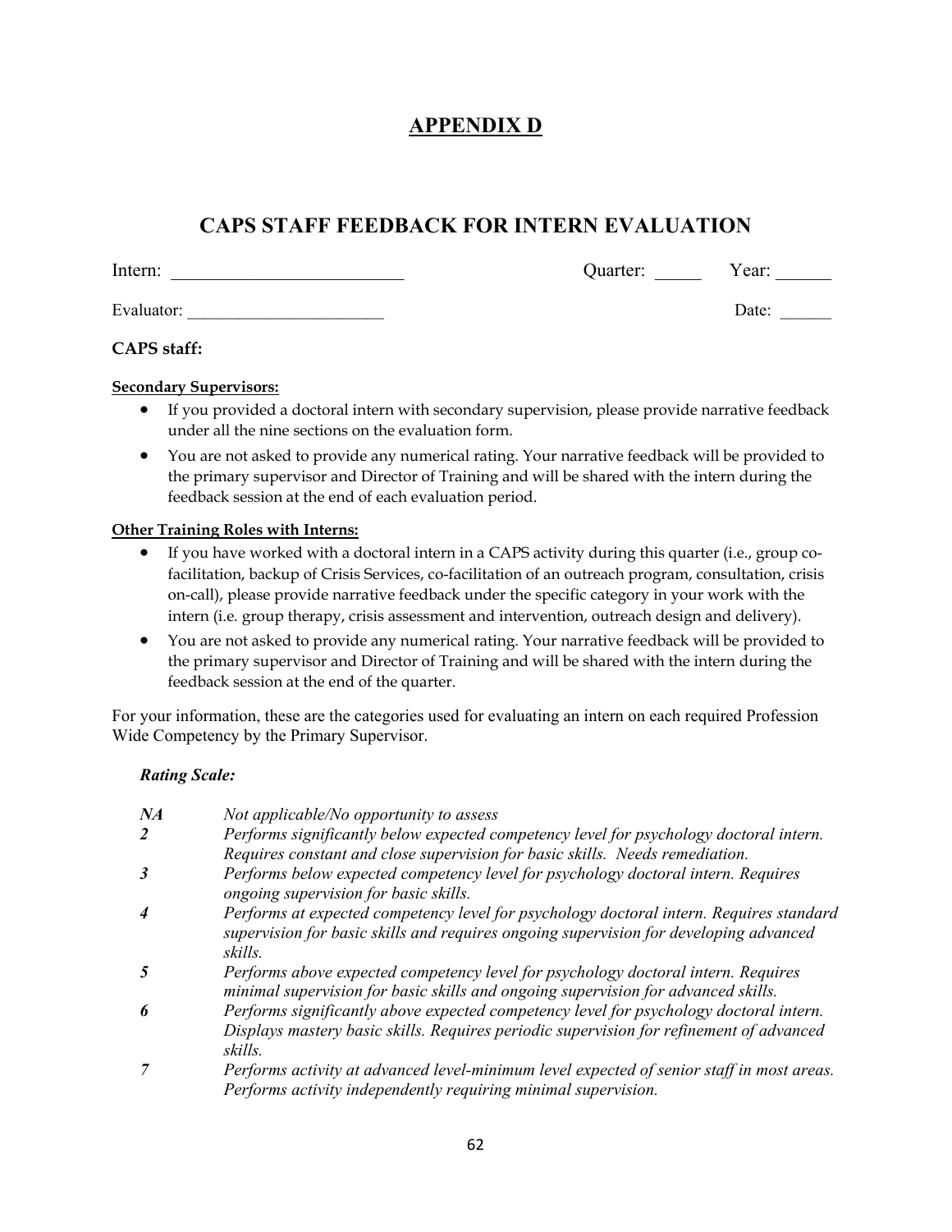# APPENDIX D

## CAPS STAFF FEEDBACK FOR INTERN EVALUATION

Intern: ___________________________ Quarter: _____ Year: ______

Evaluator: _______________________ Date: ______

**CAPS staff:**

**Secondary Supervisors:**

- If you provided a doctoral intern with secondary supervision, please provide narrative feedback under all the nine sections on the evaluation form.
- You are not asked to provide any numerical rating. Your narrative feedback will be provided to the primary supervisor and Director of Training and will be shared with the intern during the feedback session at the end of each evaluation period.

**Other Training Roles with Interns:**

- If you have worked with a doctoral intern in a CAPS activity during this quarter (i.e., group co-facilitation, backup of Crisis Services, co-facilitation of an outreach program, consultation, crisis on-call), please provide narrative feedback under the specific category in your work with the intern (i.e. group therapy, crisis assessment and intervention, outreach design and delivery).
- You are not asked to provide any numerical rating. Your narrative feedback will be provided to the primary supervisor and Director of Training and will be shared with the intern during the feedback session at the end of the quarter.

For your information, these are the categories used for evaluating an intern on each required Profession Wide Competency by the Primary Supervisor.

***Rating Scale:***

| | |
|---|---|
| ***NA*** | *Not applicable/No opportunity to assess* |
| ***2*** | *Performs significantly below expected competency level for psychology doctoral intern. Requires constant and close supervision for basic skills. Needs remediation.* |
| ***3*** | *Performs below expected competency level for psychology doctoral intern. Requires ongoing supervision for basic skills.* |
| ***4*** | *Performs at expected competency level for psychology doctoral intern. Requires standard supervision for basic skills and requires ongoing supervision for developing advanced skills.* |
| ***5*** | *Performs above expected competency level for psychology doctoral intern. Requires minimal supervision for basic skills and ongoing supervision for advanced skills.* |
| ***6*** | *Performs significantly above expected competency level for psychology doctoral intern. Displays mastery basic skills. Requires periodic supervision for refinement of advanced skills.* |
| ***7*** | *Performs activity at advanced level-minimum level expected of senior staff in most areas. Performs activity independently requiring minimal supervision.* |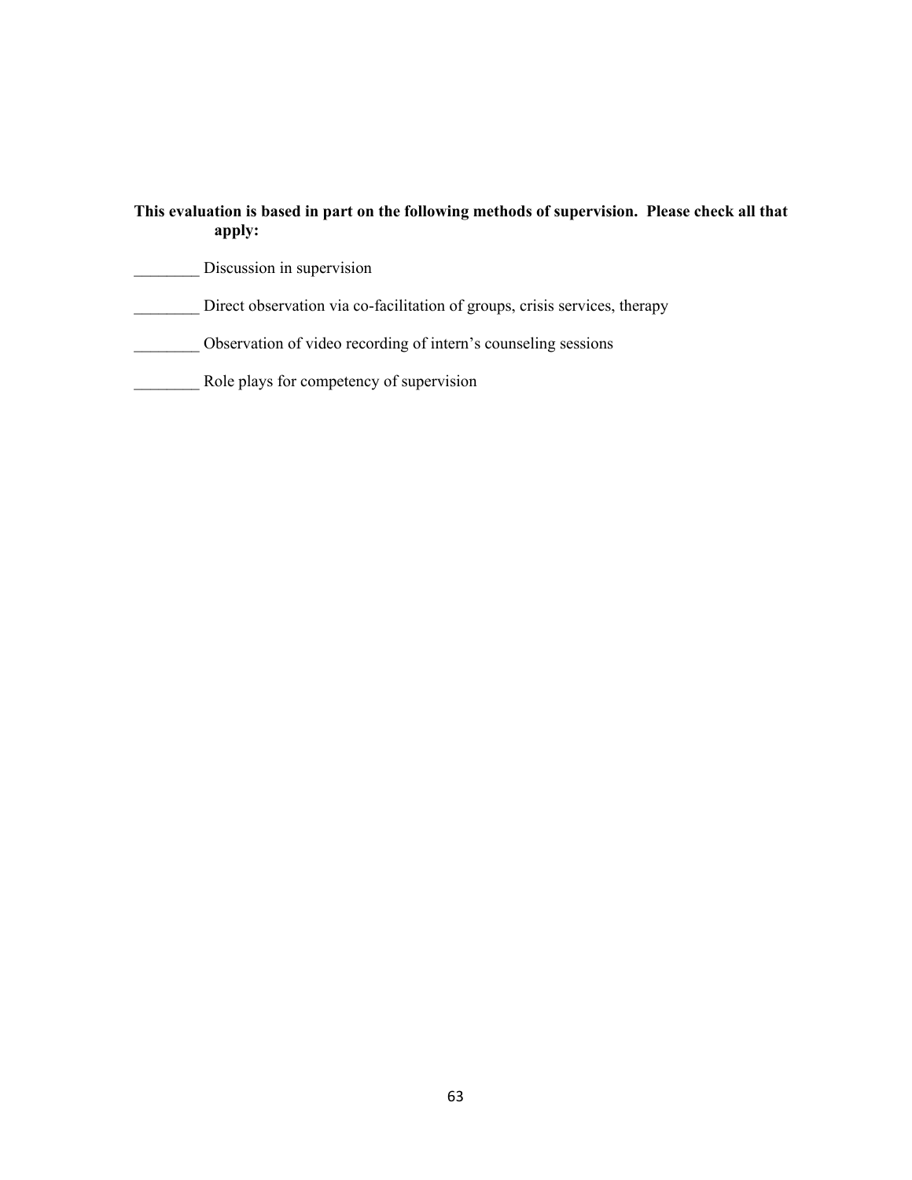**This evaluation is based in part on the following methods of supervision. Please check all that apply:**

________ Discussion in supervision

________ Direct observation via co-facilitation of groups, crisis services, therapy

________ Observation of video recording of intern's counseling sessions

________ Role plays for competency of supervision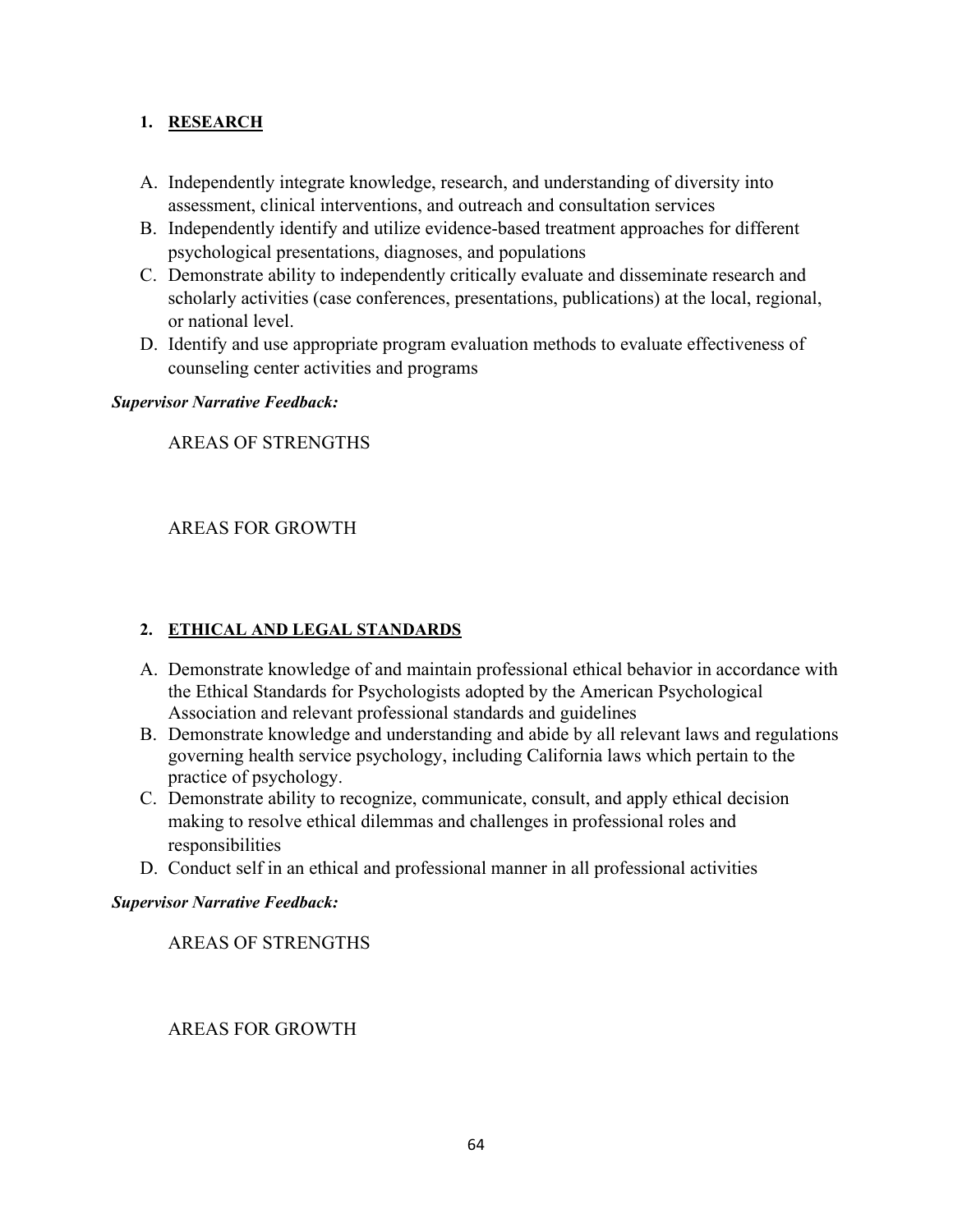## 1. RESEARCH

A. Independently integrate knowledge, research, and understanding of diversity into assessment, clinical interventions, and outreach and consultation services
B. Independently identify and utilize evidence-based treatment approaches for different psychological presentations, diagnoses, and populations
C. Demonstrate ability to independently critically evaluate and disseminate research and scholarly activities (case conferences, presentations, publications) at the local, regional, or national level.
D. Identify and use appropriate program evaluation methods to evaluate effectiveness of counseling center activities and programs

***Supervisor Narrative Feedback:***

AREAS OF STRENGTHS

AREAS FOR GROWTH

## 2. ETHICAL AND LEGAL STANDARDS

A. Demonstrate knowledge of and maintain professional ethical behavior in accordance with the Ethical Standards for Psychologists adopted by the American Psychological Association and relevant professional standards and guidelines
B. Demonstrate knowledge and understanding and abide by all relevant laws and regulations governing health service psychology, including California laws which pertain to the practice of psychology.
C. Demonstrate ability to recognize, communicate, consult, and apply ethical decision making to resolve ethical dilemmas and challenges in professional roles and responsibilities
D. Conduct self in an ethical and professional manner in all professional activities

***Supervisor Narrative Feedback:***

AREAS OF STRENGTHS

AREAS FOR GROWTH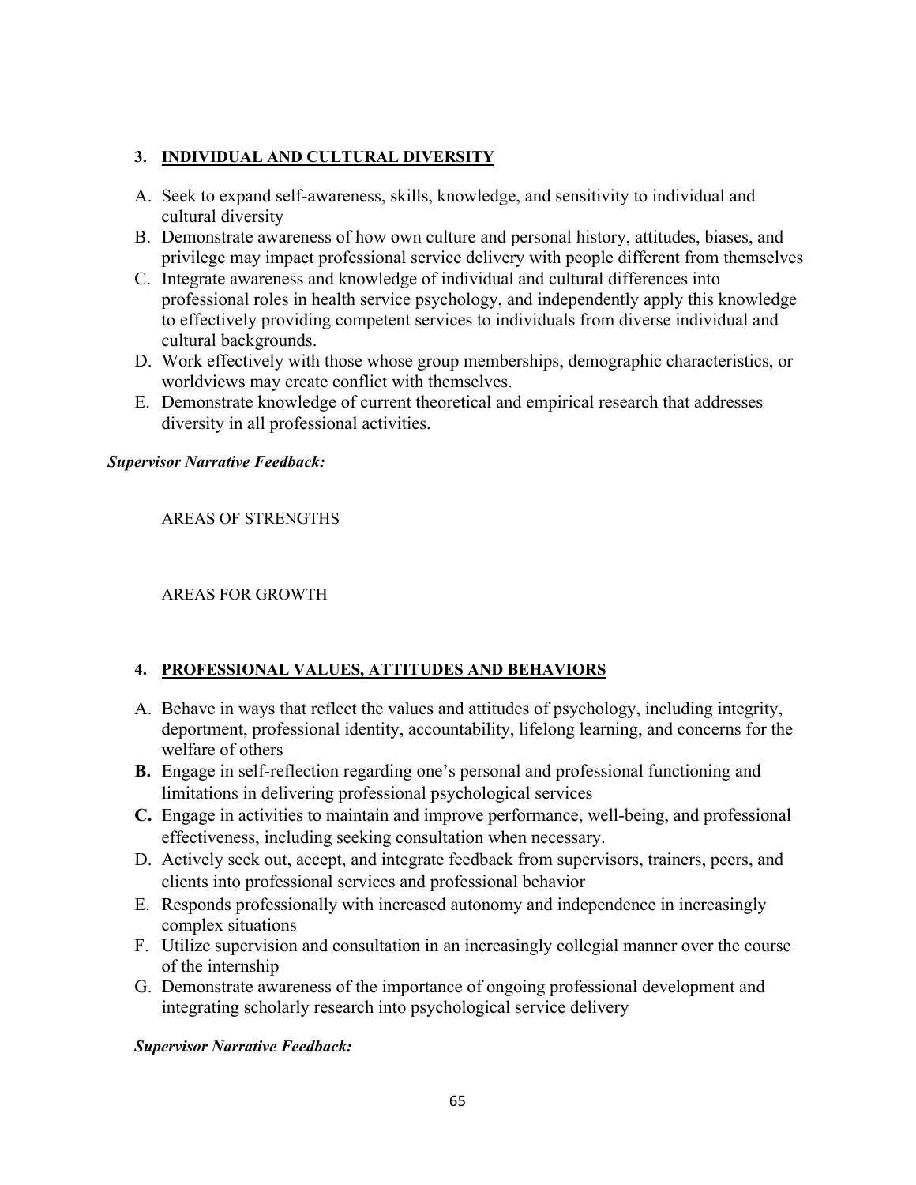### 3. <u>INDIVIDUAL AND CULTURAL DIVERSITY</u>

A. Seek to expand self-awareness, skills, knowledge, and sensitivity to individual and cultural diversity
B. Demonstrate awareness of how own culture and personal history, attitudes, biases, and privilege may impact professional service delivery with people different from themselves
C. Integrate awareness and knowledge of individual and cultural differences into professional roles in health service psychology, and independently apply this knowledge to effectively providing competent services to individuals from diverse individual and cultural backgrounds.
D. Work effectively with those whose group memberships, demographic characteristics, or worldviews may create conflict with themselves.
E. Demonstrate knowledge of current theoretical and empirical research that addresses diversity in all professional activities.

***Supervisor Narrative Feedback:***

AREAS OF STRENGTHS

AREAS FOR GROWTH

### 4. <u>PROFESSIONAL VALUES, ATTITUDES AND BEHAVIORS</u>

A. Behave in ways that reflect the values and attitudes of psychology, including integrity, deportment, professional identity, accountability, lifelong learning, and concerns for the welfare of others
**B.** Engage in self-reflection regarding one's personal and professional functioning and limitations in delivering professional psychological services
**C.** Engage in activities to maintain and improve performance, well-being, and professional effectiveness, including seeking consultation when necessary.
D. Actively seek out, accept, and integrate feedback from supervisors, trainers, peers, and clients into professional services and professional behavior
E. Responds professionally with increased autonomy and independence in increasingly complex situations
F. Utilize supervision and consultation in an increasingly collegial manner over the course of the internship
G. Demonstrate awareness of the importance of ongoing professional development and integrating scholarly research into psychological service delivery

***Supervisor Narrative Feedback:***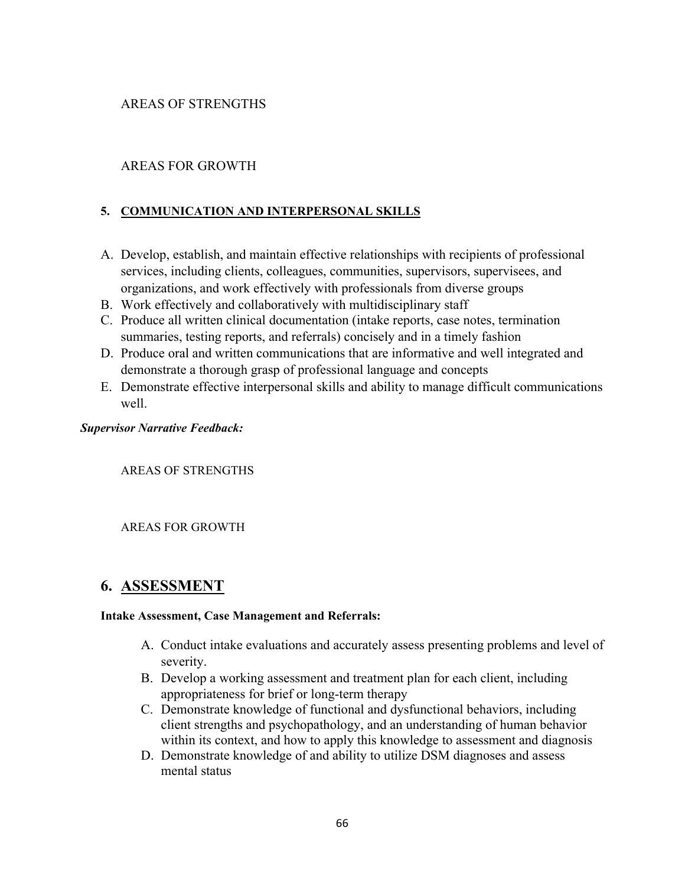AREAS OF STRENGTHS

AREAS FOR GROWTH

### 5. COMMUNICATION AND INTERPERSONAL SKILLS

A. Develop, establish, and maintain effective relationships with recipients of professional services, including clients, colleagues, communities, supervisors, supervisees, and organizations, and work effectively with professionals from diverse groups
B. Work effectively and collaboratively with multidisciplinary staff
C. Produce all written clinical documentation (intake reports, case notes, termination summaries, testing reports, and referrals) concisely and in a timely fashion
D. Produce oral and written communications that are informative and well integrated and demonstrate a thorough grasp of professional language and concepts
E. Demonstrate effective interpersonal skills and ability to manage difficult communications well.

***Supervisor Narrative Feedback:***

AREAS OF STRENGTHS

AREAS FOR GROWTH

## 6. ASSESSMENT

**Intake Assessment, Case Management and Referrals:**

A. Conduct intake evaluations and accurately assess presenting problems and level of severity.
B. Develop a working assessment and treatment plan for each client, including appropriateness for brief or long-term therapy
C. Demonstrate knowledge of functional and dysfunctional behaviors, including client strengths and psychopathology, and an understanding of human behavior within its context, and how to apply this knowledge to assessment and diagnosis
D. Demonstrate knowledge of and ability to utilize DSM diagnoses and assess mental status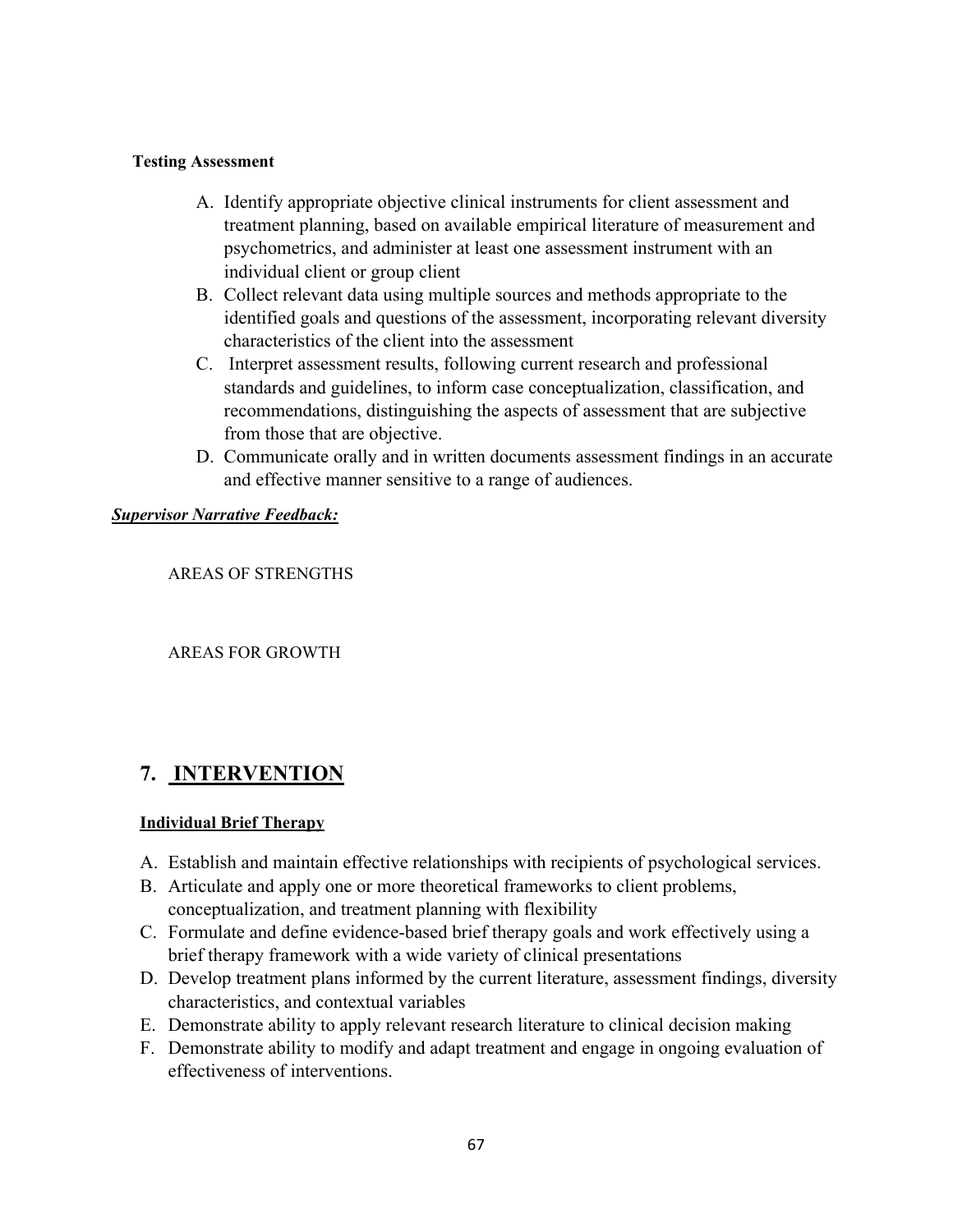**Testing Assessment**

A. Identify appropriate objective clinical instruments for client assessment and treatment planning, based on available empirical literature of measurement and psychometrics, and administer at least one assessment instrument with an individual client or group client
B. Collect relevant data using multiple sources and methods appropriate to the identified goals and questions of the assessment, incorporating relevant diversity characteristics of the client into the assessment
C. Interpret assessment results, following current research and professional standards and guidelines, to inform case conceptualization, classification, and recommendations, distinguishing the aspects of assessment that are subjective from those that are objective.
D. Communicate orally and in written documents assessment findings in an accurate and effective manner sensitive to a range of audiences.

***Supervisor Narrative Feedback:***

AREAS OF STRENGTHS

AREAS FOR GROWTH

## 7. INTERVENTION

**Individual Brief Therapy**

A. Establish and maintain effective relationships with recipients of psychological services.
B. Articulate and apply one or more theoretical frameworks to client problems, conceptualization, and treatment planning with flexibility
C. Formulate and define evidence-based brief therapy goals and work effectively using a brief therapy framework with a wide variety of clinical presentations
D. Develop treatment plans informed by the current literature, assessment findings, diversity characteristics, and contextual variables
E. Demonstrate ability to apply relevant research literature to clinical decision making
F. Demonstrate ability to modify and adapt treatment and engage in ongoing evaluation of effectiveness of interventions.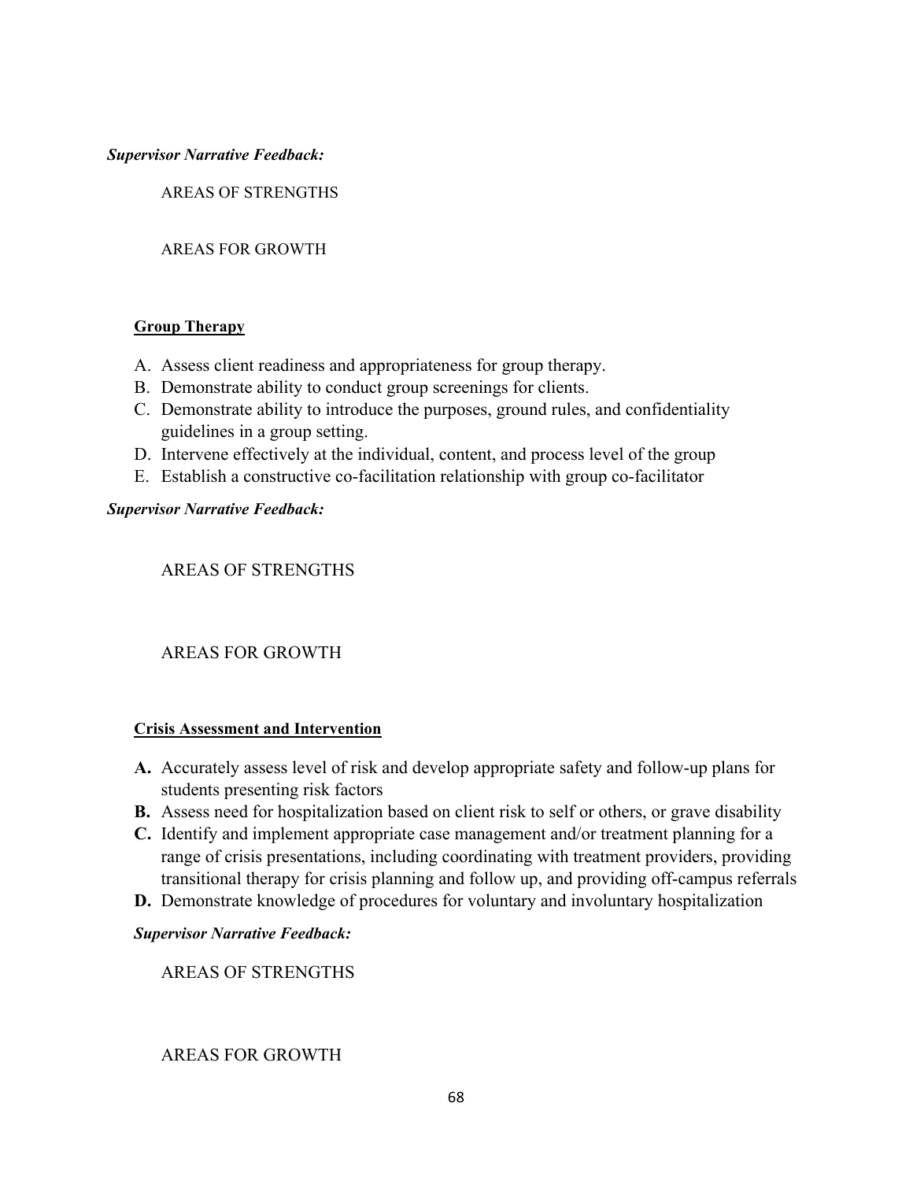***Supervisor Narrative Feedback:***

AREAS OF STRENGTHS

AREAS FOR GROWTH

**Group Therapy**

A. Assess client readiness and appropriateness for group therapy.
B. Demonstrate ability to conduct group screenings for clients.
C. Demonstrate ability to introduce the purposes, ground rules, and confidentiality guidelines in a group setting.
D. Intervene effectively at the individual, content, and process level of the group
E. Establish a constructive co-facilitation relationship with group co-facilitator

***Supervisor Narrative Feedback:***

AREAS OF STRENGTHS

AREAS FOR GROWTH

**Crisis Assessment and Intervention**

**A.** Accurately assess level of risk and develop appropriate safety and follow-up plans for students presenting risk factors
**B.** Assess need for hospitalization based on client risk to self or others, or grave disability
**C.** Identify and implement appropriate case management and/or treatment planning for a range of crisis presentations, including coordinating with treatment providers, providing transitional therapy for crisis planning and follow up, and providing off-campus referrals
**D.** Demonstrate knowledge of procedures for voluntary and involuntary hospitalization

***Supervisor Narrative Feedback:***

AREAS OF STRENGTHS

AREAS FOR GROWTH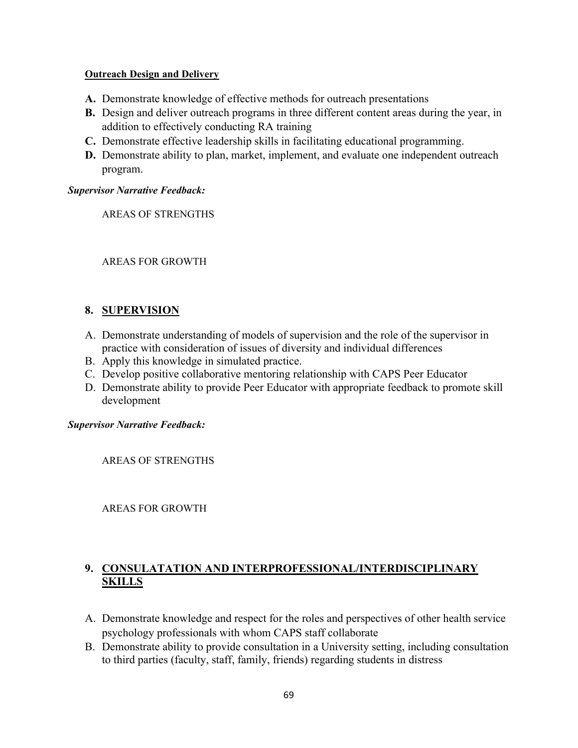**Outreach Design and Delivery**

- **A.** Demonstrate knowledge of effective methods for outreach presentations
- **B.** Design and deliver outreach programs in three different content areas during the year, in addition to effectively conducting RA training
- **C.** Demonstrate effective leadership skills in facilitating educational programming.
- **D.** Demonstrate ability to plan, market, implement, and evaluate one independent outreach program.

***Supervisor Narrative Feedback:***

AREAS OF STRENGTHS

AREAS FOR GROWTH

## 8. SUPERVISION

A. Demonstrate understanding of models of supervision and the role of the supervisor in practice with consideration of issues of diversity and individual differences
B. Apply this knowledge in simulated practice.
C. Develop positive collaborative mentoring relationship with CAPS Peer Educator
D. Demonstrate ability to provide Peer Educator with appropriate feedback to promote skill development

***Supervisor Narrative Feedback:***

AREAS OF STRENGTHS

AREAS FOR GROWTH

## 9. CONSULATATION AND INTERPROFESSIONAL/INTERDISCIPLINARY SKILLS

A. Demonstrate knowledge and respect for the roles and perspectives of other health service psychology professionals with whom CAPS staff collaborate
B. Demonstrate ability to provide consultation in a University setting, including consultation to third parties (faculty, staff, family, friends) regarding students in distress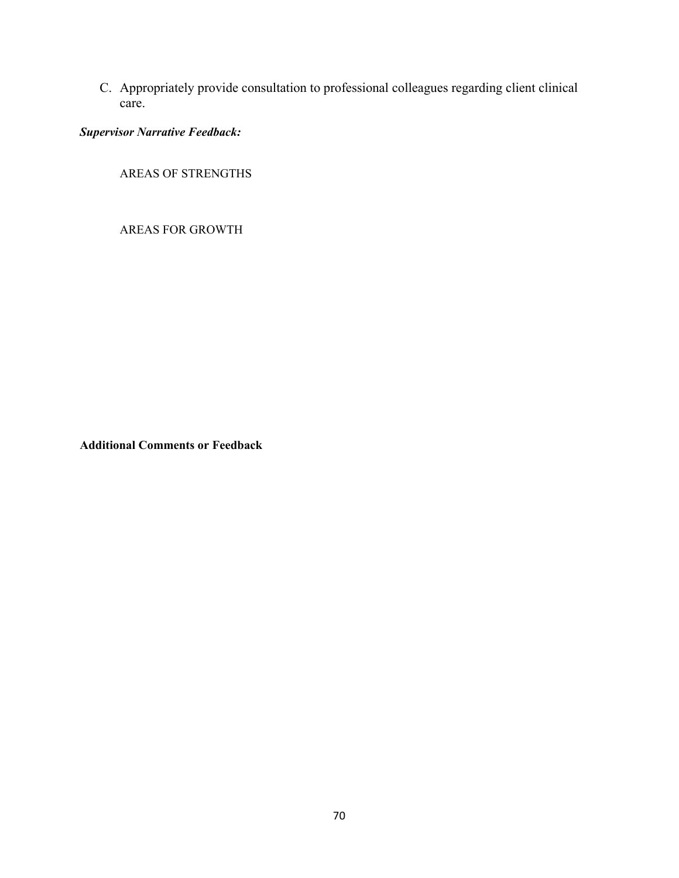C. Appropriately provide consultation to professional colleagues regarding client clinical care.

***Supervisor Narrative Feedback:***

AREAS OF STRENGTHS

AREAS FOR GROWTH

**Additional Comments or Feedback**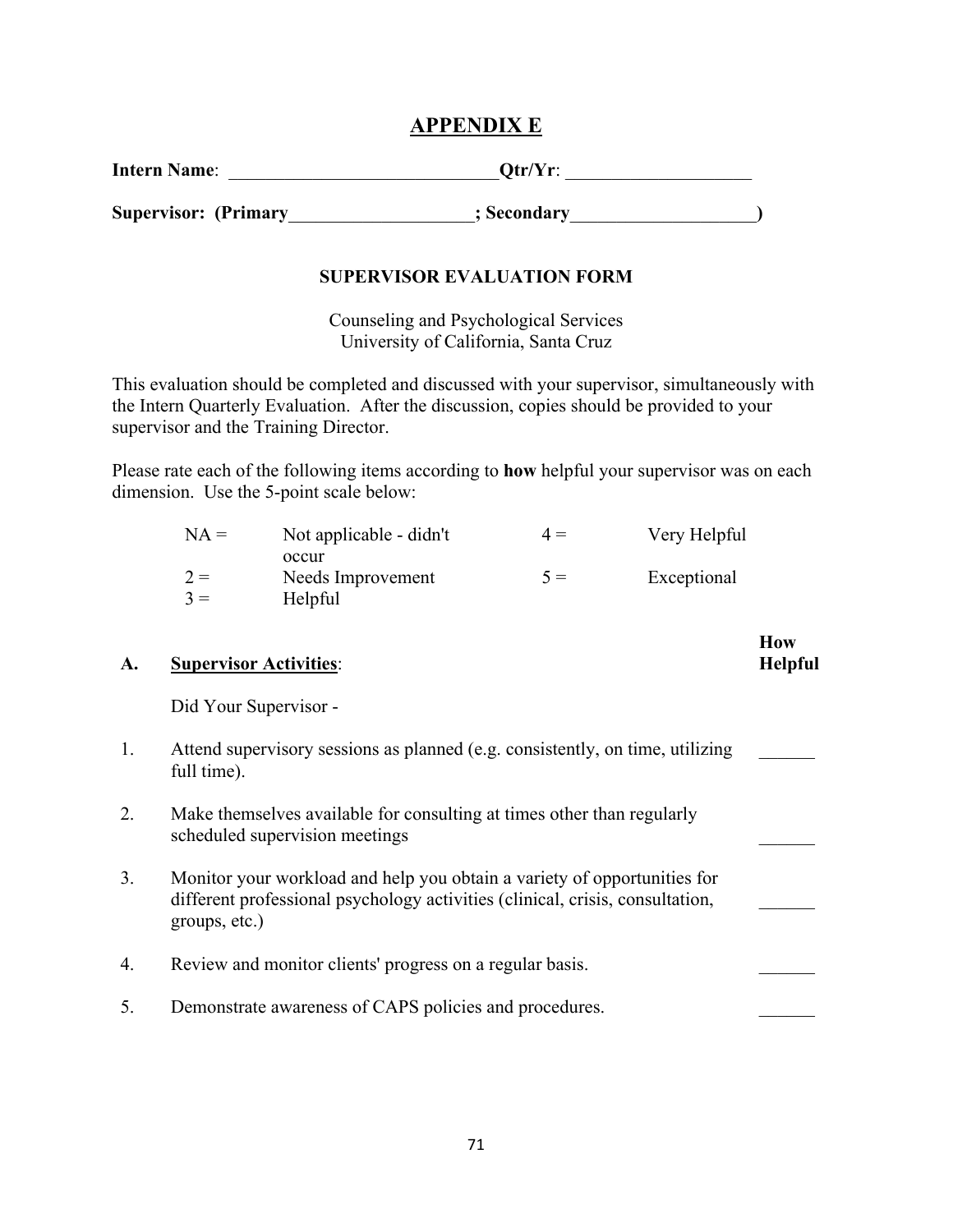# APPENDIX E

**Intern Name**: \_\_\_\_\_\_\_\_\_\_\_\_\_\_\_\_\_\_\_\_\_\_\_\_\_\_\_\_\_\_ **Qtr/Yr**: \_\_\_\_\_\_\_\_\_\_\_\_\_\_\_\_\_\_\_\_

**Supervisor: (Primary\_\_\_\_\_\_\_\_\_\_\_\_\_\_\_\_\_\_\_\_; Secondary\_\_\_\_\_\_\_\_\_\_\_\_\_\_\_\_\_\_\_\_)**

## SUPERVISOR EVALUATION FORM

Counseling and Psychological Services
University of California, Santa Cruz

This evaluation should be completed and discussed with your supervisor, simultaneously with the Intern Quarterly Evaluation. After the discussion, copies should be provided to your supervisor and the Training Director.

Please rate each of the following items according to **how** helpful your supervisor was on each dimension. Use the 5-point scale below:

| | | | |
|---|---|---|---|
| NA = | Not applicable - didn't occur | 4 = | Very Helpful |
| 2 = | Needs Improvement | 5 = | Exceptional |
| 3 = | Helpful | | |

| | | **How Helpful** |
|---|---|---|
| **A.** | **Supervisor Activities**: | |
| | Did Your Supervisor - | |
| 1. | Attend supervisory sessions as planned (e.g. consistently, on time, utilizing full time). | ______ |
| 2. | Make themselves available for consulting at times other than regularly scheduled supervision meetings | ______ |
| 3. | Monitor your workload and help you obtain a variety of opportunities for different professional psychology activities (clinical, crisis, consultation, groups, etc.) | ______ |
| 4. | Review and monitor clients' progress on a regular basis. | ______ |
| 5. | Demonstrate awareness of CAPS policies and procedures. | ______ |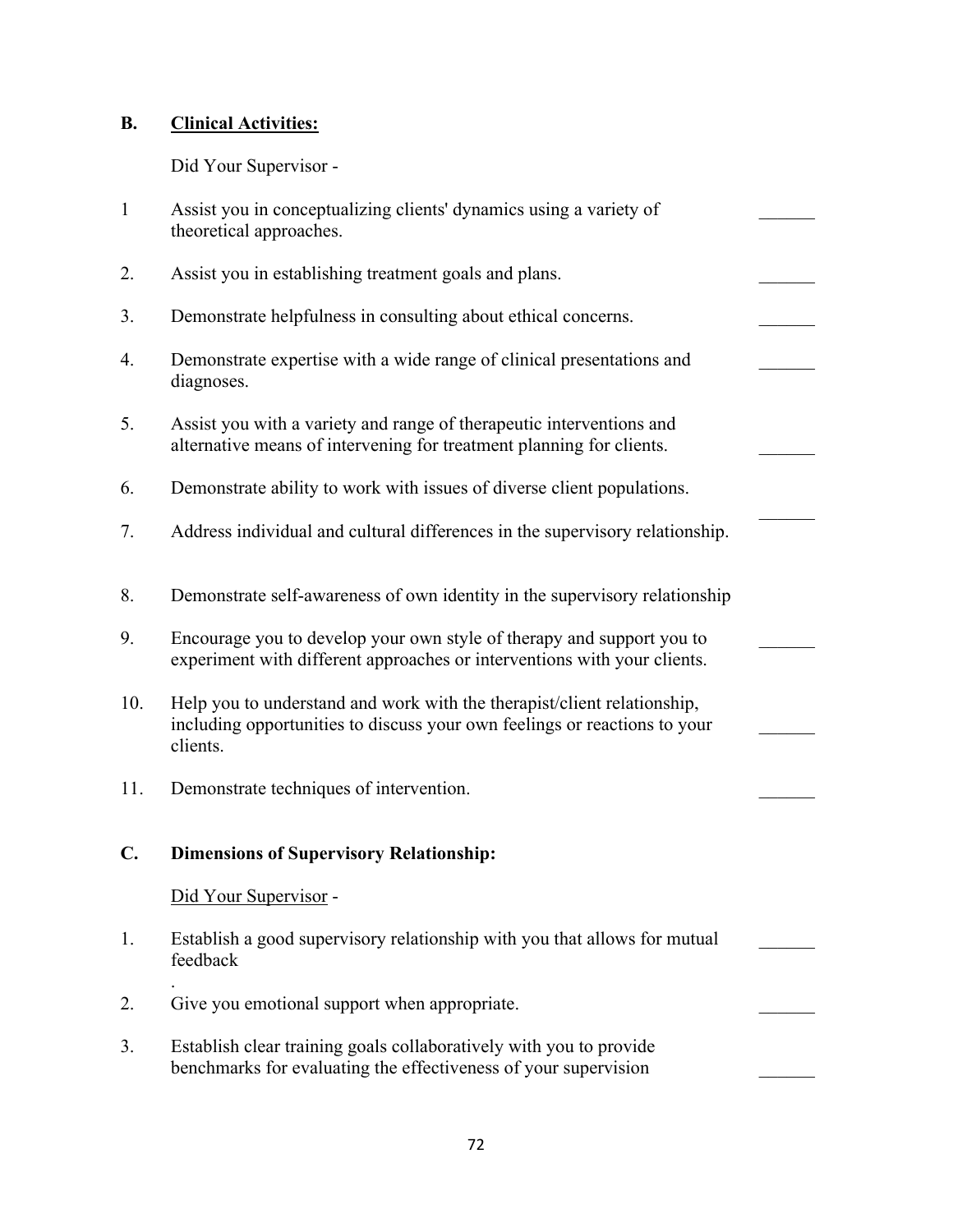**B.** **<u>Clinical Activities:</u>**

Did Your Supervisor -

1 Assist you in conceptualizing clients' dynamics using a variety of theoretical approaches. ______

2. Assist you in establishing treatment goals and plans. ______

3. Demonstrate helpfulness in consulting about ethical concerns. ______

4. Demonstrate expertise with a wide range of clinical presentations and diagnoses. ______

5. Assist you with a variety and range of therapeutic interventions and alternative means of intervening for treatment planning for clients. ______

6. Demonstrate ability to work with issues of diverse client populations. ______

7. Address individual and cultural differences in the supervisory relationship.

8. Demonstrate self-awareness of own identity in the supervisory relationship

9. Encourage you to develop your own style of therapy and support you to experiment with different approaches or interventions with your clients. ______

10. Help you to understand and work with the therapist/client relationship, including opportunities to discuss your own feelings or reactions to your clients. ______

11. Demonstrate techniques of intervention. ______

**C.** **Dimensions of Supervisory Relationship:**

<u>Did Your Supervisor</u> -

1. Establish a good supervisory relationship with you that allows for mutual feedback ______
.

2. Give you emotional support when appropriate. ______

3. Establish clear training goals collaboratively with you to provide benchmarks for evaluating the effectiveness of your supervision ______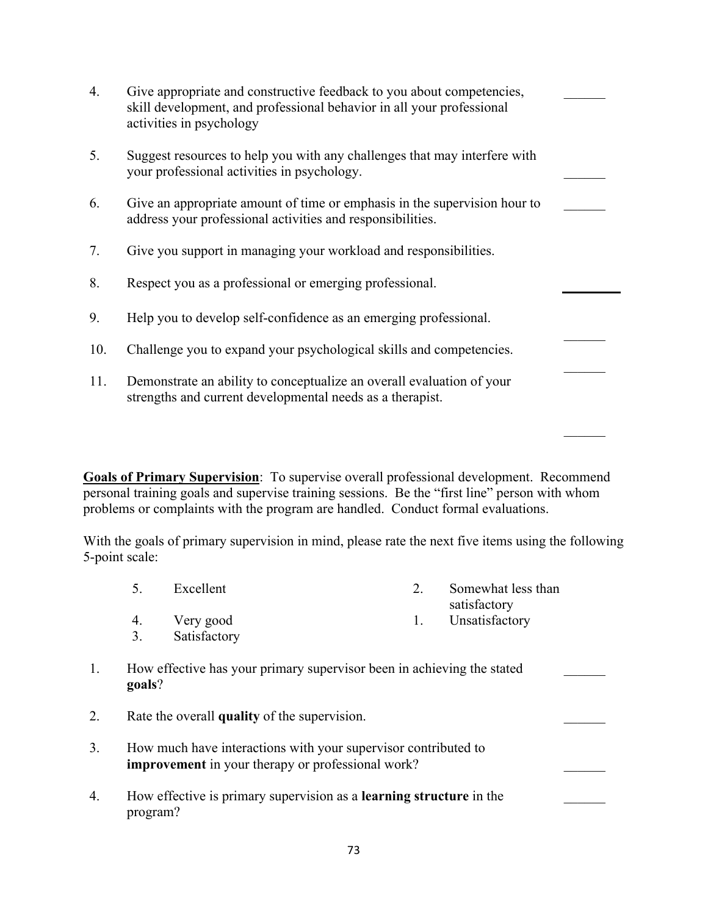4. Give appropriate and constructive feedback to you about competencies, skill development, and professional behavior in all your professional activities in psychology ______

5. Suggest resources to help you with any challenges that may interfere with your professional activities in psychology. ______

6. Give an appropriate amount of time or emphasis in the supervision hour to address your professional activities and responsibilities. ______

7. Give you support in managing your workload and responsibilities. ______

8. Respect you as a professional or emerging professional. ______

9. Help you to develop self-confidence as an emerging professional. ______

10. Challenge you to expand your psychological skills and competencies. ______

11. Demonstrate an ability to conceptualize an overall evaluation of your strengths and current developmental needs as a therapist. ______

**Goals of Primary Supervision**: To supervise overall professional development. Recommend personal training goals and supervise training sessions. Be the "first line" person with whom problems or complaints with the program are handled. Conduct formal evaluations.

With the goals of primary supervision in mind, please rate the next five items using the following 5-point scale:

5. Excellent
4. Very good
3. Satisfactory
2. Somewhat less than satisfactory
1. Unsatisfactory

1. How effective has your primary supervisor been in achieving the stated **goals**? ______

2. Rate the overall **quality** of the supervision. ______

3. How much have interactions with your supervisor contributed to **improvement** in your therapy or professional work? ______

4. How effective is primary supervision as a **learning structure** in the program? ______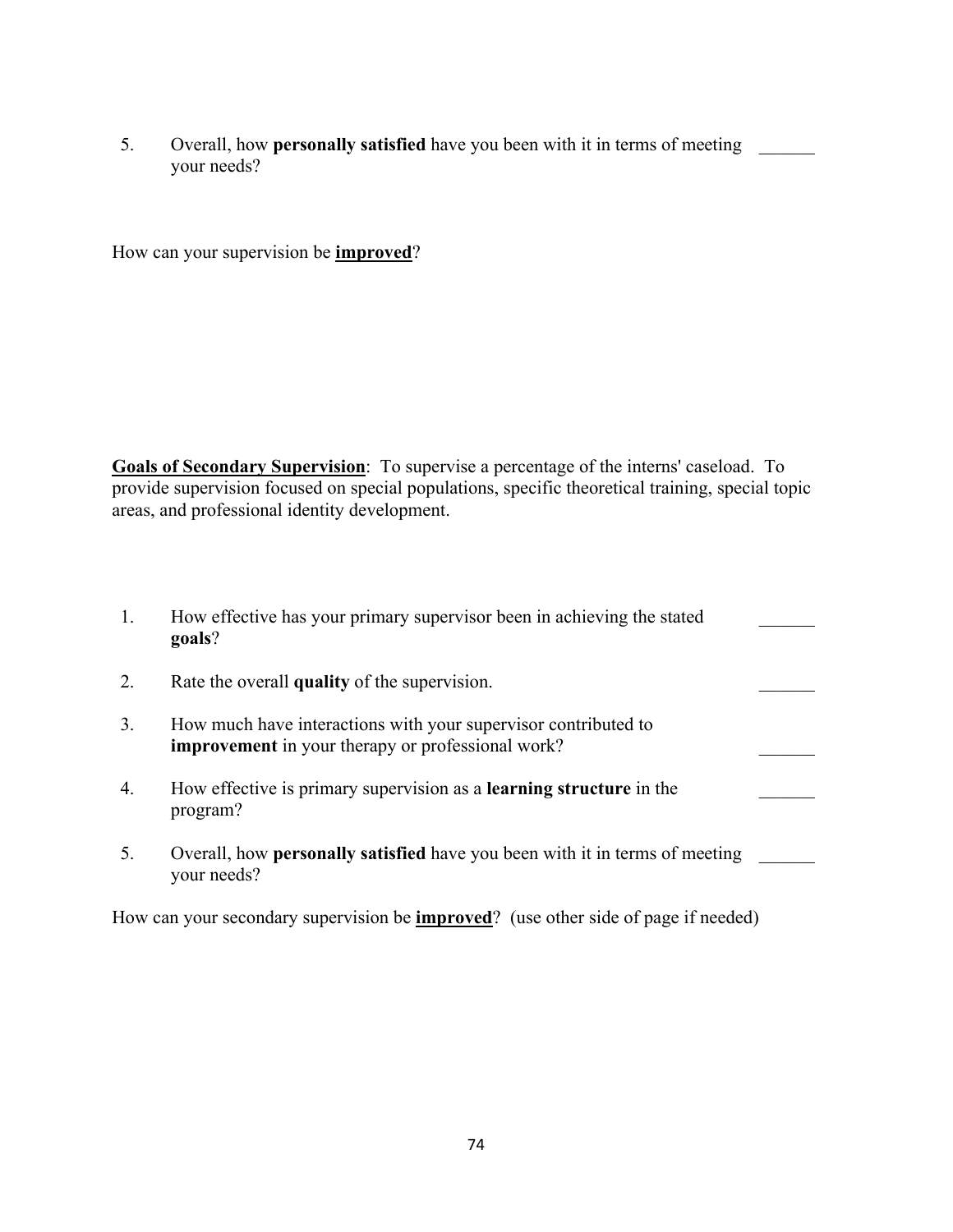5. Overall, how **personally satisfied** have you been with it in terms of meeting your needs? ______

How can your supervision be **improved**?

**Goals of Secondary Supervision**: To supervise a percentage of the interns' caseload. To provide supervision focused on special populations, specific theoretical training, special topic areas, and professional identity development.

1. How effective has your primary supervisor been in achieving the stated **goals**? ______
2. Rate the overall **quality** of the supervision. ______
3. How much have interactions with your supervisor contributed to **improvement** in your therapy or professional work? ______
4. How effective is primary supervision as a **learning structure** in the program? ______
5. Overall, how **personally satisfied** have you been with it in terms of meeting your needs? ______

How can your secondary supervision be **improved**? (use other side of page if needed)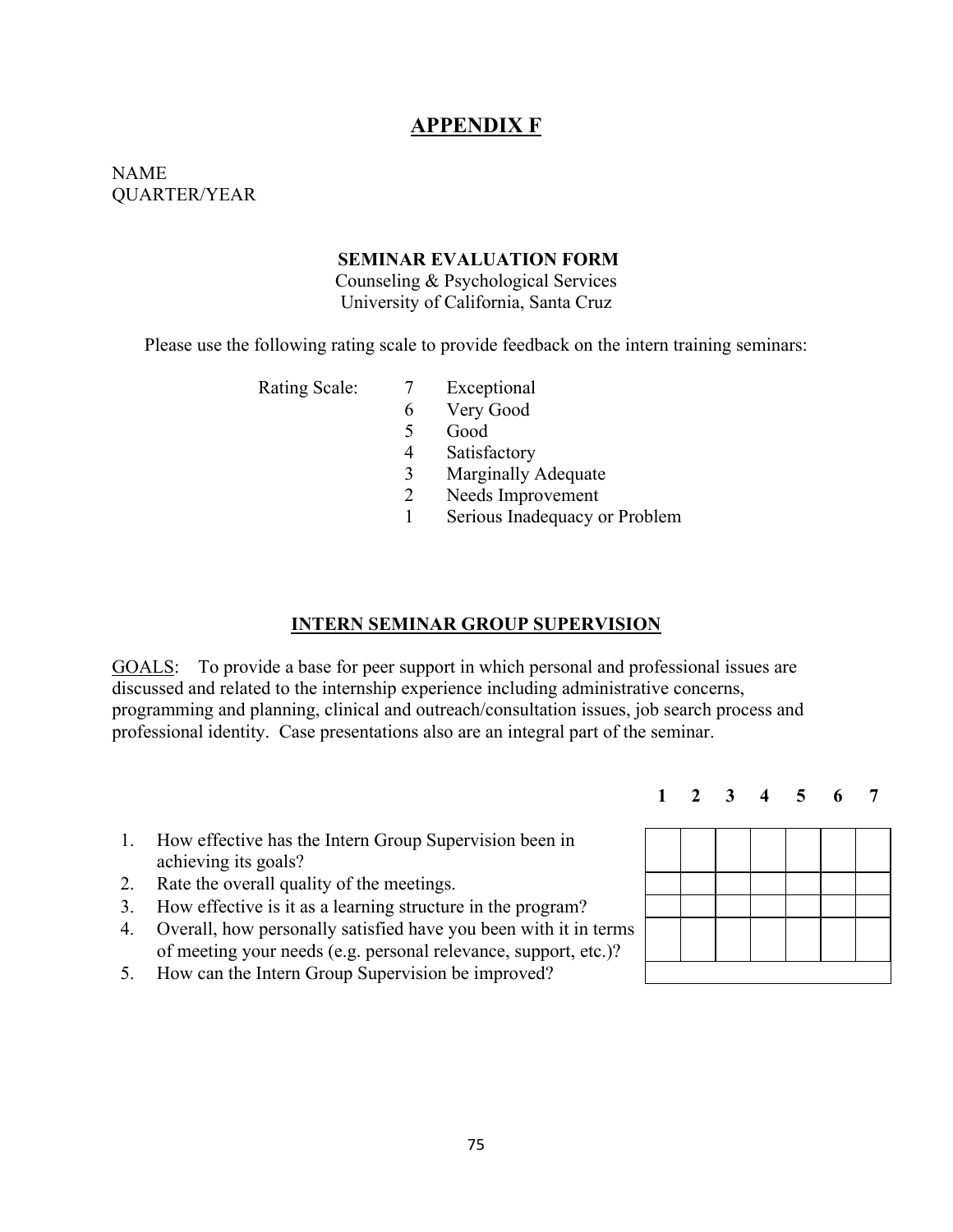## APPENDIX F

NAME
QUARTER/YEAR

**SEMINAR EVALUATION FORM**
Counseling & Psychological Services
University of California, Santa Cruz

Please use the following rating scale to provide feedback on the intern training seminars:

Rating Scale:
- 7 Exceptional
- 6 Very Good
- 5 Good
- 4 Satisfactory
- 3 Marginally Adequate
- 2 Needs Improvement
- 1 Serious Inadequacy or Problem

### INTERN SEMINAR GROUP SUPERVISION

GOALS: To provide a base for peer support in which personal and professional issues are discussed and related to the internship experience including administrative concerns, programming and planning, clinical and outreach/consultation issues, job search process and professional identity. Case presentations also are an integral part of the seminar.

| | 1 | 2 | 3 | 4 | 5 | 6 | 7 |
|---|---|---|---|---|---|---|---|
| 1. How effective has the Intern Group Supervision been in achieving its goals? | | | | | | | |
| 2. Rate the overall quality of the meetings. | | | | | | | |
| 3. How effective is it as a learning structure in the program? | | | | | | | |
| 4. Overall, how personally satisfied have you been with it in terms of meeting your needs (e.g. personal relevance, support, etc.)? | | | | | | | |
| 5. How can the Intern Group Supervision be improved? | | | | | | | |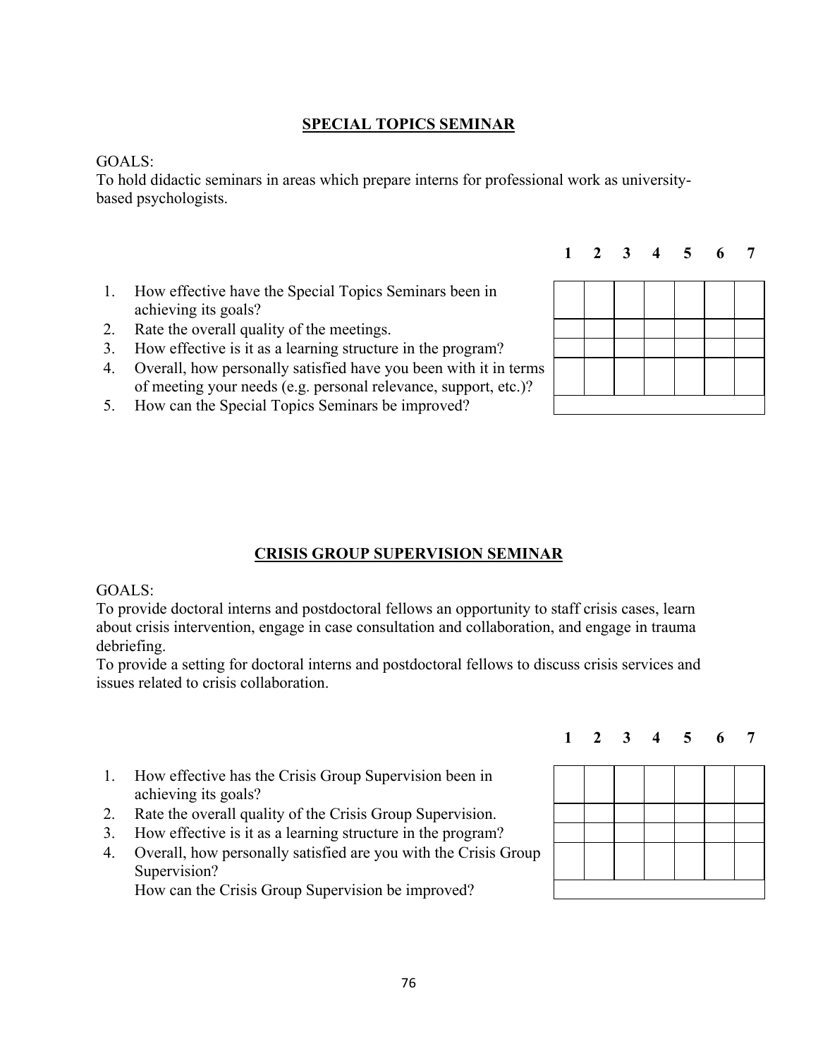## SPECIAL TOPICS SEMINAR

GOALS:
To hold didactic seminars in areas which prepare interns for professional work as university-based psychologists.

| | 1 | 2 | 3 | 4 | 5 | 6 | 7 |
|---|---|---|---|---|---|---|---|
| 1. How effective have the Special Topics Seminars been in achieving its goals? | | | | | | | |
| 2. Rate the overall quality of the meetings. | | | | | | | |
| 3. How effective is it as a learning structure in the program? | | | | | | | |
| 4. Overall, how personally satisfied have you been with it in terms of meeting your needs (e.g. personal relevance, support, etc.)? | | | | | | | |
| 5. How can the Special Topics Seminars be improved? | | | | | | | |

## CRISIS GROUP SUPERVISION SEMINAR

GOALS:
To provide doctoral interns and postdoctoral fellows an opportunity to staff crisis cases, learn about crisis intervention, engage in case consultation and collaboration, and engage in trauma debriefing.
To provide a setting for doctoral interns and postdoctoral fellows to discuss crisis services and issues related to crisis collaboration.

| | 1 | 2 | 3 | 4 | 5 | 6 | 7 |
|---|---|---|---|---|---|---|---|
| 1. How effective has the Crisis Group Supervision been in achieving its goals? | | | | | | | |
| 2. Rate the overall quality of the Crisis Group Supervision. | | | | | | | |
| 3. How effective is it as a learning structure in the program? | | | | | | | |
| 4. Overall, how personally satisfied are you with the Crisis Group Supervision? | | | | | | | |
| How can the Crisis Group Supervision be improved? | | | | | | | |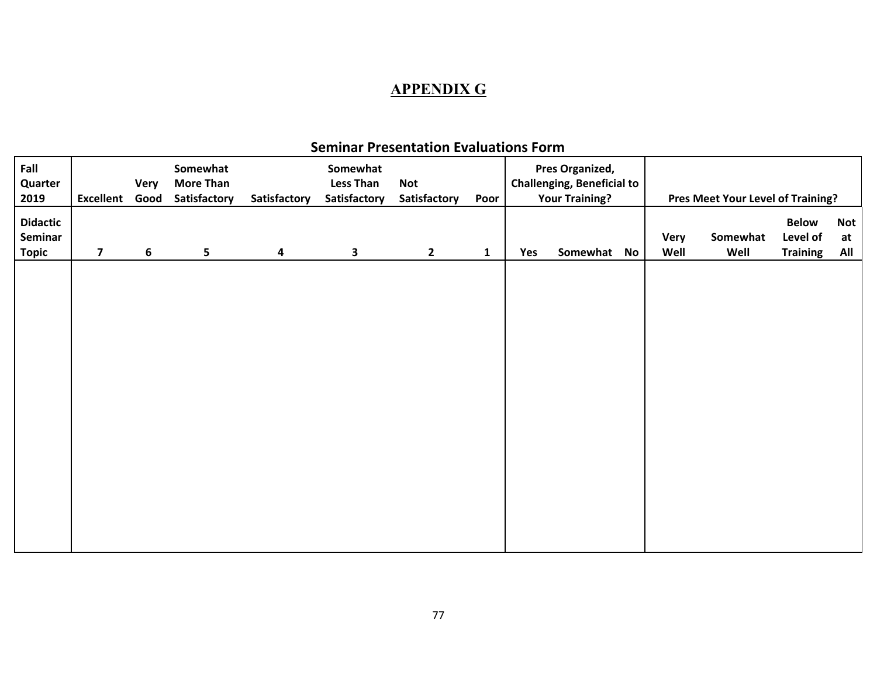# APPENDIX G

## Seminar Presentation Evaluations Form

| Fall Quarter 2019 | Excellent | Very Good | Somewhat More Than Satisfactory | Satisfactory | Somewhat Less Than Satisfactory | Not Satisfactory | Poor | Pres Organized, Challenging, Beneficial to Your Training? | | | Pres Meet Your Level of Training? | | | |
|---|---|---|---|---|---|---|---|---|---|---|---|---|---|---|
| Didactic Seminar Topic | 7 | 6 | 5 | 4 | 3 | 2 | 1 | Yes | Somewhat | No | Very Well | Somewhat Well | Below Level of Training | Not at All |
| | | | | | | | | | | | | | | |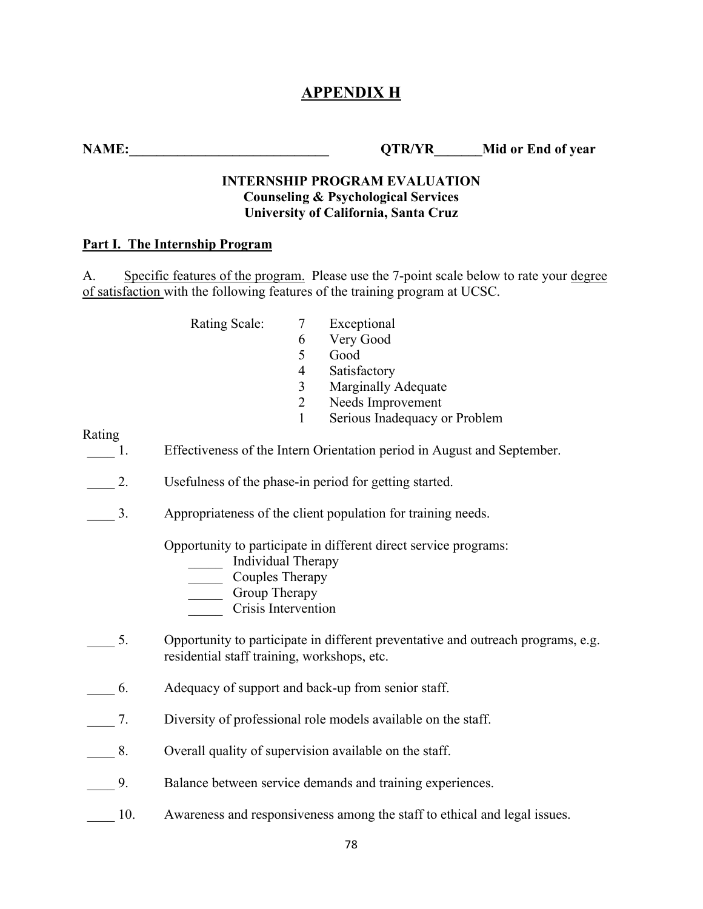# APPENDIX H

**NAME:______________________________ QTR/YR_______Mid or End of year**

**INTERNSHIP PROGRAM EVALUATION**
**Counseling & Psychological Services**
**University of California, Santa Cruz**

## Part I. The Internship Program

A. Specific features of the program. Please use the 7-point scale below to rate your degree of satisfaction with the following features of the training program at UCSC.

Rating Scale:
- 7 Exceptional
- 6 Very Good
- 5 Good
- 4 Satisfactory
- 3 Marginally Adequate
- 2 Needs Improvement
- 1 Serious Inadequacy or Problem

Rating

____ 1. Effectiveness of the Intern Orientation period in August and September.

____ 2. Usefulness of the phase-in period for getting started.

____ 3. Appropriateness of the client population for training needs.

Opportunity to participate in different direct service programs:

_____ Individual Therapy
_____ Couples Therapy
_____ Group Therapy
_____ Crisis Intervention

____ 5. Opportunity to participate in different preventative and outreach programs, e.g. residential staff training, workshops, etc.

____ 6. Adequacy of support and back-up from senior staff.

____ 7. Diversity of professional role models available on the staff.

____ 8. Overall quality of supervision available on the staff.

____ 9. Balance between service demands and training experiences.

____ 10. Awareness and responsiveness among the staff to ethical and legal issues.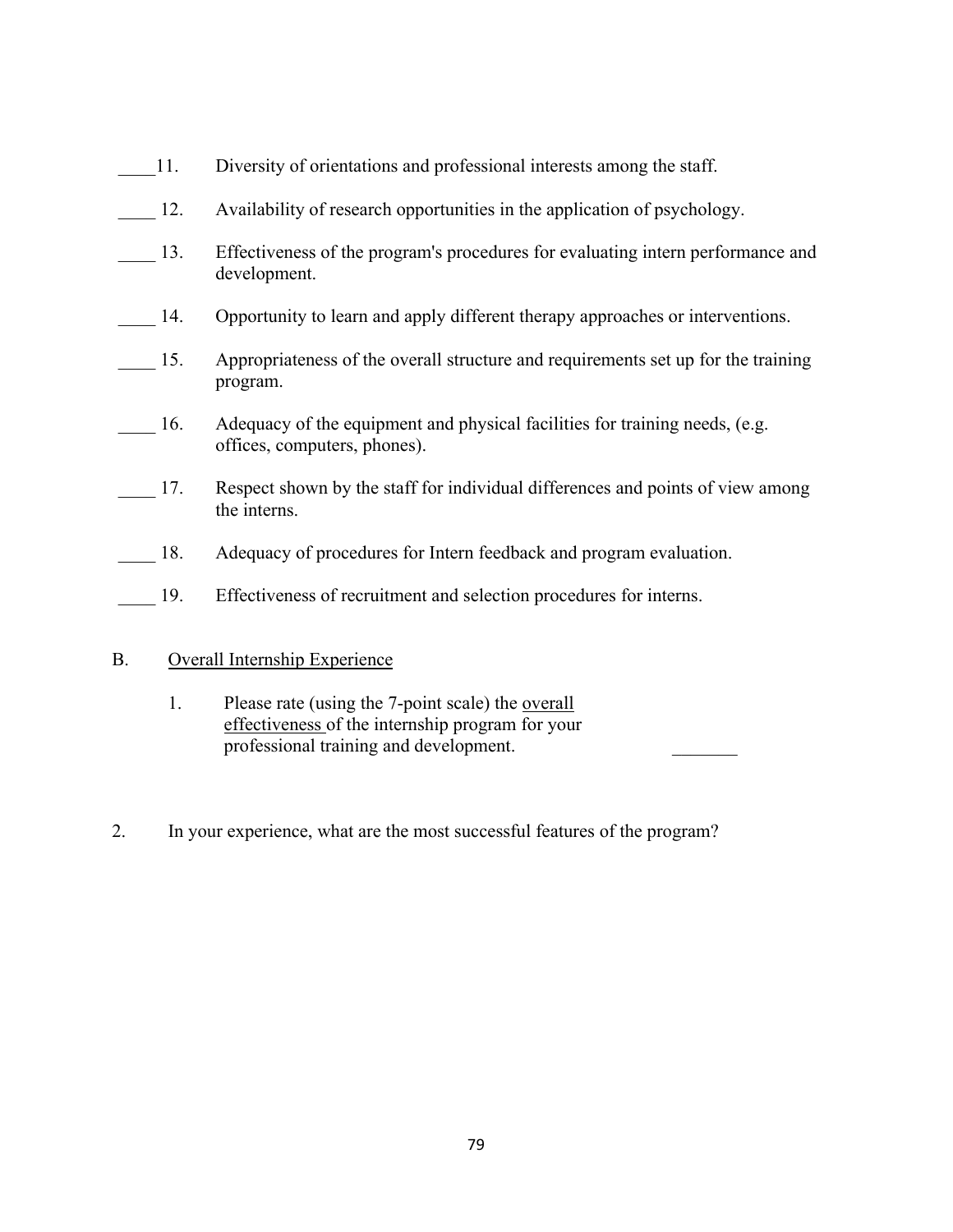____11. Diversity of orientations and professional interests among the staff.

____ 12. Availability of research opportunities in the application of psychology.

____ 13. Effectiveness of the program's procedures for evaluating intern performance and development.

____ 14. Opportunity to learn and apply different therapy approaches or interventions.

____ 15. Appropriateness of the overall structure and requirements set up for the training program.

____ 16. Adequacy of the equipment and physical facilities for training needs, (e.g. offices, computers, phones).

____ 17. Respect shown by the staff for individual differences and points of view among the interns.

____ 18. Adequacy of procedures for Intern feedback and program evaluation.

____ 19. Effectiveness of recruitment and selection procedures for interns.

B. <u>Overall Internship Experience</u>

1. Please rate (using the 7-point scale) the <u>overall effectiveness</u> of the internship program for your professional training and development. _______

2. In your experience, what are the most successful features of the program?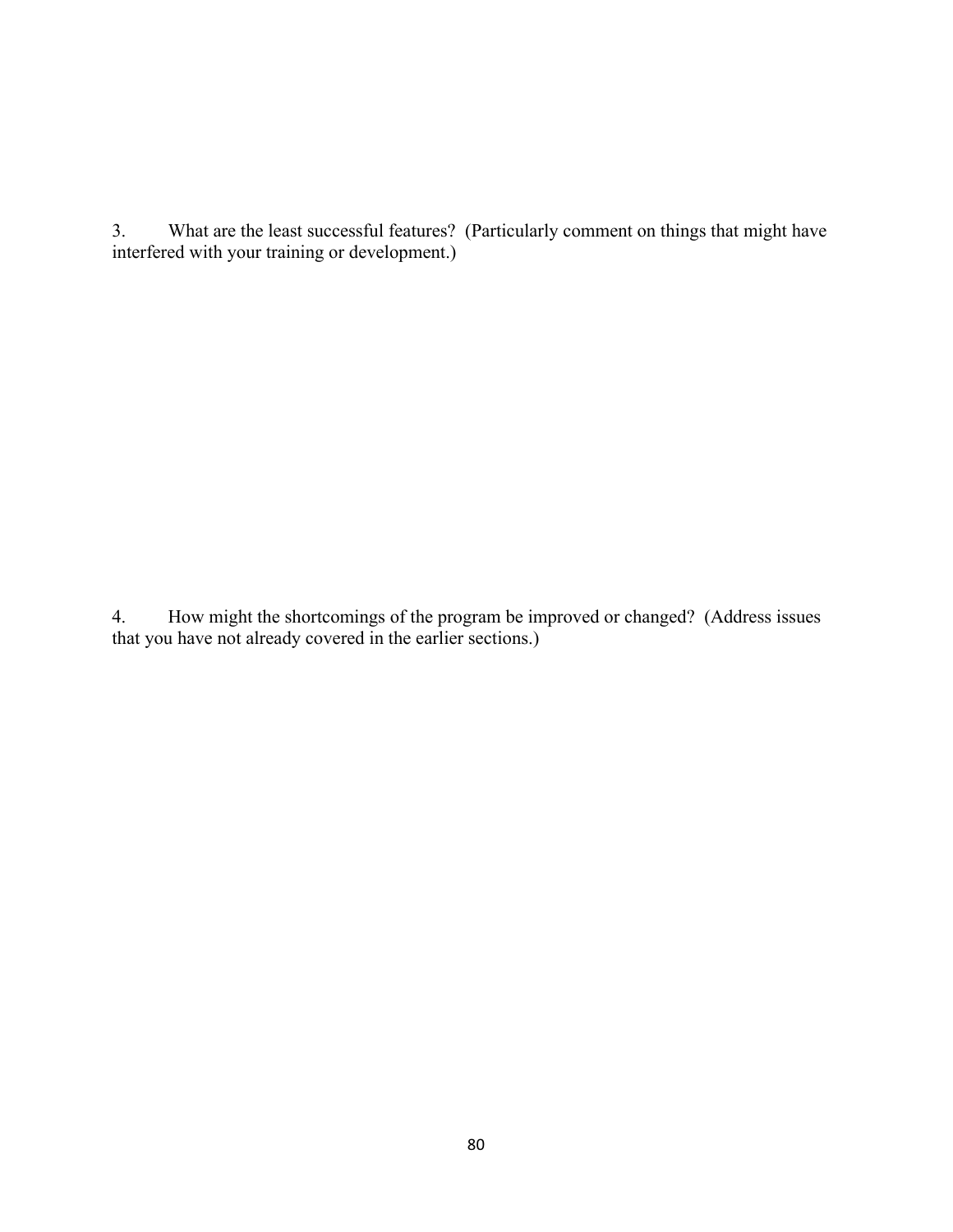3. What are the least successful features? (Particularly comment on things that might have interfered with your training or development.)

4. How might the shortcomings of the program be improved or changed? (Address issues that you have not already covered in the earlier sections.)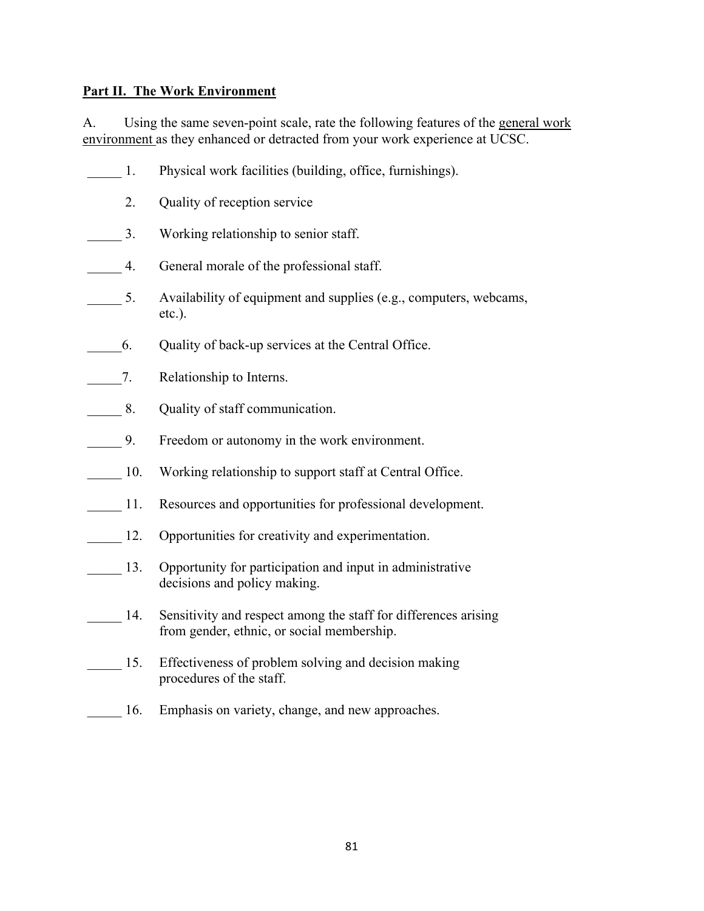**Part II. The Work Environment**

A. Using the same seven-point scale, rate the following features of the general work environment as they enhanced or detracted from your work experience at UCSC.

_____ 1. Physical work facilities (building, office, furnishings).

2. Quality of reception service

_____ 3. Working relationship to senior staff.

_____ 4. General morale of the professional staff.

_____ 5. Availability of equipment and supplies (e.g., computers, webcams, etc.).

_____6. Quality of back-up services at the Central Office.

_____7. Relationship to Interns.

_____ 8. Quality of staff communication.

_____ 9. Freedom or autonomy in the work environment.

_____ 10. Working relationship to support staff at Central Office.

_____ 11. Resources and opportunities for professional development.

_____ 12. Opportunities for creativity and experimentation.

_____ 13. Opportunity for participation and input in administrative decisions and policy making.

_____ 14. Sensitivity and respect among the staff for differences arising from gender, ethnic, or social membership.

_____ 15. Effectiveness of problem solving and decision making procedures of the staff.

_____ 16. Emphasis on variety, change, and new approaches.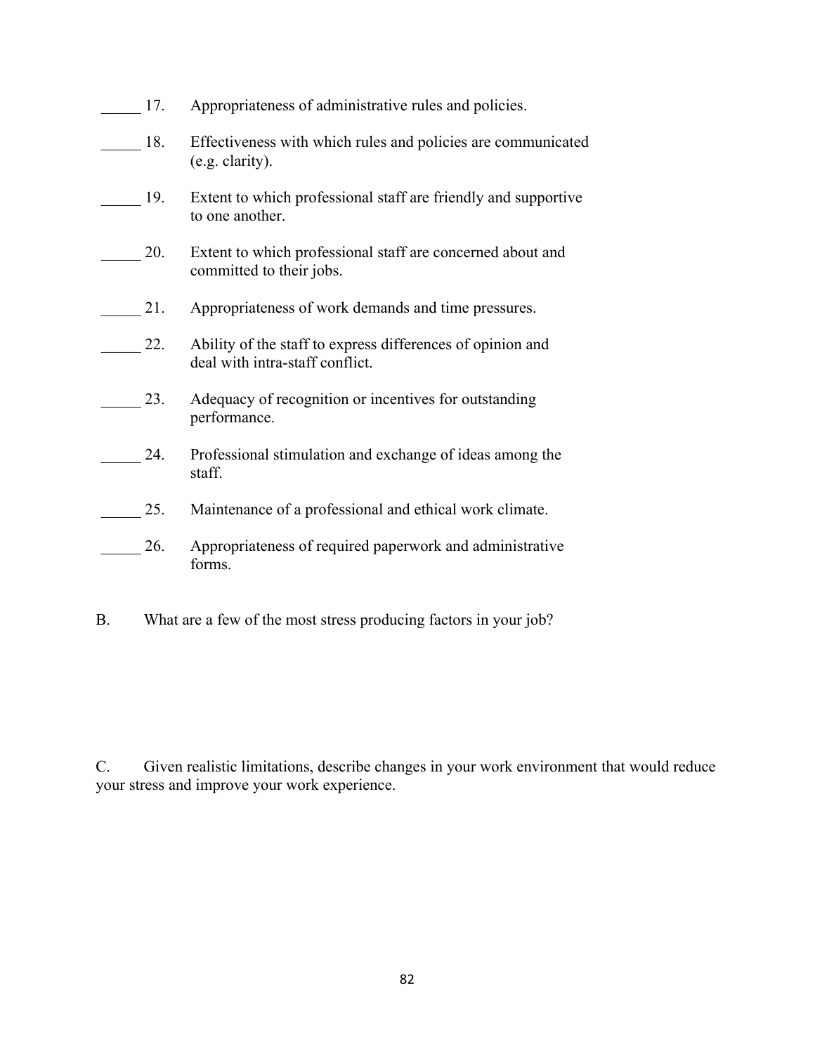_____ 17. Appropriateness of administrative rules and policies.

_____ 18. Effectiveness with which rules and policies are communicated (e.g. clarity).

_____ 19. Extent to which professional staff are friendly and supportive to one another.

_____ 20. Extent to which professional staff are concerned about and committed to their jobs.

_____ 21. Appropriateness of work demands and time pressures.

_____ 22. Ability of the staff to express differences of opinion and deal with intra-staff conflict.

_____ 23. Adequacy of recognition or incentives for outstanding performance.

_____ 24. Professional stimulation and exchange of ideas among the staff.

_____ 25. Maintenance of a professional and ethical work climate.

_____ 26. Appropriateness of required paperwork and administrative forms.

B. What are a few of the most stress producing factors in your job?

C. Given realistic limitations, describe changes in your work environment that would reduce your stress and improve your work experience.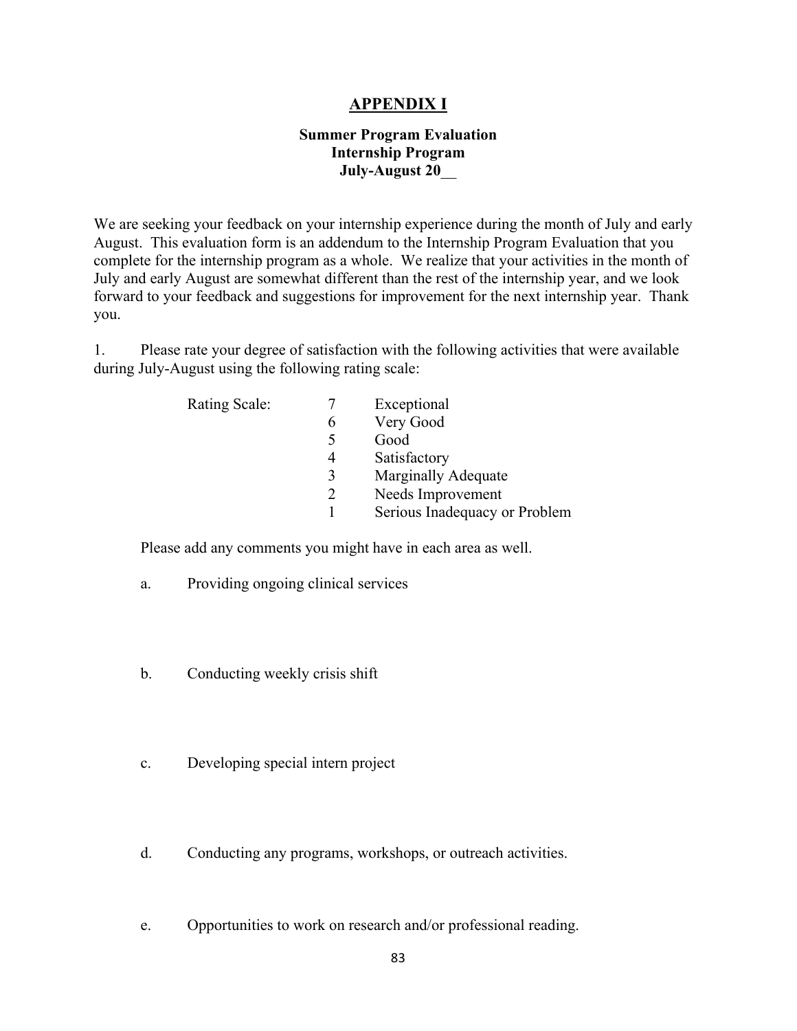# APPENDIX I

**Summer Program Evaluation**
**Internship Program**
**July-August 20__**

We are seeking your feedback on your internship experience during the month of July and early August. This evaluation form is an addendum to the Internship Program Evaluation that you complete for the internship program as a whole. We realize that your activities in the month of July and early August are somewhat different than the rest of the internship year, and we look forward to your feedback and suggestions for improvement for the next internship year. Thank you.

1. Please rate your degree of satisfaction with the following activities that were available during July-August using the following rating scale:

| Rating Scale: | | |
|---|---|---|
| | 7 | Exceptional |
| | 6 | Very Good |
| | 5 | Good |
| | 4 | Satisfactory |
| | 3 | Marginally Adequate |
| | 2 | Needs Improvement |
| | 1 | Serious Inadequacy or Problem |

Please add any comments you might have in each area as well.

a. Providing ongoing clinical services

b. Conducting weekly crisis shift

c. Developing special intern project

d. Conducting any programs, workshops, or outreach activities.

e. Opportunities to work on research and/or professional reading.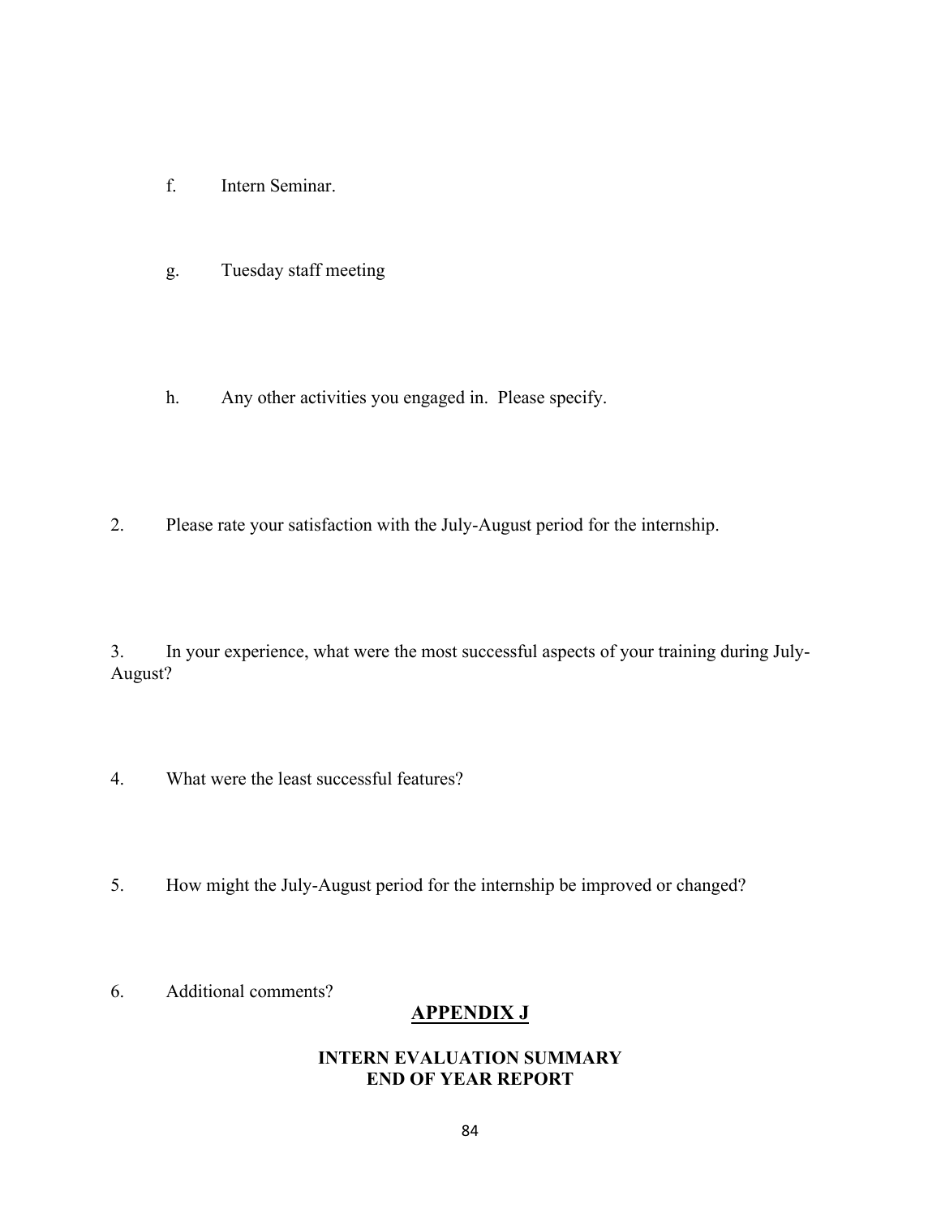f. Intern Seminar.

g. Tuesday staff meeting

h. Any other activities you engaged in. Please specify.

2. Please rate your satisfaction with the July-August period for the internship.

3. In your experience, what were the most successful aspects of your training during July-August?

4. What were the least successful features?

5. How might the July-August period for the internship be improved or changed?

6. Additional comments?

## APPENDIX J

### INTERN EVALUATION SUMMARY
### END OF YEAR REPORT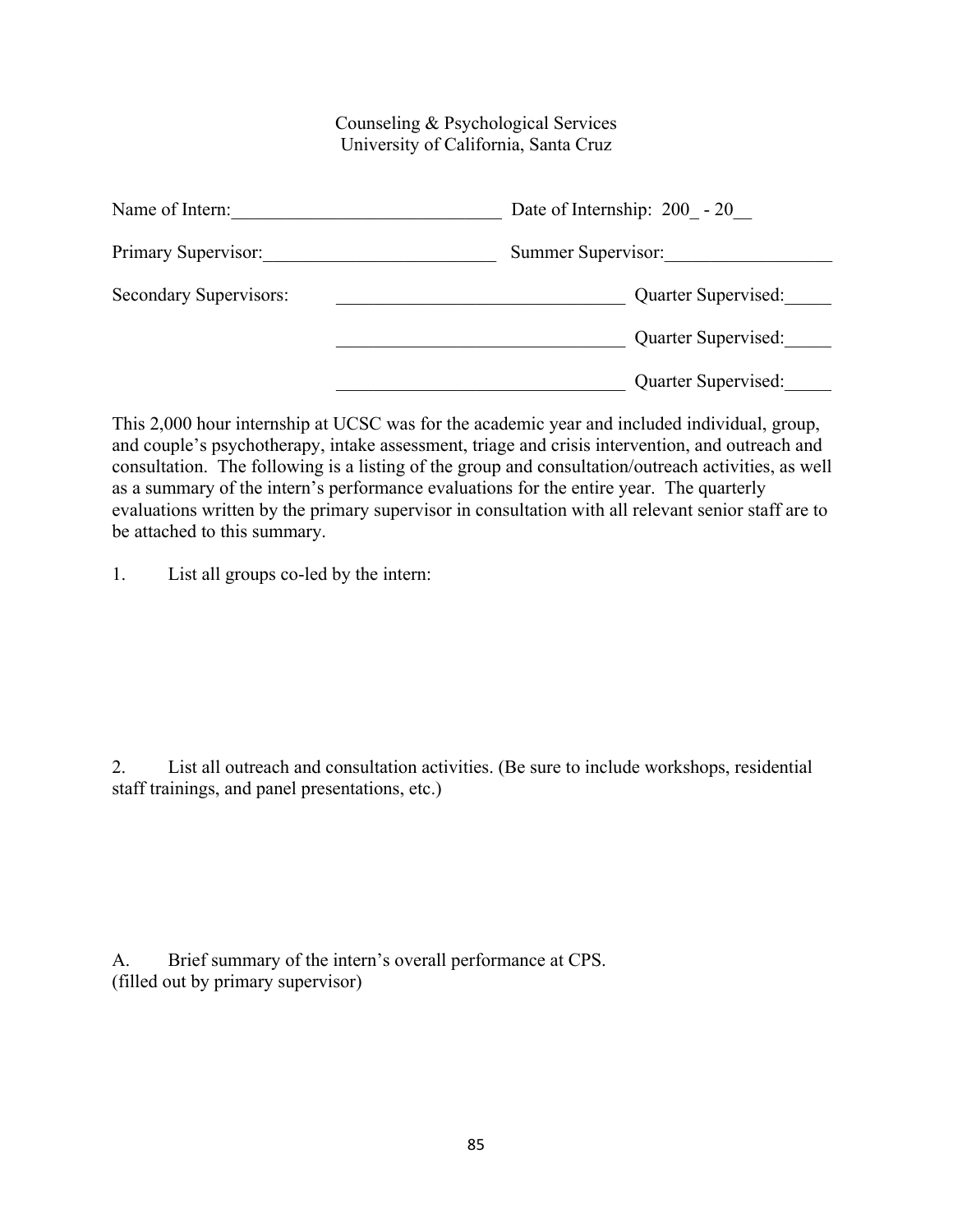Counseling & Psychological Services
University of California, Santa Cruz

Name of Intern:_____________________________ Date of Internship: 200_ - 20__

Primary Supervisor:_________________________ Summer Supervisor:__________________

Secondary Supervisors: _______________________________ Quarter Supervised:_____

_______________________________ Quarter Supervised:_____

_______________________________ Quarter Supervised:_____

This 2,000 hour internship at UCSC was for the academic year and included individual, group, and couple's psychotherapy, intake assessment, triage and crisis intervention, and outreach and consultation. The following is a listing of the group and consultation/outreach activities, as well as a summary of the intern's performance evaluations for the entire year. The quarterly evaluations written by the primary supervisor in consultation with all relevant senior staff are to be attached to this summary.

1. List all groups co-led by the intern:

2. List all outreach and consultation activities. (Be sure to include workshops, residential staff trainings, and panel presentations, etc.)

A. Brief summary of the intern's overall performance at CPS.
(filled out by primary supervisor)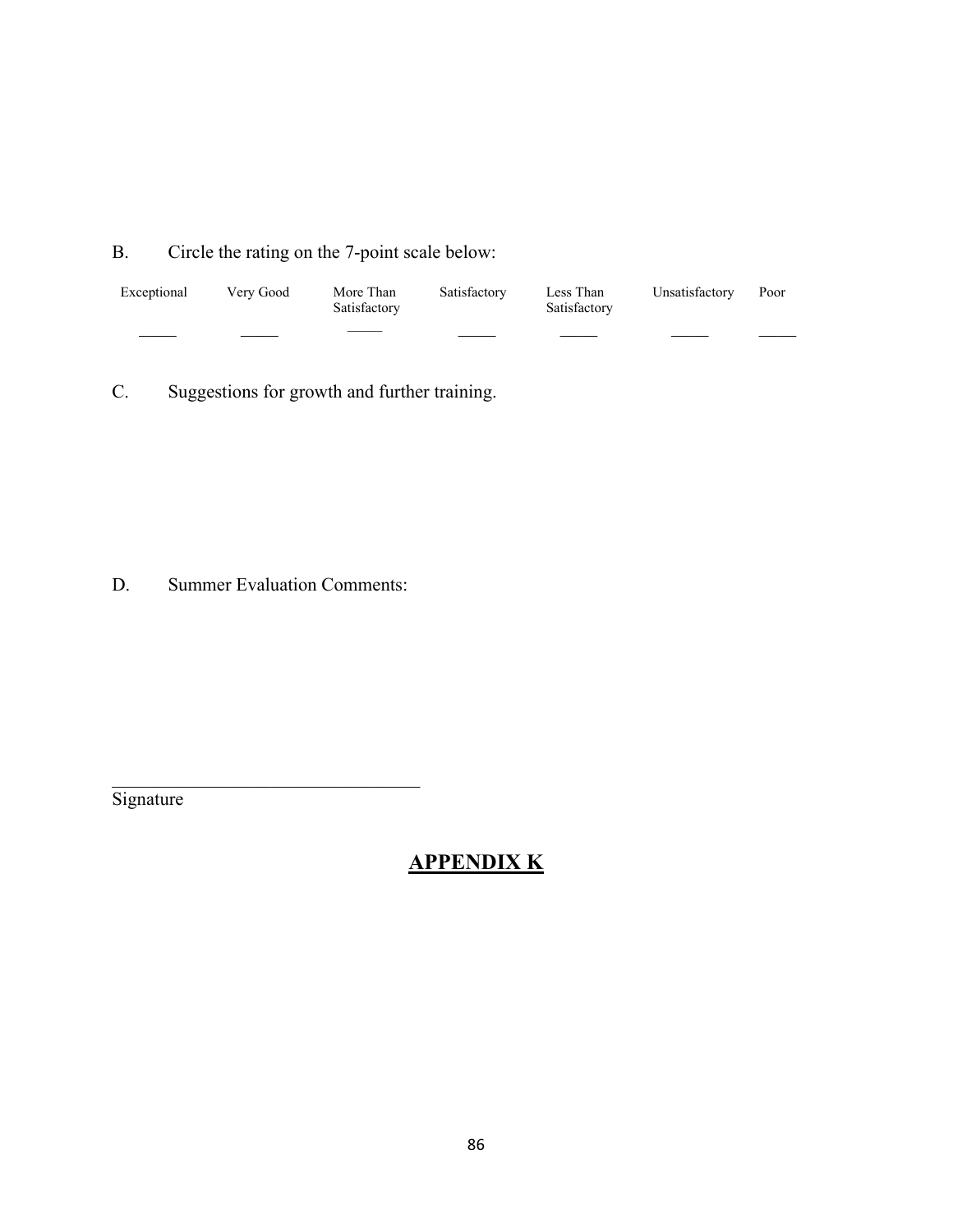B. Circle the rating on the 7-point scale below:

| Exceptional | Very Good | More Than Satisfactory | Satisfactory | Less Than Satisfactory | Unsatisfactory | Poor |
|---|---|---|---|---|---|---|
| _____ | _____ | _____ | _____ | _____ | _____ | _____ |

C. Suggestions for growth and further training.

D. Summer Evaluation Comments:

___________________________________

Signature

# APPENDIX K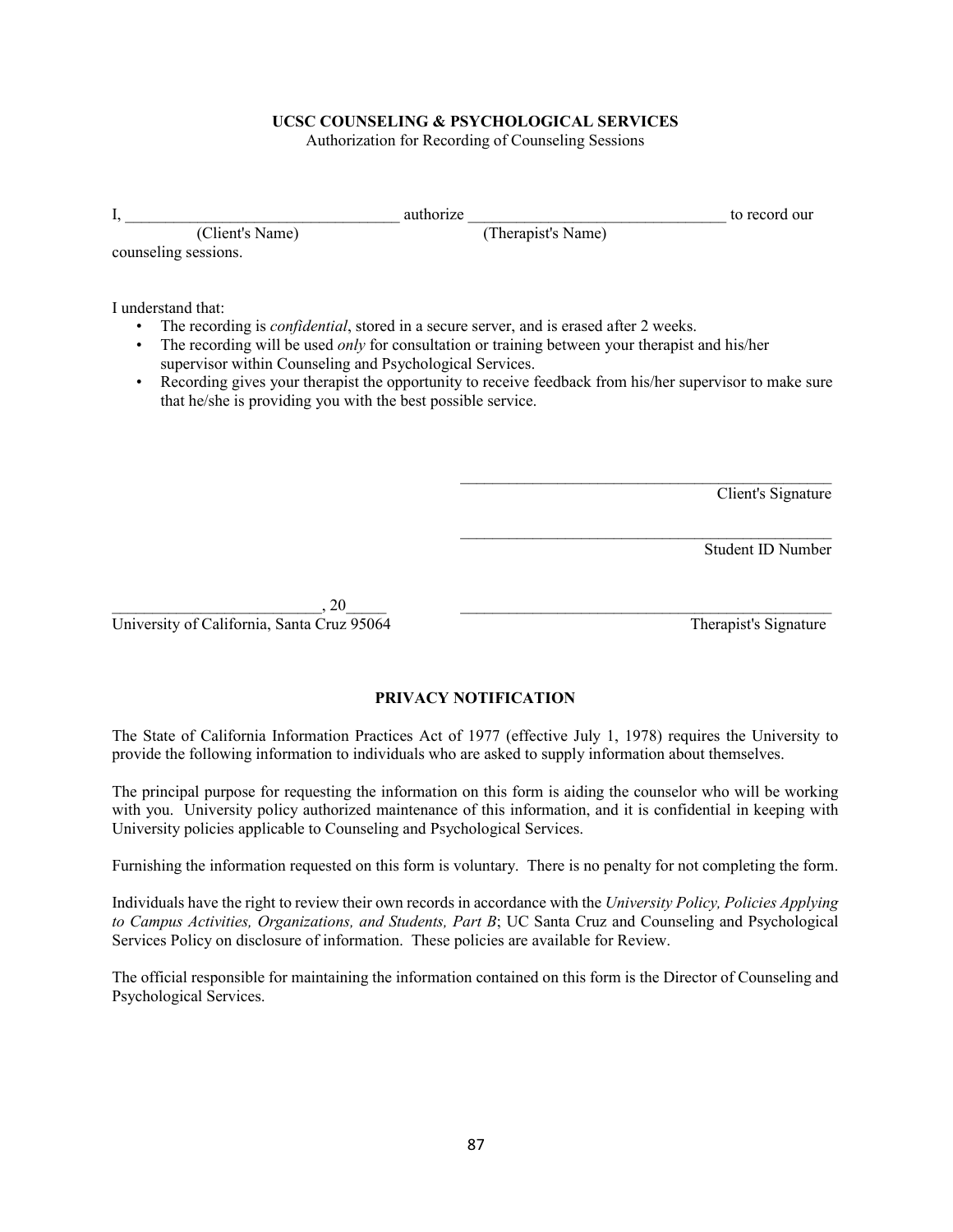**UCSC COUNSELING & PSYCHOLOGICAL SERVICES**

Authorization for Recording of Counseling Sessions

I, _________________________________ authorize _______________________________ to record our counseling sessions.

(Client's Name) (Therapist's Name)

I understand that:

- The recording is *confidential*, stored in a secure server, and is erased after 2 weeks.
- The recording will be used *only* for consultation or training between your therapist and his/her supervisor within Counseling and Psychological Services.
- Recording gives your therapist the opportunity to receive feedback from his/her supervisor to make sure that he/she is providing you with the best possible service.

_______________________________________________

Client's Signature

_______________________________________________

Student ID Number

_________________________, 20_____

University of California, Santa Cruz 95064

_______________________________________________

Therapist's Signature

**PRIVACY NOTIFICATION**

The State of California Information Practices Act of 1977 (effective July 1, 1978) requires the University to provide the following information to individuals who are asked to supply information about themselves.

The principal purpose for requesting the information on this form is aiding the counselor who will be working with you. University policy authorized maintenance of this information, and it is confidential in keeping with University policies applicable to Counseling and Psychological Services.

Furnishing the information requested on this form is voluntary. There is no penalty for not completing the form.

Individuals have the right to review their own records in accordance with the *University Policy, Policies Applying to Campus Activities, Organizations, and Students, Part B*; UC Santa Cruz and Counseling and Psychological Services Policy on disclosure of information. These policies are available for Review.

The official responsible for maintaining the information contained on this form is the Director of Counseling and Psychological Services.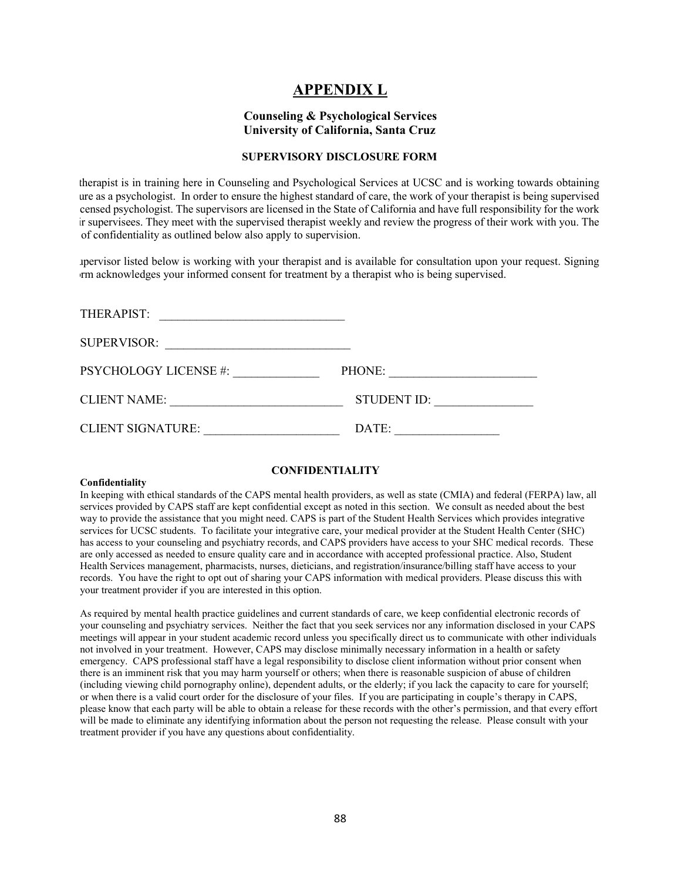# APPENDIX L

### Counseling & Psychological Services
### University of California, Santa Cruz

#### SUPERVISORY DISCLOSURE FORM

therapist is in training here in Counseling and Psychological Services at UCSC and is working towards obtaining ure as a psychologist. In order to ensure the highest standard of care, the work of your therapist is being supervised censed psychologist. The supervisors are licensed in the State of California and have full responsibility for the work ir supervisees. They meet with the supervised therapist weekly and review the progress of their work with you. The of confidentiality as outlined below also apply to supervision.

upervisor listed below is working with your therapist and is available for consultation upon your request. Signing rm acknowledges your informed consent for treatment by a therapist who is being supervised.

THERAPIST: ______________________________

SUPERVISOR: ______________________________

PSYCHOLOGY LICENSE #: ______________ PHONE: ________________________

CLIENT NAME: ____________________________ STUDENT ID: ________________

CLIENT SIGNATURE: ______________________ DATE: _________________

#### CONFIDENTIALITY

**Confidentiality**

In keeping with ethical standards of the CAPS mental health providers, as well as state (CMIA) and federal (FERPA) law, all services provided by CAPS staff are kept confidential except as noted in this section. We consult as needed about the best way to provide the assistance that you might need. CAPS is part of the Student Health Services which provides integrative services for UCSC students. To facilitate your integrative care, your medical provider at the Student Health Center (SHC) has access to your counseling and psychiatry records, and CAPS providers have access to your SHC medical records. These are only accessed as needed to ensure quality care and in accordance with accepted professional practice. Also, Student Health Services management, pharmacists, nurses, dieticians, and registration/insurance/billing staff have access to your records. You have the right to opt out of sharing your CAPS information with medical providers. Please discuss this with your treatment provider if you are interested in this option.

As required by mental health practice guidelines and current standards of care, we keep confidential electronic records of your counseling and psychiatry services. Neither the fact that you seek services nor any information disclosed in your CAPS meetings will appear in your student academic record unless you specifically direct us to communicate with other individuals not involved in your treatment. However, CAPS may disclose minimally necessary information in a health or safety emergency. CAPS professional staff have a legal responsibility to disclose client information without prior consent when there is an imminent risk that you may harm yourself or others; when there is reasonable suspicion of abuse of children (including viewing child pornography online), dependent adults, or the elderly; if you lack the capacity to care for yourself; or when there is a valid court order for the disclosure of your files. If you are participating in couple's therapy in CAPS, please know that each party will be able to obtain a release for these records with the other's permission, and that every effort will be made to eliminate any identifying information about the person not requesting the release. Please consult with your treatment provider if you have any questions about confidentiality.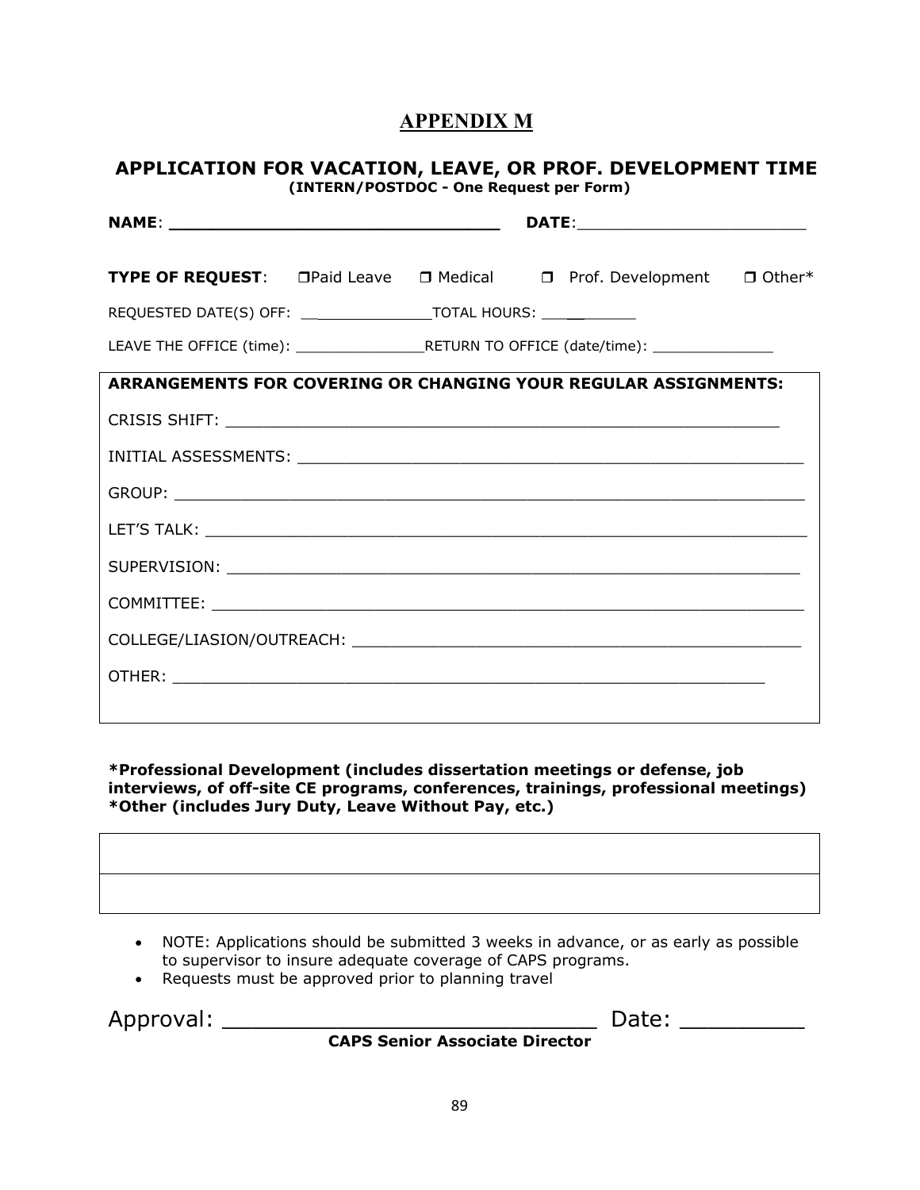# APPENDIX M

## APPLICATION FOR VACATION, LEAVE, OR PROF. DEVELOPMENT TIME

**(INTERN/POSTDOC - One Request per Form)**

**NAME**: ______________________________ **DATE**:______________________

**TYPE OF REQUEST**: ❐Paid Leave ❐ Medical ❐ Prof. Development ❐ Other*

REQUESTED DATE(S) OFF: _______________TOTAL HOURS: ___________

LEAVE THE OFFICE (time): _______________RETURN TO OFFICE (date/time): ______________

**ARRANGEMENTS FOR COVERING OR CHANGING YOUR REGULAR ASSIGNMENTS:**

CRISIS SHIFT: ____________________________________________________________

INITIAL ASSESSMENTS: _____________________________________________________

GROUP: _________________________________________________________________

LET'S TALK: ______________________________________________________________

SUPERVISION: ____________________________________________________________

COMMITTEE: _____________________________________________________________

COLLEGE/LIASION/OUTREACH: ______________________________________________

OTHER: _________________________________________________________________

**\*Professional Development (includes dissertation meetings or defense, job interviews, of off-site CE programs, conferences, trainings, professional meetings)**
**\*Other (includes Jury Duty, Leave Without Pay, etc.)**

| |
|---|
| |
| |

- NOTE: Applications should be submitted 3 weeks in advance, or as early as possible to supervisor to insure adequate coverage of CAPS programs.
- Requests must be approved prior to planning travel

Approval: ______________________________ Date: _________

**CAPS Senior Associate Director**